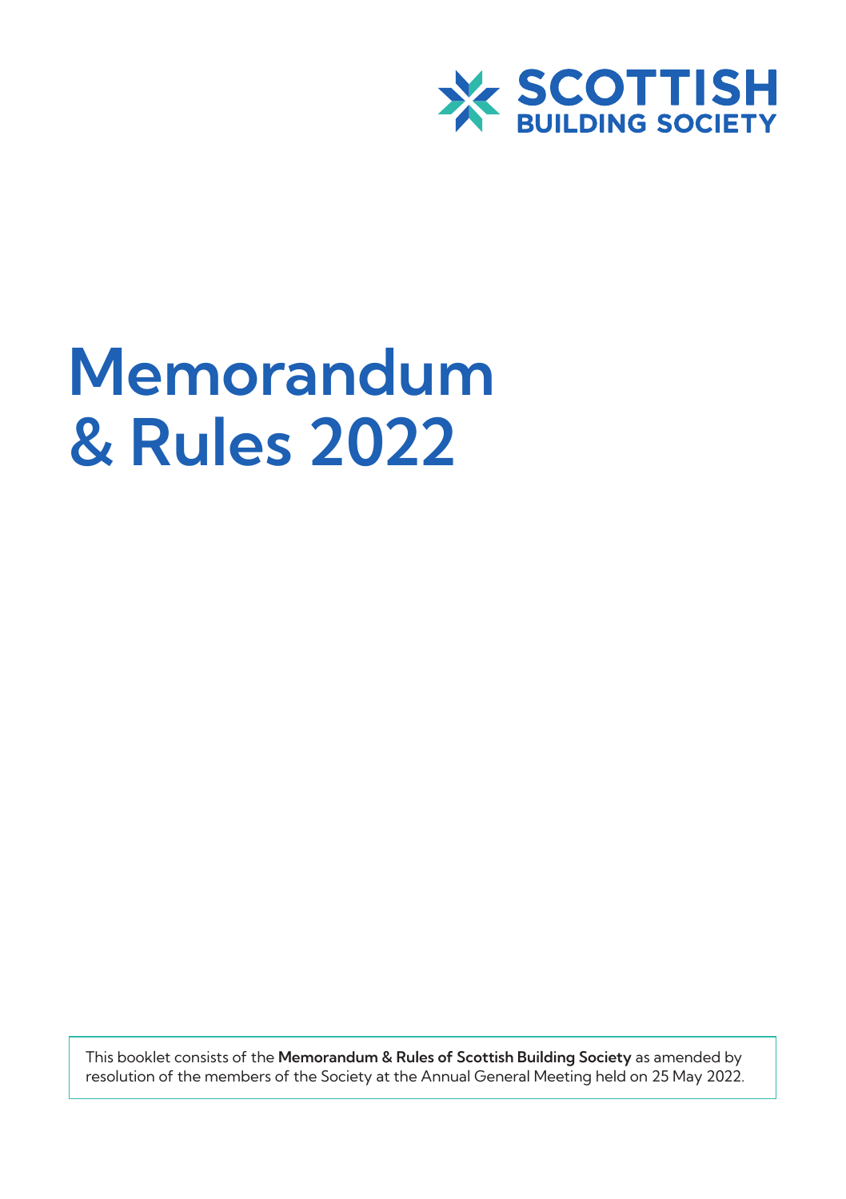SCOTTISH BUILDING SOCIETY

# Memorandum & Rules 2022

This booklet consists of the **Memorandum & Rules of Scottish Building Society** as amended by resolution of the members of the Society at the Annual General Meeting held on 25 May 2022.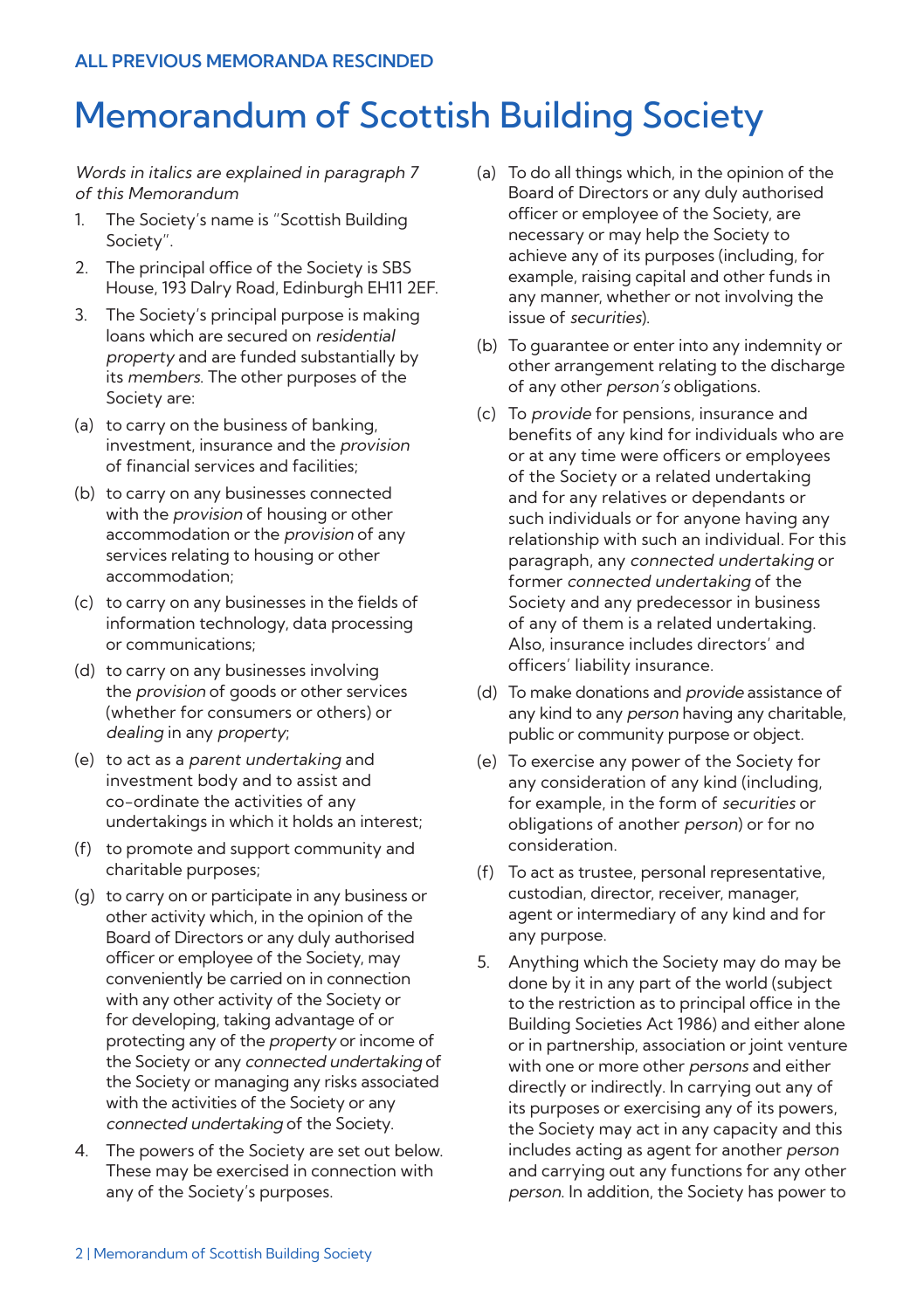ALL PREVIOUS MEMORANDA RESCINDED

# Memorandum of Scottish Building Society

*Words in italics are explained in paragraph 7 of this Memorandum*

1. The Society's name is "Scottish Building Society".

2. The principal office of the Society is SBS House, 193 Dalry Road, Edinburgh EH11 2EF.

3. The Society's principal purpose is making loans which are secured on *residential property* and are funded substantially by its *members*. The other purposes of the Society are:

(a) to carry on the business of banking, investment, insurance and the *provision* of financial services and facilities;

(b) to carry on any businesses connected with the *provision* of housing or other accommodation or the *provision* of any services relating to housing or other accommodation;

(c) to carry on any businesses in the fields of information technology, data processing or communications;

(d) to carry on any businesses involving the *provision* of goods or other services (whether for consumers or others) or *dealing* in any *property*;

(e) to act as a *parent undertaking* and investment body and to assist and co-ordinate the activities of any undertakings in which it holds an interest;

(f) to promote and support community and charitable purposes;

(g) to carry on or participate in any business or other activity which, in the opinion of the Board of Directors or any duly authorised officer or employee of the Society, may conveniently be carried on in connection with any other activity of the Society or for developing, taking advantage of or protecting any of the *property* or income of the Society or any *connected undertaking* of the Society or managing any risks associated with the activities of the Society or any *connected undertaking* of the Society.

4. The powers of the Society are set out below. These may be exercised in connection with any of the Society's purposes.

(a) To do all things which, in the opinion of the Board of Directors or any duly authorised officer or employee of the Society, are necessary or may help the Society to achieve any of its purposes (including, for example, raising capital and other funds in any manner, whether or not involving the issue of *securities*).

(b) To guarantee or enter into any indemnity or other arrangement relating to the discharge of any other *person's* obligations.

(c) To *provide* for pensions, insurance and benefits of any kind for individuals who are or at any time were officers or employees of the Society or a related undertaking and for any relatives or dependants or such individuals or for anyone having any relationship with such an individual. For this paragraph, any *connected undertaking* or former *connected undertaking* of the Society and any predecessor in business of any of them is a related undertaking. Also, insurance includes directors' and officers' liability insurance.

(d) To make donations and *provide* assistance of any kind to any *person* having any charitable, public or community purpose or object.

(e) To exercise any power of the Society for any consideration of any kind (including, for example, in the form of *securities* or obligations of another *person*) or for no consideration.

(f) To act as trustee, personal representative, custodian, director, receiver, manager, agent or intermediary of any kind and for any purpose.

5. Anything which the Society may do may be done by it in any part of the world (subject to the restriction as to principal office in the Building Societies Act 1986) and either alone or in partnership, association or joint venture with one or more other *persons* and either directly or indirectly. In carrying out any of its purposes or exercising any of its powers, the Society may act in any capacity and this includes acting as agent for another *person* and carrying out any functions for any other *person*. In addition, the Society has power to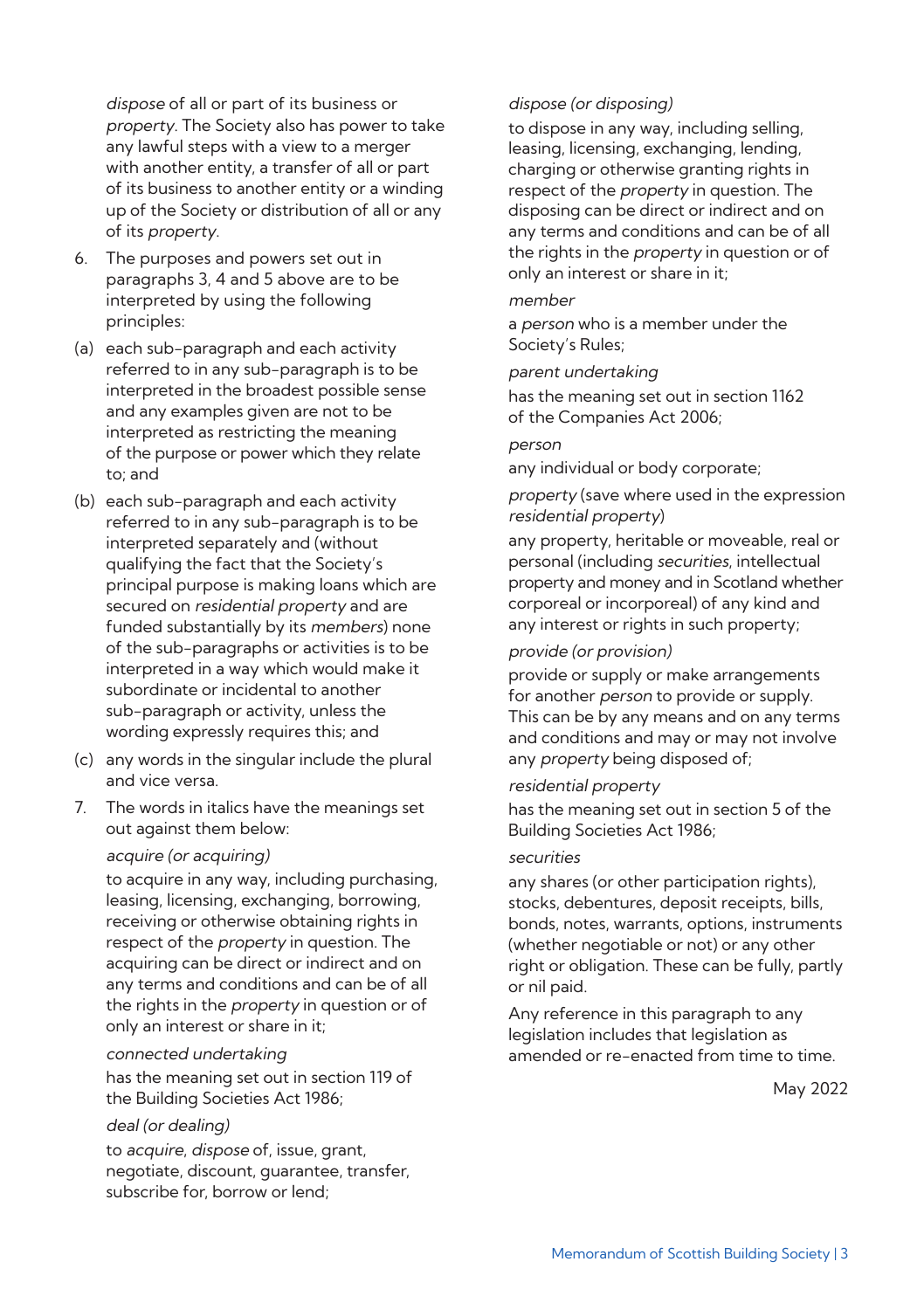*dispose* of all or part of its business or *property*. The Society also has power to take any lawful steps with a view to a merger with another entity, a transfer of all or part of its business to another entity or a winding up of the Society or distribution of all or any of its *property*.

6. The purposes and powers set out in paragraphs 3, 4 and 5 above are to be interpreted by using the following principles:

(a) each sub-paragraph and each activity referred to in any sub-paragraph is to be interpreted in the broadest possible sense and any examples given are not to be interpreted as restricting the meaning of the purpose or power which they relate to; and

(b) each sub-paragraph and each activity referred to in any sub-paragraph is to be interpreted separately and (without qualifying the fact that the Society's principal purpose is making loans which are secured on *residential property* and are funded substantially by its *members*) none of the sub-paragraphs or activities is to be interpreted in a way which would make it subordinate or incidental to another sub-paragraph or activity, unless the wording expressly requires this; and

(c) any words in the singular include the plural and vice versa.

7. The words in italics have the meanings set out against them below:

*acquire (or acquiring)*

to acquire in any way, including purchasing, leasing, licensing, exchanging, borrowing, receiving or otherwise obtaining rights in respect of the *property* in question. The acquiring can be direct or indirect and on any terms and conditions and can be of all the rights in the *property* in question or of only an interest or share in it;

*connected undertaking*

has the meaning set out in section 119 of the Building Societies Act 1986;

*deal (or dealing)*

to *acquire*, *dispose* of, issue, grant, negotiate, discount, guarantee, transfer, subscribe for, borrow or lend;

*dispose (or disposing)*

to dispose in any way, including selling, leasing, licensing, exchanging, lending, charging or otherwise granting rights in respect of the *property* in question. The disposing can be direct or indirect and on any terms and conditions and can be of all the rights in the *property* in question or of only an interest or share in it;

*member*

a *person* who is a member under the Society's Rules;

*parent undertaking*

has the meaning set out in section 1162 of the Companies Act 2006;

*person*

any individual or body corporate;

*property* (save where used in the expression *residential property*)

any property, heritable or moveable, real or personal (including *securities*, intellectual property and money and in Scotland whether corporeal or incorporeal) of any kind and any interest or rights in such property;

*provide (or provision)*

provide or supply or make arrangements for another *person* to provide or supply. This can be by any means and on any terms and conditions and may or may not involve any *property* being disposed of;

*residential property*

has the meaning set out in section 5 of the Building Societies Act 1986;

*securities*

any shares (or other participation rights), stocks, debentures, deposit receipts, bills, bonds, notes, warrants, options, instruments (whether negotiable or not) or any other right or obligation. These can be fully, partly or nil paid.

Any reference in this paragraph to any legislation includes that legislation as amended or re-enacted from time to time.

May 2022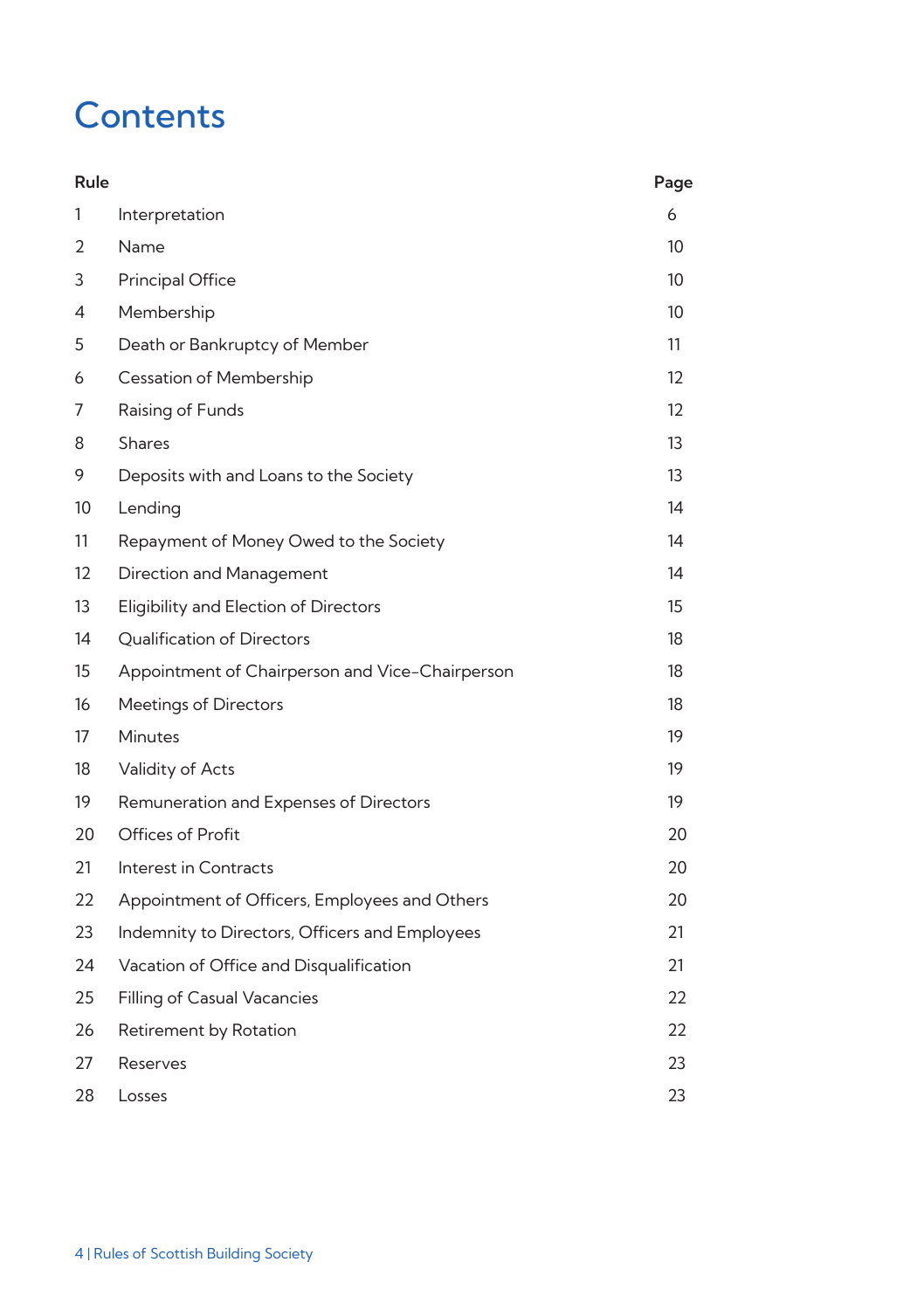# Contents

| Rule | | Page |
|---|---|---|
| 1 | Interpretation | 6 |
| 2 | Name | 10 |
| 3 | Principal Office | 10 |
| 4 | Membership | 10 |
| 5 | Death or Bankruptcy of Member | 11 |
| 6 | Cessation of Membership | 12 |
| 7 | Raising of Funds | 12 |
| 8 | Shares | 13 |
| 9 | Deposits with and Loans to the Society | 13 |
| 10 | Lending | 14 |
| 11 | Repayment of Money Owed to the Society | 14 |
| 12 | Direction and Management | 14 |
| 13 | Eligibility and Election of Directors | 15 |
| 14 | Qualification of Directors | 18 |
| 15 | Appointment of Chairperson and Vice-Chairperson | 18 |
| 16 | Meetings of Directors | 18 |
| 17 | Minutes | 19 |
| 18 | Validity of Acts | 19 |
| 19 | Remuneration and Expenses of Directors | 19 |
| 20 | Offices of Profit | 20 |
| 21 | Interest in Contracts | 20 |
| 22 | Appointment of Officers, Employees and Others | 20 |
| 23 | Indemnity to Directors, Officers and Employees | 21 |
| 24 | Vacation of Office and Disqualification | 21 |
| 25 | Filling of Casual Vacancies | 22 |
| 26 | Retirement by Rotation | 22 |
| 27 | Reserves | 23 |
| 28 | Losses | 23 |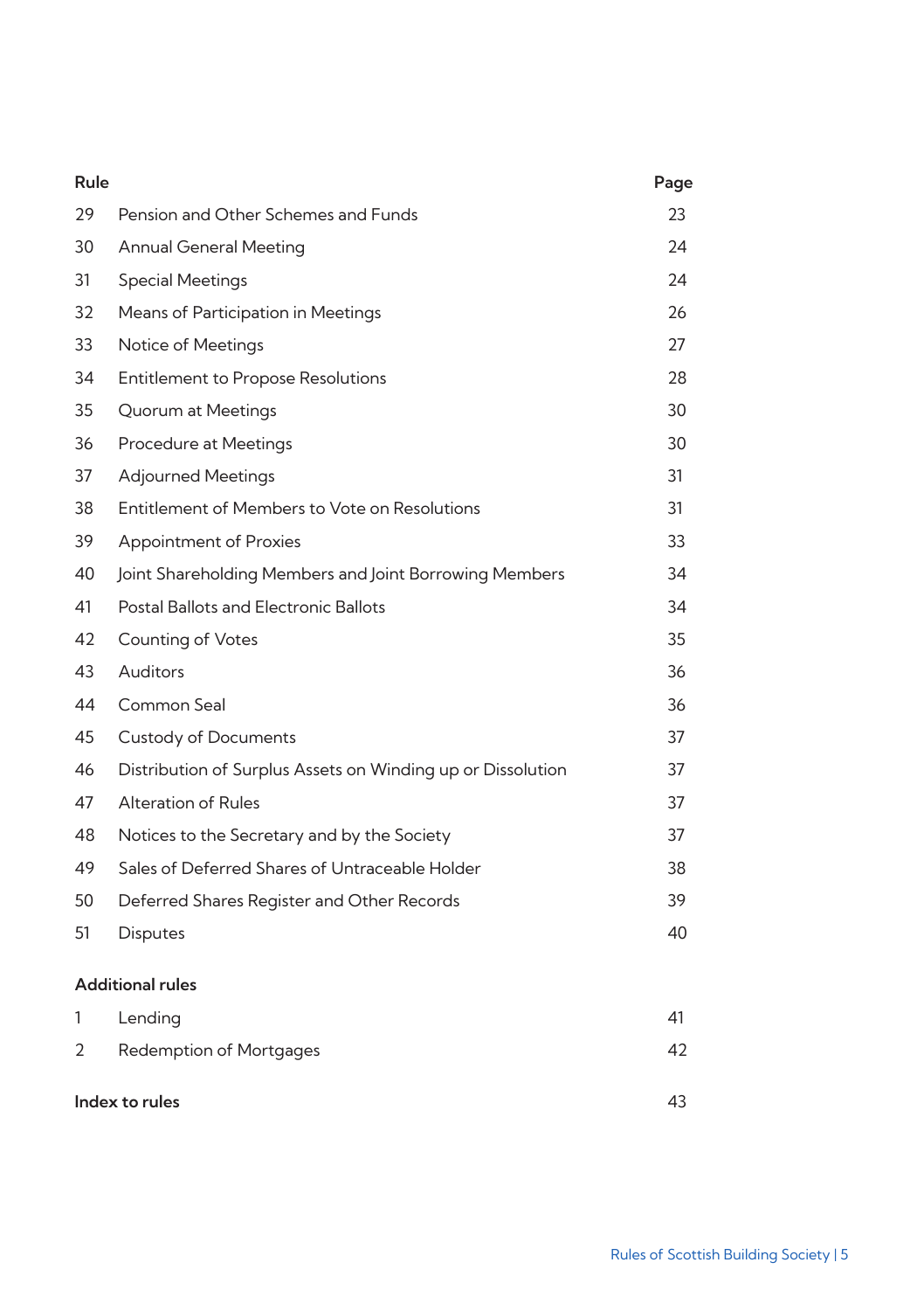| Rule | | Page |
|---|---|---|
| 29 | Pension and Other Schemes and Funds | 23 |
| 30 | Annual General Meeting | 24 |
| 31 | Special Meetings | 24 |
| 32 | Means of Participation in Meetings | 26 |
| 33 | Notice of Meetings | 27 |
| 34 | Entitlement to Propose Resolutions | 28 |
| 35 | Quorum at Meetings | 30 |
| 36 | Procedure at Meetings | 30 |
| 37 | Adjourned Meetings | 31 |
| 38 | Entitlement of Members to Vote on Resolutions | 31 |
| 39 | Appointment of Proxies | 33 |
| 40 | Joint Shareholding Members and Joint Borrowing Members | 34 |
| 41 | Postal Ballots and Electronic Ballots | 34 |
| 42 | Counting of Votes | 35 |
| 43 | Auditors | 36 |
| 44 | Common Seal | 36 |
| 45 | Custody of Documents | 37 |
| 46 | Distribution of Surplus Assets on Winding up or Dissolution | 37 |
| 47 | Alteration of Rules | 37 |
| 48 | Notices to the Secretary and by the Society | 37 |
| 49 | Sales of Deferred Shares of Untraceable Holder | 38 |
| 50 | Deferred Shares Register and Other Records | 39 |
| 51 | Disputes | 40 |
| **Additional rules** | | |
| 1 | Lending | 41 |
| 2 | Redemption of Mortgages | 42 |
| **Index to rules** | | 43 |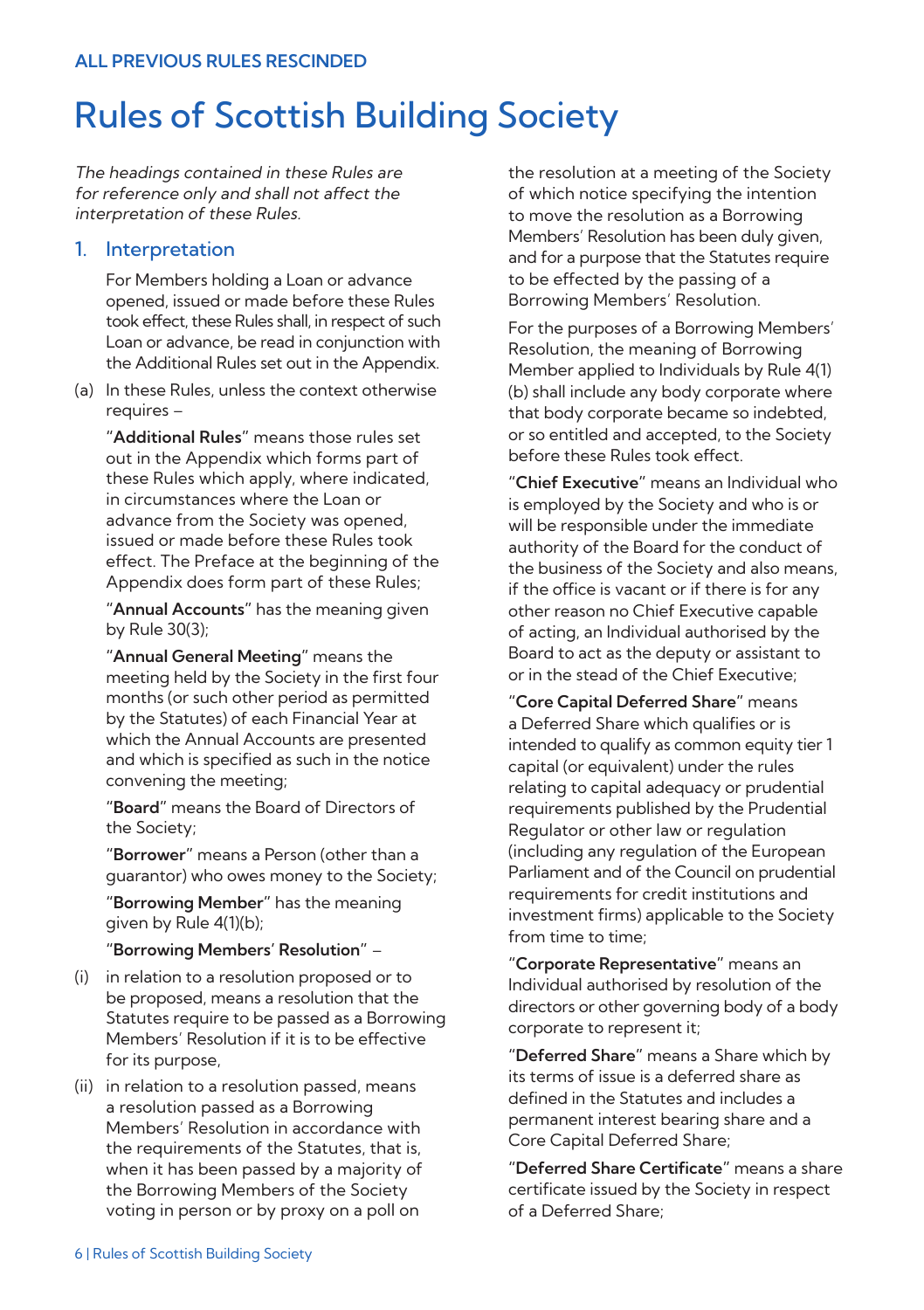ALL PREVIOUS RULES RESCINDED

# Rules of Scottish Building Society

*The headings contained in these Rules are for reference only and shall not affect the interpretation of these Rules.*

## 1. Interpretation

For Members holding a Loan or advance opened, issued or made before these Rules took effect, these Rules shall, in respect of such Loan or advance, be read in conjunction with the Additional Rules set out in the Appendix.

(a) In these Rules, unless the context otherwise requires –

"**Additional Rules**" means those rules set out in the Appendix which forms part of these Rules which apply, where indicated, in circumstances where the Loan or advance from the Society was opened, issued or made before these Rules took effect. The Preface at the beginning of the Appendix does form part of these Rules;

"**Annual Accounts**" has the meaning given by Rule 30(3);

"**Annual General Meeting**" means the meeting held by the Society in the first four months (or such other period as permitted by the Statutes) of each Financial Year at which the Annual Accounts are presented and which is specified as such in the notice convening the meeting;

"**Board**" means the Board of Directors of the Society;

"**Borrower**" means a Person (other than a guarantor) who owes money to the Society;

"**Borrowing Member**" has the meaning given by Rule 4(1)(b);

"**Borrowing Members' Resolution**" –

(i) in relation to a resolution proposed or to be proposed, means a resolution that the Statutes require to be passed as a Borrowing Members' Resolution if it is to be effective for its purpose,

(ii) in relation to a resolution passed, means a resolution passed as a Borrowing Members' Resolution in accordance with the requirements of the Statutes, that is, when it has been passed by a majority of the Borrowing Members of the Society voting in person or by proxy on a poll on the resolution at a meeting of the Society of which notice specifying the intention to move the resolution as a Borrowing Members' Resolution has been duly given, and for a purpose that the Statutes require to be effected by the passing of a Borrowing Members' Resolution.

For the purposes of a Borrowing Members' Resolution, the meaning of Borrowing Member applied to Individuals by Rule 4(1)(b) shall include any body corporate where that body corporate became so indebted, or so entitled and accepted, to the Society before these Rules took effect.

"**Chief Executive**" means an Individual who is employed by the Society and who is or will be responsible under the immediate authority of the Board for the conduct of the business of the Society and also means, if the office is vacant or if there is for any other reason no Chief Executive capable of acting, an Individual authorised by the Board to act as the deputy or assistant to or in the stead of the Chief Executive;

"**Core Capital Deferred Share**" means a Deferred Share which qualifies or is intended to qualify as common equity tier 1 capital (or equivalent) under the rules relating to capital adequacy or prudential requirements published by the Prudential Regulator or other law or regulation (including any regulation of the European Parliament and of the Council on prudential requirements for credit institutions and investment firms) applicable to the Society from time to time;

"**Corporate Representative**" means an Individual authorised by resolution of the directors or other governing body of a body corporate to represent it;

"**Deferred Share**" means a Share which by its terms of issue is a deferred share as defined in the Statutes and includes a permanent interest bearing share and a Core Capital Deferred Share;

"**Deferred Share Certificate**" means a share certificate issued by the Society in respect of a Deferred Share;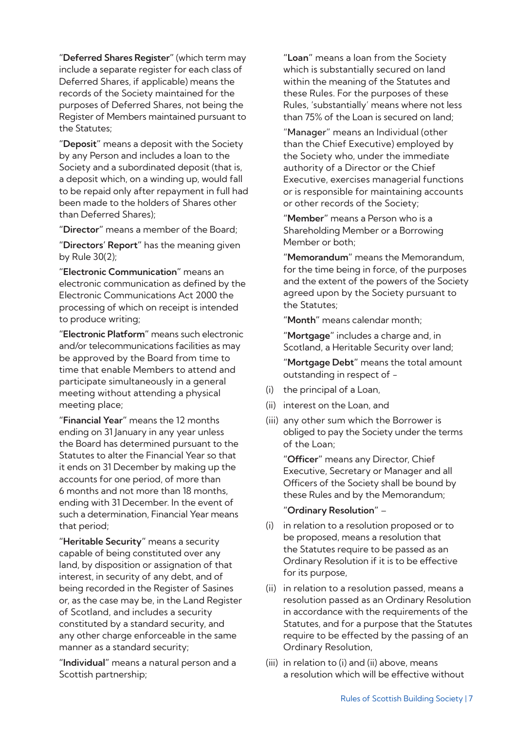"**Deferred Shares Register**" (which term may include a separate register for each class of Deferred Shares, if applicable) means the records of the Society maintained for the purposes of Deferred Shares, not being the Register of Members maintained pursuant to the Statutes;

"**Deposit**" means a deposit with the Society by any Person and includes a loan to the Society and a subordinated deposit (that is, a deposit which, on a winding up, would fall to be repaid only after repayment in full had been made to the holders of Shares other than Deferred Shares);

"**Director**" means a member of the Board;

"**Directors' Report**" has the meaning given by Rule 30(2);

"**Electronic Communication**" means an electronic communication as defined by the Electronic Communications Act 2000 the processing of which on receipt is intended to produce writing;

"**Electronic Platform**" means such electronic and/or telecommunications facilities as may be approved by the Board from time to time that enable Members to attend and participate simultaneously in a general meeting without attending a physical meeting place;

"**Financial Year**" means the 12 months ending on 31 January in any year unless the Board has determined pursuant to the Statutes to alter the Financial Year so that it ends on 31 December by making up the accounts for one period, of more than 6 months and not more than 18 months, ending with 31 December. In the event of such a determination, Financial Year means that period;

"**Heritable Security**" means a security capable of being constituted over any land, by disposition or assignation of that interest, in security of any debt, and of being recorded in the Register of Sasines or, as the case may be, in the Land Register of Scotland, and includes a security constituted by a standard security, and any other charge enforceable in the same manner as a standard security;

"**Individual**" means a natural person and a Scottish partnership;

"**Loan**" means a loan from the Society which is substantially secured on land within the meaning of the Statutes and these Rules. For the purposes of these Rules, 'substantially' means where not less than 75% of the Loan is secured on land;

"**Manager**" means an Individual (other than the Chief Executive) employed by the Society who, under the immediate authority of a Director or the Chief Executive, exercises managerial functions or is responsible for maintaining accounts or other records of the Society;

"**Member**" means a Person who is a Shareholding Member or a Borrowing Member or both;

"**Memorandum**" means the Memorandum, for the time being in force, of the purposes and the extent of the powers of the Society agreed upon by the Society pursuant to the Statutes;

"**Month**" means calendar month;

"**Mortgage**" includes a charge and, in Scotland, a Heritable Security over land;

"**Mortgage Debt**" means the total amount outstanding in respect of –

(i) the principal of a Loan,

(ii) interest on the Loan, and

(iii) any other sum which the Borrower is obliged to pay the Society under the terms of the Loan;

"**Officer**" means any Director, Chief Executive, Secretary or Manager and all Officers of the Society shall be bound by these Rules and by the Memorandum;

"**Ordinary Resolution**" –

(i) in relation to a resolution proposed or to be proposed, means a resolution that the Statutes require to be passed as an Ordinary Resolution if it is to be effective for its purpose,

(ii) in relation to a resolution passed, means a resolution passed as an Ordinary Resolution in accordance with the requirements of the Statutes, and for a purpose that the Statutes require to be effected by the passing of an Ordinary Resolution,

(iii) in relation to (i) and (ii) above, means a resolution which will be effective without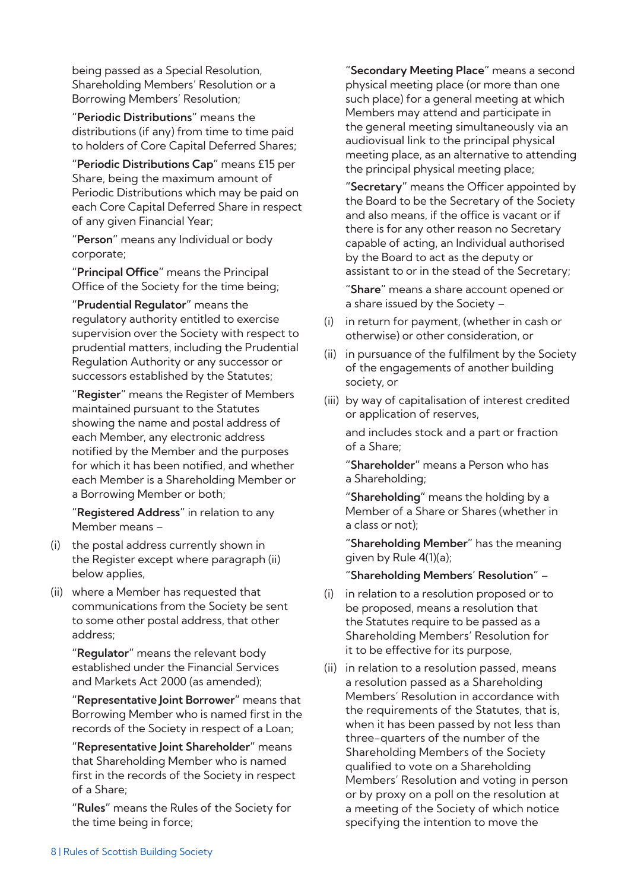being passed as a Special Resolution, Shareholding Members' Resolution or a Borrowing Members' Resolution;

"**Periodic Distributions**" means the distributions (if any) from time to time paid to holders of Core Capital Deferred Shares;

"**Periodic Distributions Cap**" means £15 per Share, being the maximum amount of Periodic Distributions which may be paid on each Core Capital Deferred Share in respect of any given Financial Year;

"**Person**" means any Individual or body corporate;

"**Principal Office**" means the Principal Office of the Society for the time being;

"**Prudential Regulator**" means the regulatory authority entitled to exercise supervision over the Society with respect to prudential matters, including the Prudential Regulation Authority or any successor or successors established by the Statutes;

"**Register**" means the Register of Members maintained pursuant to the Statutes showing the name and postal address of each Member, any electronic address notified by the Member and the purposes for which it has been notified, and whether each Member is a Shareholding Member or a Borrowing Member or both;

"**Registered Address**" in relation to any Member means –

(i) the postal address currently shown in the Register except where paragraph (ii) below applies,

(ii) where a Member has requested that communications from the Society be sent to some other postal address, that other address;

"**Regulator**" means the relevant body established under the Financial Services and Markets Act 2000 (as amended);

"**Representative Joint Borrower**" means that Borrowing Member who is named first in the records of the Society in respect of a Loan;

"**Representative Joint Shareholder**" means that Shareholding Member who is named first in the records of the Society in respect of a Share;

"**Rules**" means the Rules of the Society for the time being in force;

"**Secondary Meeting Place**" means a second physical meeting place (or more than one such place) for a general meeting at which Members may attend and participate in the general meeting simultaneously via an audiovisual link to the principal physical meeting place, as an alternative to attending the principal physical meeting place;

"**Secretary**" means the Officer appointed by the Board to be the Secretary of the Society and also means, if the office is vacant or if there is for any other reason no Secretary capable of acting, an Individual authorised by the Board to act as the deputy or assistant to or in the stead of the Secretary;

"**Share**" means a share account opened or a share issued by the Society –

(i) in return for payment, (whether in cash or otherwise) or other consideration, or

(ii) in pursuance of the fulfilment by the Society of the engagements of another building society, or

(iii) by way of capitalisation of interest credited or application of reserves,

and includes stock and a part or fraction of a Share;

"**Shareholder**" means a Person who has a Shareholding;

"**Shareholding**" means the holding by a Member of a Share or Shares (whether in a class or not);

"**Shareholding Member**" has the meaning given by Rule 4(1)(a);

"**Shareholding Members' Resolution**" –

(i) in relation to a resolution proposed or to be proposed, means a resolution that the Statutes require to be passed as a Shareholding Members' Resolution for it to be effective for its purpose,

(ii) in relation to a resolution passed, means a resolution passed as a Shareholding Members' Resolution in accordance with the requirements of the Statutes, that is, when it has been passed by not less than three-quarters of the number of the Shareholding Members of the Society qualified to vote on a Shareholding Members' Resolution and voting in person or by proxy on a poll on the resolution at a meeting of the Society of which notice specifying the intention to move the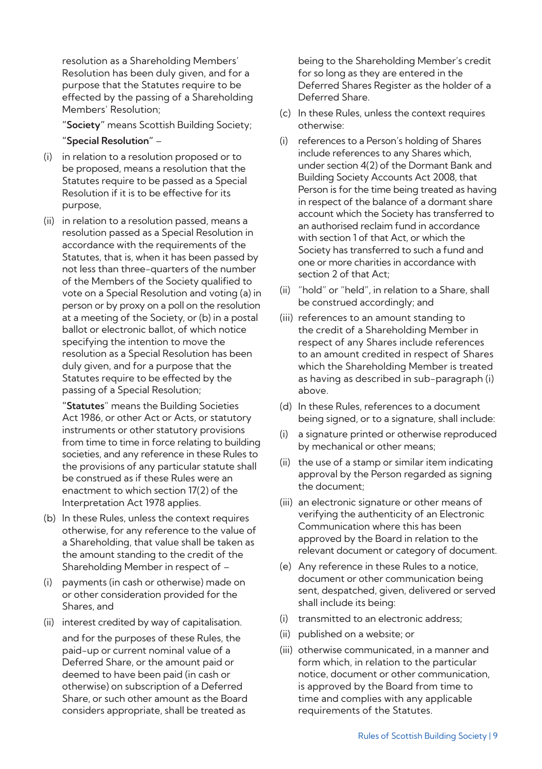resolution as a Shareholding Members' Resolution has been duly given, and for a purpose that the Statutes require to be effected by the passing of a Shareholding Members' Resolution;

"**Society**" means Scottish Building Society;

"**Special Resolution**" –

(i) in relation to a resolution proposed or to be proposed, means a resolution that the Statutes require to be passed as a Special Resolution if it is to be effective for its purpose,

(ii) in relation to a resolution passed, means a resolution passed as a Special Resolution in accordance with the requirements of the Statutes, that is, when it has been passed by not less than three-quarters of the number of the Members of the Society qualified to vote on a Special Resolution and voting (a) in person or by proxy on a poll on the resolution at a meeting of the Society, or (b) in a postal ballot or electronic ballot, of which notice specifying the intention to move the resolution as a Special Resolution has been duly given, and for a purpose that the Statutes require to be effected by the passing of a Special Resolution;

"**Statutes**" means the Building Societies Act 1986, or other Act or Acts, or statutory instruments or other statutory provisions from time to time in force relating to building societies, and any reference in these Rules to the provisions of any particular statute shall be construed as if these Rules were an enactment to which section 17(2) of the Interpretation Act 1978 applies.

(b) In these Rules, unless the context requires otherwise, for any reference to the value of a Shareholding, that value shall be taken as the amount standing to the credit of the Shareholding Member in respect of –

(i) payments (in cash or otherwise) made on or other consideration provided for the Shares, and

(ii) interest credited by way of capitalisation.

and for the purposes of these Rules, the paid-up or current nominal value of a Deferred Share, or the amount paid or deemed to have been paid (in cash or otherwise) on subscription of a Deferred Share, or such other amount as the Board considers appropriate, shall be treated as being to the Shareholding Member's credit for so long as they are entered in the Deferred Shares Register as the holder of a Deferred Share.

(c) In these Rules, unless the context requires otherwise:

(i) references to a Person's holding of Shares include references to any Shares which, under section 4(2) of the Dormant Bank and Building Society Accounts Act 2008, that Person is for the time being treated as having in respect of the balance of a dormant share account which the Society has transferred to an authorised reclaim fund in accordance with section 1 of that Act, or which the Society has transferred to such a fund and one or more charities in accordance with section 2 of that Act;

(ii) "hold" or "held", in relation to a Share, shall be construed accordingly; and

(iii) references to an amount standing to the credit of a Shareholding Member in respect of any Shares include references to an amount credited in respect of Shares which the Shareholding Member is treated as having as described in sub-paragraph (i) above.

(d) In these Rules, references to a document being signed, or to a signature, shall include:

(i) a signature printed or otherwise reproduced by mechanical or other means;

(ii) the use of a stamp or similar item indicating approval by the Person regarded as signing the document;

(iii) an electronic signature or other means of verifying the authenticity of an Electronic Communication where this has been approved by the Board in relation to the relevant document or category of document.

(e) Any reference in these Rules to a notice, document or other communication being sent, despatched, given, delivered or served shall include its being:

(i) transmitted to an electronic address;

(ii) published on a website; or

(iii) otherwise communicated, in a manner and form which, in relation to the particular notice, document or other communication, is approved by the Board from time to time and complies with any applicable requirements of the Statutes.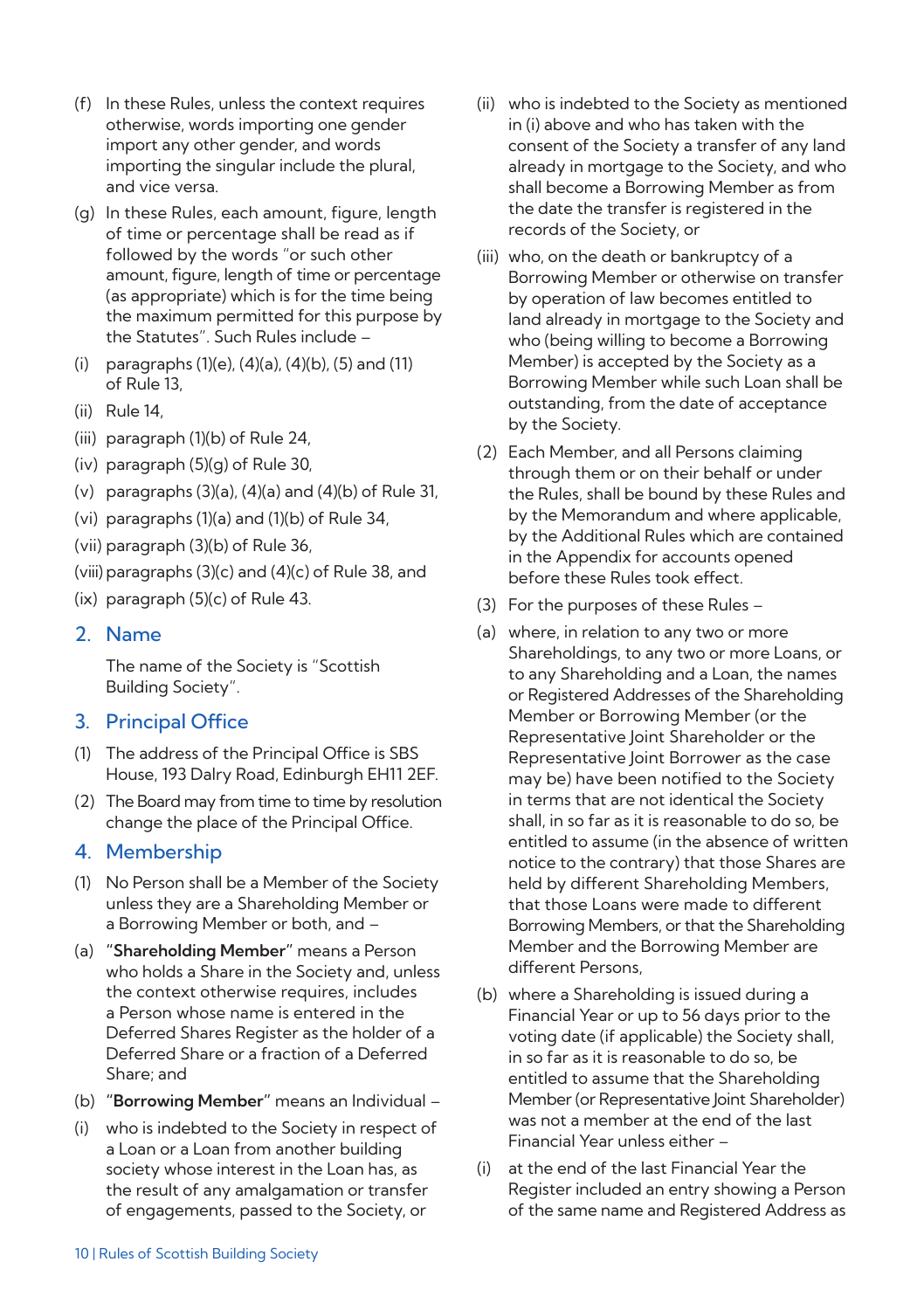(f) In these Rules, unless the context requires otherwise, words importing one gender import any other gender, and words importing the singular include the plural, and vice versa.

(g) In these Rules, each amount, figure, length of time or percentage shall be read as if followed by the words "or such other amount, figure, length of time or percentage (as appropriate) which is for the time being the maximum permitted for this purpose by the Statutes". Such Rules include –

(i) paragraphs (1)(e), (4)(a), (4)(b), (5) and (11) of Rule 13,

(ii) Rule 14,

(iii) paragraph (1)(b) of Rule 24,

(iv) paragraph (5)(g) of Rule 30,

(v) paragraphs (3)(a), (4)(a) and (4)(b) of Rule 31,

(vi) paragraphs (1)(a) and (1)(b) of Rule 34,

(vii) paragraph (3)(b) of Rule 36,

(viii) paragraphs (3)(c) and (4)(c) of Rule 38, and

(ix) paragraph (5)(c) of Rule 43.

## 2. Name

The name of the Society is "Scottish Building Society".

## 3. Principal Office

(1) The address of the Principal Office is SBS House, 193 Dalry Road, Edinburgh EH11 2EF.

(2) The Board may from time to time by resolution change the place of the Principal Office.

## 4. Membership

(1) No Person shall be a Member of the Society unless they are a Shareholding Member or a Borrowing Member or both, and –

(a) "**Shareholding Member**" means a Person who holds a Share in the Society and, unless the context otherwise requires, includes a Person whose name is entered in the Deferred Shares Register as the holder of a Deferred Share or a fraction of a Deferred Share; and

(b) "**Borrowing Member**" means an Individual –

(i) who is indebted to the Society in respect of a Loan or a Loan from another building society whose interest in the Loan has, as the result of any amalgamation or transfer of engagements, passed to the Society, or

(ii) who is indebted to the Society as mentioned in (i) above and who has taken with the consent of the Society a transfer of any land already in mortgage to the Society, and who shall become a Borrowing Member as from the date the transfer is registered in the records of the Society, or

(iii) who, on the death or bankruptcy of a Borrowing Member or otherwise on transfer by operation of law becomes entitled to land already in mortgage to the Society and who (being willing to become a Borrowing Member) is accepted by the Society as a Borrowing Member while such Loan shall be outstanding, from the date of acceptance by the Society.

(2) Each Member, and all Persons claiming through them or on their behalf or under the Rules, shall be bound by these Rules and by the Memorandum and where applicable, by the Additional Rules which are contained in the Appendix for accounts opened before these Rules took effect.

(3) For the purposes of these Rules –

(a) where, in relation to any two or more Shareholdings, to any two or more Loans, or to any Shareholding and a Loan, the names or Registered Addresses of the Shareholding Member or Borrowing Member (or the Representative Joint Shareholder or the Representative Joint Borrower as the case may be) have been notified to the Society in terms that are not identical the Society shall, in so far as it is reasonable to do so, be entitled to assume (in the absence of written notice to the contrary) that those Shares are held by different Shareholding Members, that those Loans were made to different Borrowing Members, or that the Shareholding Member and the Borrowing Member are different Persons,

(b) where a Shareholding is issued during a Financial Year or up to 56 days prior to the voting date (if applicable) the Society shall, in so far as it is reasonable to do so, be entitled to assume that the Shareholding Member (or Representative Joint Shareholder) was not a member at the end of the last Financial Year unless either –

(i) at the end of the last Financial Year the Register included an entry showing a Person of the same name and Registered Address as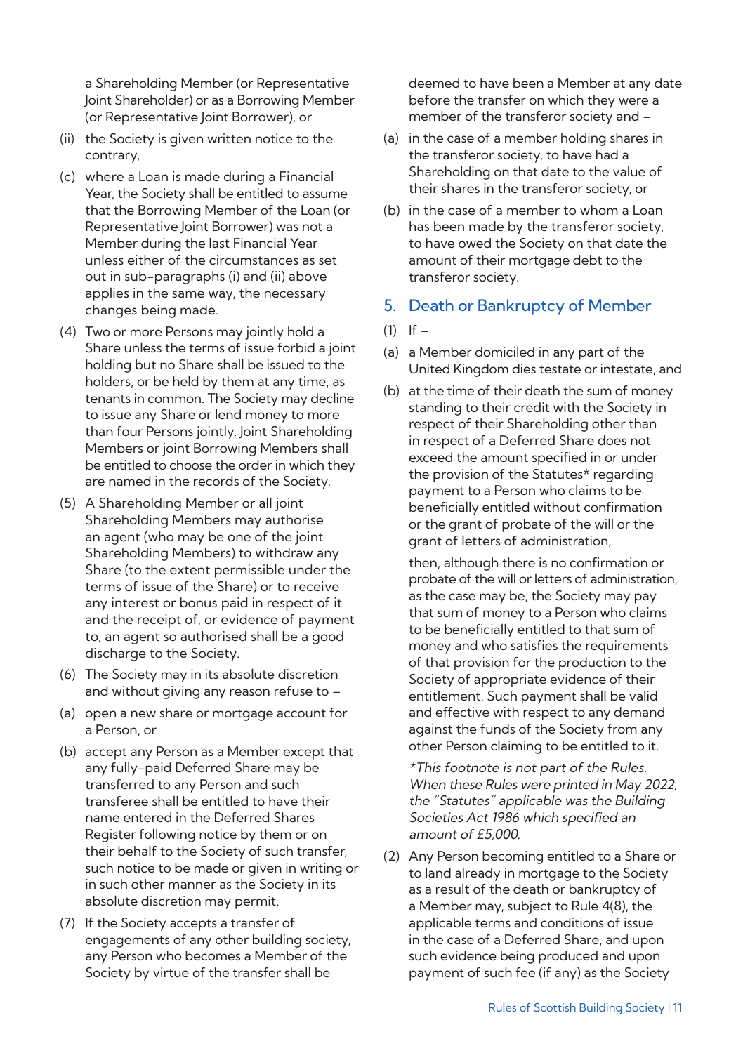a Shareholding Member (or Representative Joint Shareholder) or as a Borrowing Member (or Representative Joint Borrower), or

(ii) the Society is given written notice to the contrary,

(c) where a Loan is made during a Financial Year, the Society shall be entitled to assume that the Borrowing Member of the Loan (or Representative Joint Borrower) was not a Member during the last Financial Year unless either of the circumstances as set out in sub-paragraphs (i) and (ii) above applies in the same way, the necessary changes being made.

(4) Two or more Persons may jointly hold a Share unless the terms of issue forbid a joint holding but no Share shall be issued to the holders, or be held by them at any time, as tenants in common. The Society may decline to issue any Share or lend money to more than four Persons jointly. Joint Shareholding Members or joint Borrowing Members shall be entitled to choose the order in which they are named in the records of the Society.

(5) A Shareholding Member or all joint Shareholding Members may authorise an agent (who may be one of the joint Shareholding Members) to withdraw any Share (to the extent permissible under the terms of issue of the Share) or to receive any interest or bonus paid in respect of it and the receipt of, or evidence of payment to, an agent so authorised shall be a good discharge to the Society.

(6) The Society may in its absolute discretion and without giving any reason refuse to –

(a) open a new share or mortgage account for a Person, or

(b) accept any Person as a Member except that any fully-paid Deferred Share may be transferred to any Person and such transferee shall be entitled to have their name entered in the Deferred Shares Register following notice by them or on their behalf to the Society of such transfer, such notice to be made or given in writing or in such other manner as the Society in its absolute discretion may permit.

(7) If the Society accepts a transfer of engagements of any other building society, any Person who becomes a Member of the Society by virtue of the transfer shall be deemed to have been a Member at any date before the transfer on which they were a member of the transferor society and –

(a) in the case of a member holding shares in the transferor society, to have had a Shareholding on that date to the value of their shares in the transferor society, or

(b) in the case of a member to whom a Loan has been made by the transferor society, to have owed the Society on that date the amount of their mortgage debt to the transferor society.

## 5. Death or Bankruptcy of Member

(1) If –

(a) a Member domiciled in any part of the United Kingdom dies testate or intestate, and

(b) at the time of their death the sum of money standing to their credit with the Society in respect of their Shareholding other than in respect of a Deferred Share does not exceed the amount specified in or under the provision of the Statutes* regarding payment to a Person who claims to be beneficially entitled without confirmation or the grant of probate of the will or the grant of letters of administration,

then, although there is no confirmation or probate of the will or letters of administration, as the case may be, the Society may pay that sum of money to a Person who claims to be beneficially entitled to that sum of money and who satisfies the requirements of that provision for the production to the Society of appropriate evidence of their entitlement. Such payment shall be valid and effective with respect to any demand against the funds of the Society from any other Person claiming to be entitled to it.

*\*This footnote is not part of the Rules. When these Rules were printed in May 2022, the "Statutes" applicable was the Building Societies Act 1986 which specified an amount of £5,000.*

(2) Any Person becoming entitled to a Share or to land already in mortgage to the Society as a result of the death or bankruptcy of a Member may, subject to Rule 4(8), the applicable terms and conditions of issue in the case of a Deferred Share, and upon such evidence being produced and upon payment of such fee (if any) as the Society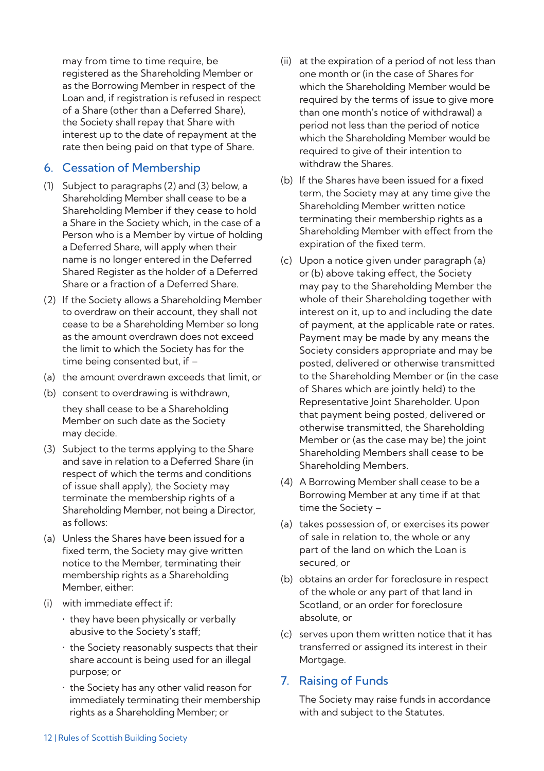may from time to time require, be registered as the Shareholding Member or as the Borrowing Member in respect of the Loan and, if registration is refused in respect of a Share (other than a Deferred Share), the Society shall repay that Share with interest up to the date of repayment at the rate then being paid on that type of Share.

## 6. Cessation of Membership

(1) Subject to paragraphs (2) and (3) below, a Shareholding Member shall cease to be a Shareholding Member if they cease to hold a Share in the Society which, in the case of a Person who is a Member by virtue of holding a Deferred Share, will apply when their name is no longer entered in the Deferred Shared Register as the holder of a Deferred Share or a fraction of a Deferred Share.

(2) If the Society allows a Shareholding Member to overdraw on their account, they shall not cease to be a Shareholding Member so long as the amount overdrawn does not exceed the limit to which the Society has for the time being consented but, if –

(a) the amount overdrawn exceeds that limit, or

(b) consent to overdrawing is withdrawn,

they shall cease to be a Shareholding Member on such date as the Society may decide.

(3) Subject to the terms applying to the Share and save in relation to a Deferred Share (in respect of which the terms and conditions of issue shall apply), the Society may terminate the membership rights of a Shareholding Member, not being a Director, as follows:

(a) Unless the Shares have been issued for a fixed term, the Society may give written notice to the Member, terminating their membership rights as a Shareholding Member, either:

(i) with immediate effect if:

- they have been physically or verbally abusive to the Society's staff;
- the Society reasonably suspects that their share account is being used for an illegal purpose; or
- the Society has any other valid reason for immediately terminating their membership rights as a Shareholding Member; or

(ii) at the expiration of a period of not less than one month or (in the case of Shares for which the Shareholding Member would be required by the terms of issue to give more than one month's notice of withdrawal) a period not less than the period of notice which the Shareholding Member would be required to give of their intention to withdraw the Shares.

(b) If the Shares have been issued for a fixed term, the Society may at any time give the Shareholding Member written notice terminating their membership rights as a Shareholding Member with effect from the expiration of the fixed term.

(c) Upon a notice given under paragraph (a) or (b) above taking effect, the Society may pay to the Shareholding Member the whole of their Shareholding together with interest on it, up to and including the date of payment, at the applicable rate or rates. Payment may be made by any means the Society considers appropriate and may be posted, delivered or otherwise transmitted to the Shareholding Member or (in the case of Shares which are jointly held) to the Representative Joint Shareholder. Upon that payment being posted, delivered or otherwise transmitted, the Shareholding Member or (as the case may be) the joint Shareholding Members shall cease to be Shareholding Members.

(4) A Borrowing Member shall cease to be a Borrowing Member at any time if at that time the Society –

(a) takes possession of, or exercises its power of sale in relation to, the whole or any part of the land on which the Loan is secured, or

(b) obtains an order for foreclosure in respect of the whole or any part of that land in Scotland, or an order for foreclosure absolute, or

(c) serves upon them written notice that it has transferred or assigned its interest in their Mortgage.

## 7. Raising of Funds

The Society may raise funds in accordance with and subject to the Statutes.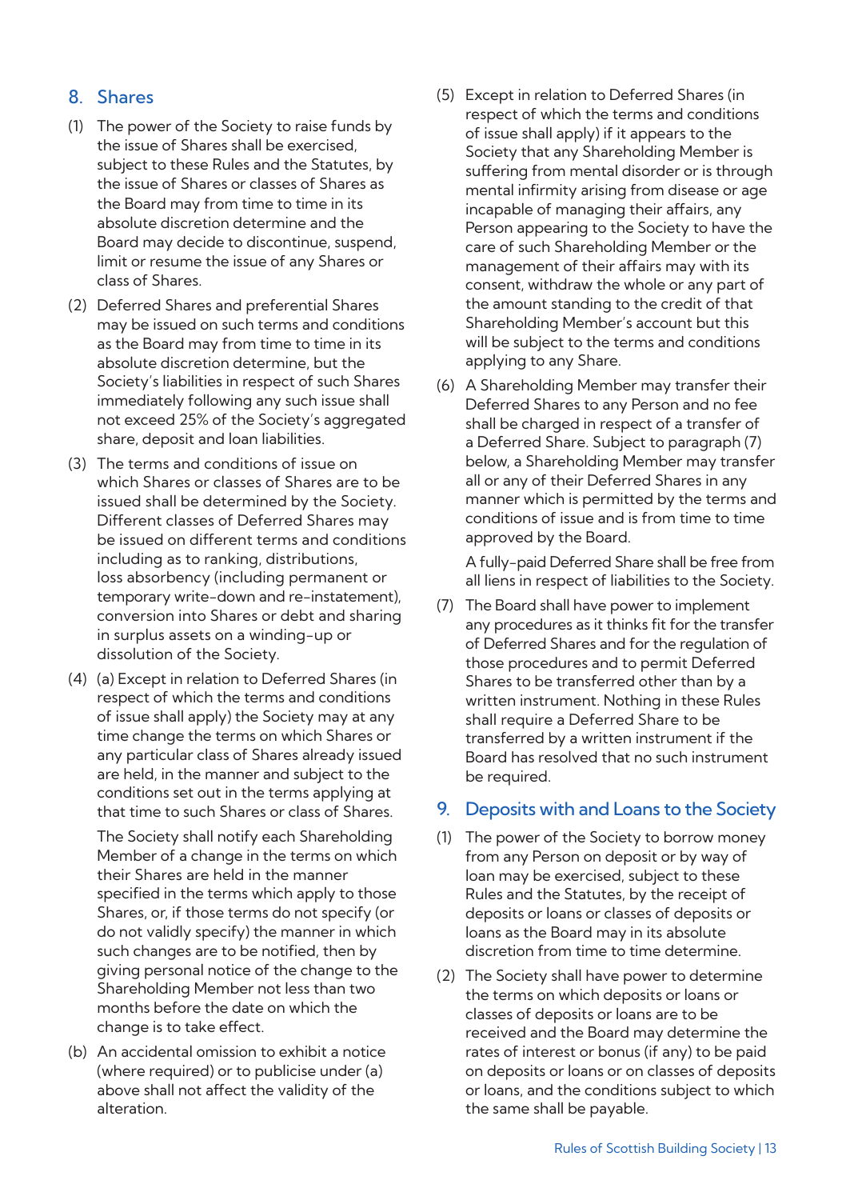## 8. Shares

(1) The power of the Society to raise funds by the issue of Shares shall be exercised, subject to these Rules and the Statutes, by the issue of Shares or classes of Shares as the Board may from time to time in its absolute discretion determine and the Board may decide to discontinue, suspend, limit or resume the issue of any Shares or class of Shares.

(2) Deferred Shares and preferential Shares may be issued on such terms and conditions as the Board may from time to time in its absolute discretion determine, but the Society's liabilities in respect of such Shares immediately following any such issue shall not exceed 25% of the Society's aggregated share, deposit and loan liabilities.

(3) The terms and conditions of issue on which Shares or classes of Shares are to be issued shall be determined by the Society. Different classes of Deferred Shares may be issued on different terms and conditions including as to ranking, distributions, loss absorbency (including permanent or temporary write-down and re-instatement), conversion into Shares or debt and sharing in surplus assets on a winding-up or dissolution of the Society.

(4) (a) Except in relation to Deferred Shares (in respect of which the terms and conditions of issue shall apply) the Society may at any time change the terms on which Shares or any particular class of Shares already issued are held, in the manner and subject to the conditions set out in the terms applying at that time to such Shares or class of Shares.

The Society shall notify each Shareholding Member of a change in the terms on which their Shares are held in the manner specified in the terms which apply to those Shares, or, if those terms do not specify (or do not validly specify) the manner in which such changes are to be notified, then by giving personal notice of the change to the Shareholding Member not less than two months before the date on which the change is to take effect.

(b) An accidental omission to exhibit a notice (where required) or to publicise under (a) above shall not affect the validity of the alteration.

(5) Except in relation to Deferred Shares (in respect of which the terms and conditions of issue shall apply) if it appears to the Society that any Shareholding Member is suffering from mental disorder or is through mental infirmity arising from disease or age incapable of managing their affairs, any Person appearing to the Society to have the care of such Shareholding Member or the management of their affairs may with its consent, withdraw the whole or any part of the amount standing to the credit of that Shareholding Member's account but this will be subject to the terms and conditions applying to any Share.

(6) A Shareholding Member may transfer their Deferred Shares to any Person and no fee shall be charged in respect of a transfer of a Deferred Share. Subject to paragraph (7) below, a Shareholding Member may transfer all or any of their Deferred Shares in any manner which is permitted by the terms and conditions of issue and is from time to time approved by the Board.

A fully-paid Deferred Share shall be free from all liens in respect of liabilities to the Society.

(7) The Board shall have power to implement any procedures as it thinks fit for the transfer of Deferred Shares and for the regulation of those procedures and to permit Deferred Shares to be transferred other than by a written instrument. Nothing in these Rules shall require a Deferred Share to be transferred by a written instrument if the Board has resolved that no such instrument be required.

## 9. Deposits with and Loans to the Society

(1) The power of the Society to borrow money from any Person on deposit or by way of loan may be exercised, subject to these Rules and the Statutes, by the receipt of deposits or loans or classes of deposits or loans as the Board may in its absolute discretion from time to time determine.

(2) The Society shall have power to determine the terms on which deposits or loans or classes of deposits or loans are to be received and the Board may determine the rates of interest or bonus (if any) to be paid on deposits or loans or on classes of deposits or loans, and the conditions subject to which the same shall be payable.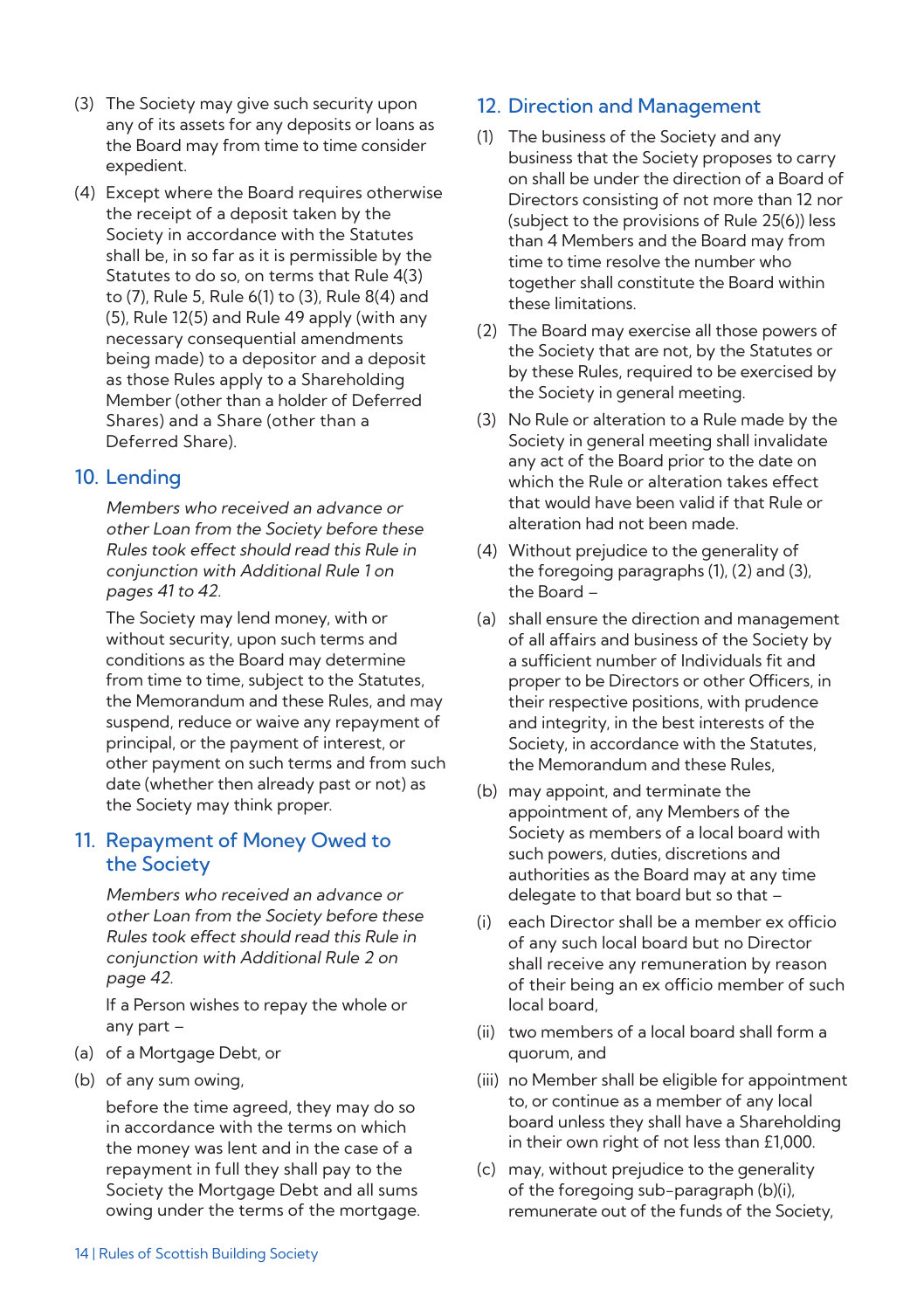(3) The Society may give such security upon any of its assets for any deposits or loans as the Board may from time to time consider expedient.

(4) Except where the Board requires otherwise the receipt of a deposit taken by the Society in accordance with the Statutes shall be, in so far as it is permissible by the Statutes to do so, on terms that Rule 4(3) to (7), Rule 5, Rule 6(1) to (3), Rule 8(4) and (5), Rule 12(5) and Rule 49 apply (with any necessary consequential amendments being made) to a depositor and a deposit as those Rules apply to a Shareholding Member (other than a holder of Deferred Shares) and a Share (other than a Deferred Share).

## 10. Lending

*Members who received an advance or other Loan from the Society before these Rules took effect should read this Rule in conjunction with Additional Rule 1 on pages 41 to 42.*

The Society may lend money, with or without security, upon such terms and conditions as the Board may determine from time to time, subject to the Statutes, the Memorandum and these Rules, and may suspend, reduce or waive any repayment of principal, or the payment of interest, or other payment on such terms and from such date (whether then already past or not) as the Society may think proper.

## 11. Repayment of Money Owed to the Society

*Members who received an advance or other Loan from the Society before these Rules took effect should read this Rule in conjunction with Additional Rule 2 on page 42.*

If a Person wishes to repay the whole or any part –

(a) of a Mortgage Debt, or

(b) of any sum owing,

before the time agreed, they may do so in accordance with the terms on which the money was lent and in the case of a repayment in full they shall pay to the Society the Mortgage Debt and all sums owing under the terms of the mortgage.

## 12. Direction and Management

(1) The business of the Society and any business that the Society proposes to carry on shall be under the direction of a Board of Directors consisting of not more than 12 nor (subject to the provisions of Rule 25(6)) less than 4 Members and the Board may from time to time resolve the number who together shall constitute the Board within these limitations.

(2) The Board may exercise all those powers of the Society that are not, by the Statutes or by these Rules, required to be exercised by the Society in general meeting.

(3) No Rule or alteration to a Rule made by the Society in general meeting shall invalidate any act of the Board prior to the date on which the Rule or alteration takes effect that would have been valid if that Rule or alteration had not been made.

(4) Without prejudice to the generality of the foregoing paragraphs (1), (2) and (3), the Board –

(a) shall ensure the direction and management of all affairs and business of the Society by a sufficient number of Individuals fit and proper to be Directors or other Officers, in their respective positions, with prudence and integrity, in the best interests of the Society, in accordance with the Statutes, the Memorandum and these Rules,

(b) may appoint, and terminate the appointment of, any Members of the Society as members of a local board with such powers, duties, discretions and authorities as the Board may at any time delegate to that board but so that –

(i) each Director shall be a member ex officio of any such local board but no Director shall receive any remuneration by reason of their being an ex officio member of such local board,

(ii) two members of a local board shall form a quorum, and

(iii) no Member shall be eligible for appointment to, or continue as a member of any local board unless they shall have a Shareholding in their own right of not less than £1,000.

(c) may, without prejudice to the generality of the foregoing sub-paragraph (b)(i), remunerate out of the funds of the Society,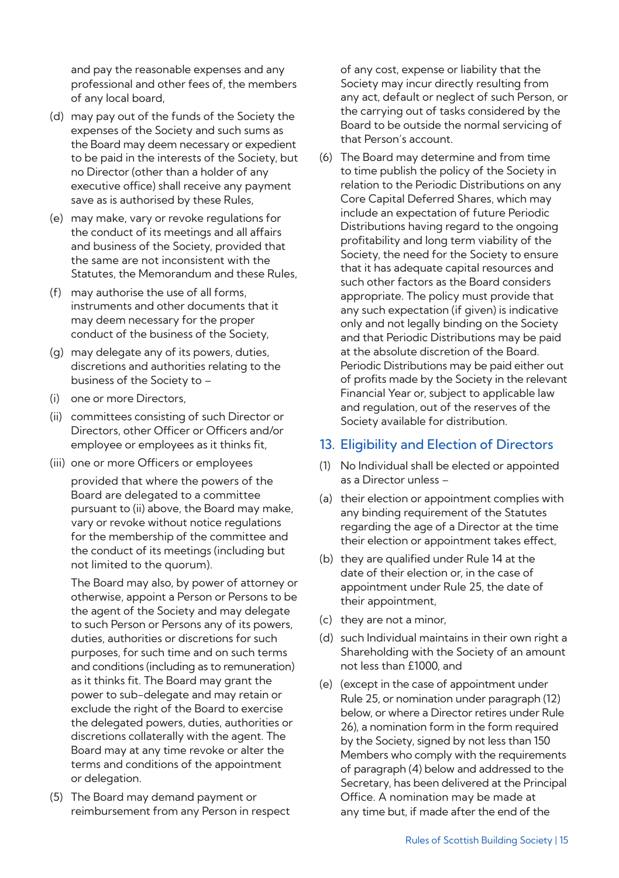and pay the reasonable expenses and any professional and other fees of, the members of any local board,

(d) may pay out of the funds of the Society the expenses of the Society and such sums as the Board may deem necessary or expedient to be paid in the interests of the Society, but no Director (other than a holder of any executive office) shall receive any payment save as is authorised by these Rules,

(e) may make, vary or revoke regulations for the conduct of its meetings and all affairs and business of the Society, provided that the same are not inconsistent with the Statutes, the Memorandum and these Rules,

(f) may authorise the use of all forms, instruments and other documents that it may deem necessary for the proper conduct of the business of the Society,

(g) may delegate any of its powers, duties, discretions and authorities relating to the business of the Society to –

(i) one or more Directors,

(ii) committees consisting of such Director or Directors, other Officer or Officers and/or employee or employees as it thinks fit,

(iii) one or more Officers or employees

provided that where the powers of the Board are delegated to a committee pursuant to (ii) above, the Board may make, vary or revoke without notice regulations for the membership of the committee and the conduct of its meetings (including but not limited to the quorum).

The Board may also, by power of attorney or otherwise, appoint a Person or Persons to be the agent of the Society and may delegate to such Person or Persons any of its powers, duties, authorities or discretions for such purposes, for such time and on such terms and conditions (including as to remuneration) as it thinks fit. The Board may grant the power to sub-delegate and may retain or exclude the right of the Board to exercise the delegated powers, duties, authorities or discretions collaterally with the agent. The Board may at any time revoke or alter the terms and conditions of the appointment or delegation.

(5) The Board may demand payment or reimbursement from any Person in respect of any cost, expense or liability that the Society may incur directly resulting from any act, default or neglect of such Person, or the carrying out of tasks considered by the Board to be outside the normal servicing of that Person's account.

(6) The Board may determine and from time to time publish the policy of the Society in relation to the Periodic Distributions on any Core Capital Deferred Shares, which may include an expectation of future Periodic Distributions having regard to the ongoing profitability and long term viability of the Society, the need for the Society to ensure that it has adequate capital resources and such other factors as the Board considers appropriate. The policy must provide that any such expectation (if given) is indicative only and not legally binding on the Society and that Periodic Distributions may be paid at the absolute discretion of the Board. Periodic Distributions may be paid either out of profits made by the Society in the relevant Financial Year or, subject to applicable law and regulation, out of the reserves of the Society available for distribution.

## 13. Eligibility and Election of Directors

(1) No Individual shall be elected or appointed as a Director unless –

(a) their election or appointment complies with any binding requirement of the Statutes regarding the age of a Director at the time their election or appointment takes effect,

(b) they are qualified under Rule 14 at the date of their election or, in the case of appointment under Rule 25, the date of their appointment,

(c) they are not a minor,

(d) such Individual maintains in their own right a Shareholding with the Society of an amount not less than £1000, and

(e) (except in the case of appointment under Rule 25, or nomination under paragraph (12) below, or where a Director retires under Rule 26), a nomination form in the form required by the Society, signed by not less than 150 Members who comply with the requirements of paragraph (4) below and addressed to the Secretary, has been delivered at the Principal Office. A nomination may be made at any time but, if made after the end of the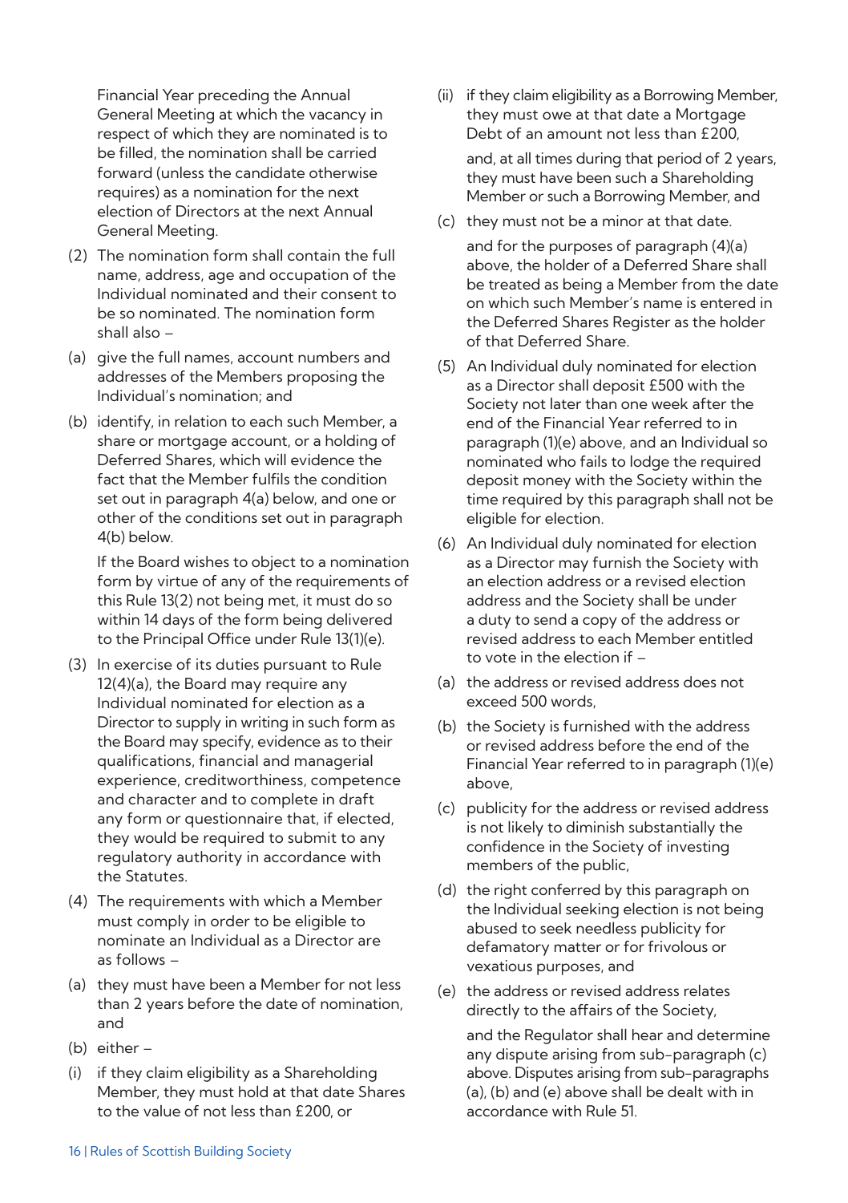Financial Year preceding the Annual General Meeting at which the vacancy in respect of which they are nominated is to be filled, the nomination shall be carried forward (unless the candidate otherwise requires) as a nomination for the next election of Directors at the next Annual General Meeting.

(2) The nomination form shall contain the full name, address, age and occupation of the Individual nominated and their consent to be so nominated. The nomination form shall also –

(a) give the full names, account numbers and addresses of the Members proposing the Individual's nomination; and

(b) identify, in relation to each such Member, a share or mortgage account, or a holding of Deferred Shares, which will evidence the fact that the Member fulfils the condition set out in paragraph 4(a) below, and one or other of the conditions set out in paragraph 4(b) below.

If the Board wishes to object to a nomination form by virtue of any of the requirements of this Rule 13(2) not being met, it must do so within 14 days of the form being delivered to the Principal Office under Rule 13(1)(e).

(3) In exercise of its duties pursuant to Rule 12(4)(a), the Board may require any Individual nominated for election as a Director to supply in writing in such form as the Board may specify, evidence as to their qualifications, financial and managerial experience, creditworthiness, competence and character and to complete in draft any form or questionnaire that, if elected, they would be required to submit to any regulatory authority in accordance with the Statutes.

(4) The requirements with which a Member must comply in order to be eligible to nominate an Individual as a Director are as follows –

(a) they must have been a Member for not less than 2 years before the date of nomination, and

(b) either –

(i) if they claim eligibility as a Shareholding Member, they must hold at that date Shares to the value of not less than £200, or

(ii) if they claim eligibility as a Borrowing Member, they must owe at that date a Mortgage Debt of an amount not less than £200,

and, at all times during that period of 2 years, they must have been such a Shareholding Member or such a Borrowing Member, and

(c) they must not be a minor at that date.

and for the purposes of paragraph (4)(a) above, the holder of a Deferred Share shall be treated as being a Member from the date on which such Member's name is entered in the Deferred Shares Register as the holder of that Deferred Share.

(5) An Individual duly nominated for election as a Director shall deposit £500 with the Society not later than one week after the end of the Financial Year referred to in paragraph (1)(e) above, and an Individual so nominated who fails to lodge the required deposit money with the Society within the time required by this paragraph shall not be eligible for election.

(6) An Individual duly nominated for election as a Director may furnish the Society with an election address or a revised election address and the Society shall be under a duty to send a copy of the address or revised address to each Member entitled to vote in the election if –

(a) the address or revised address does not exceed 500 words,

(b) the Society is furnished with the address or revised address before the end of the Financial Year referred to in paragraph (1)(e) above,

(c) publicity for the address or revised address is not likely to diminish substantially the confidence in the Society of investing members of the public,

(d) the right conferred by this paragraph on the Individual seeking election is not being abused to seek needless publicity for defamatory matter or for frivolous or vexatious purposes, and

(e) the address or revised address relates directly to the affairs of the Society,

and the Regulator shall hear and determine any dispute arising from sub-paragraph (c) above. Disputes arising from sub-paragraphs (a), (b) and (e) above shall be dealt with in accordance with Rule 51.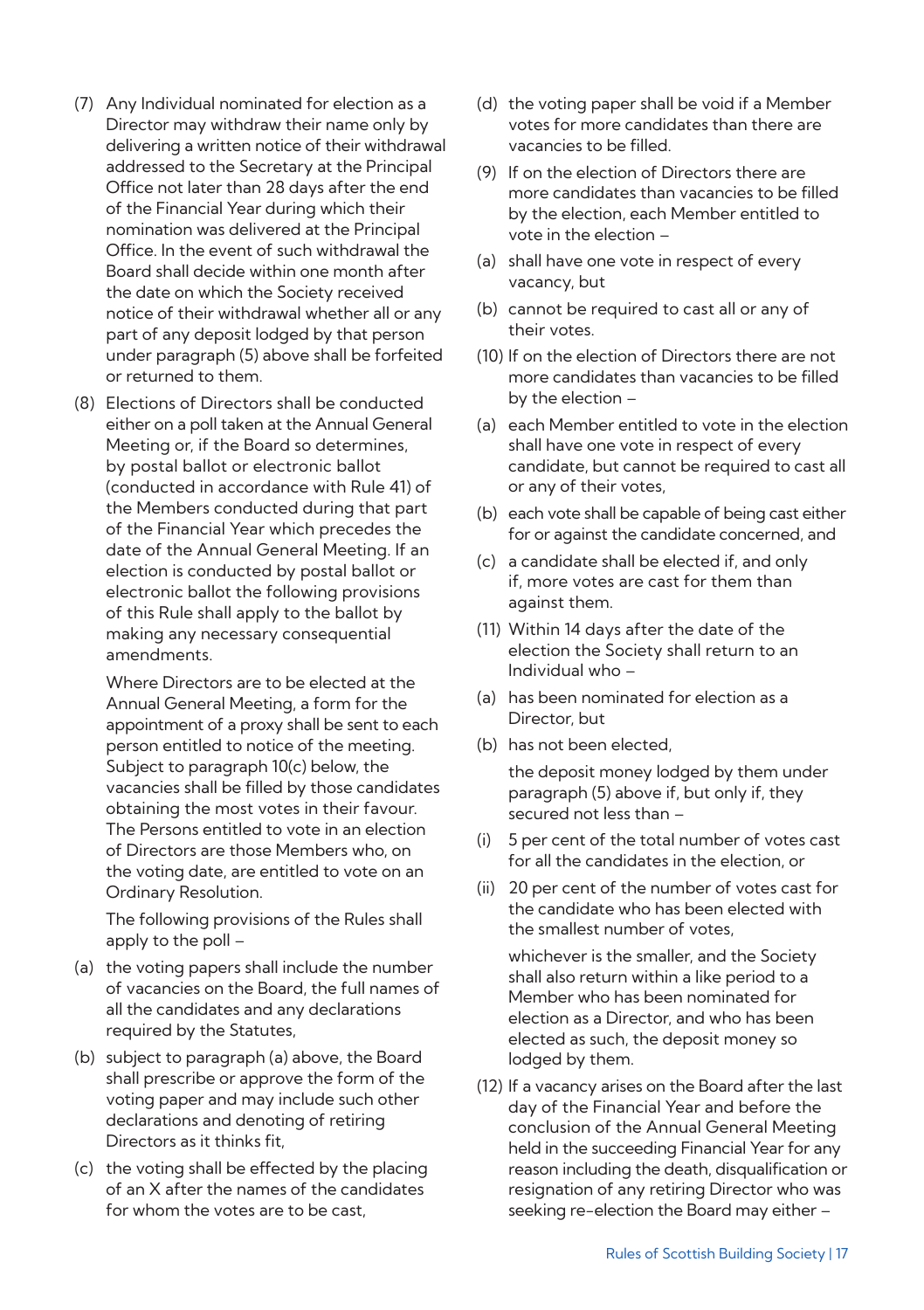(7) Any Individual nominated for election as a Director may withdraw their name only by delivering a written notice of their withdrawal addressed to the Secretary at the Principal Office not later than 28 days after the end of the Financial Year during which their nomination was delivered at the Principal Office. In the event of such withdrawal the Board shall decide within one month after the date on which the Society received notice of their withdrawal whether all or any part of any deposit lodged by that person under paragraph (5) above shall be forfeited or returned to them.

(8) Elections of Directors shall be conducted either on a poll taken at the Annual General Meeting or, if the Board so determines, by postal ballot or electronic ballot (conducted in accordance with Rule 41) of the Members conducted during that part of the Financial Year which precedes the date of the Annual General Meeting. If an election is conducted by postal ballot or electronic ballot the following provisions of this Rule shall apply to the ballot by making any necessary consequential amendments.

Where Directors are to be elected at the Annual General Meeting, a form for the appointment of a proxy shall be sent to each person entitled to notice of the meeting. Subject to paragraph 10(c) below, the vacancies shall be filled by those candidates obtaining the most votes in their favour. The Persons entitled to vote in an election of Directors are those Members who, on the voting date, are entitled to vote on an Ordinary Resolution.

The following provisions of the Rules shall apply to the poll –

(a) the voting papers shall include the number of vacancies on the Board, the full names of all the candidates and any declarations required by the Statutes,

(b) subject to paragraph (a) above, the Board shall prescribe or approve the form of the voting paper and may include such other declarations and denoting of retiring Directors as it thinks fit,

(c) the voting shall be effected by the placing of an X after the names of the candidates for whom the votes are to be cast,

(d) the voting paper shall be void if a Member votes for more candidates than there are vacancies to be filled.

(9) If on the election of Directors there are more candidates than vacancies to be filled by the election, each Member entitled to vote in the election –

(a) shall have one vote in respect of every vacancy, but

(b) cannot be required to cast all or any of their votes.

(10) If on the election of Directors there are not more candidates than vacancies to be filled by the election –

(a) each Member entitled to vote in the election shall have one vote in respect of every candidate, but cannot be required to cast all or any of their votes,

(b) each vote shall be capable of being cast either for or against the candidate concerned, and

(c) a candidate shall be elected if, and only if, more votes are cast for them than against them.

(11) Within 14 days after the date of the election the Society shall return to an Individual who –

(a) has been nominated for election as a Director, but

(b) has not been elected,

the deposit money lodged by them under paragraph (5) above if, but only if, they secured not less than –

(i) 5 per cent of the total number of votes cast for all the candidates in the election, or

(ii) 20 per cent of the number of votes cast for the candidate who has been elected with the smallest number of votes,

whichever is the smaller, and the Society shall also return within a like period to a Member who has been nominated for election as a Director, and who has been elected as such, the deposit money so lodged by them.

(12) If a vacancy arises on the Board after the last day of the Financial Year and before the conclusion of the Annual General Meeting held in the succeeding Financial Year for any reason including the death, disqualification or resignation of any retiring Director who was seeking re-election the Board may either –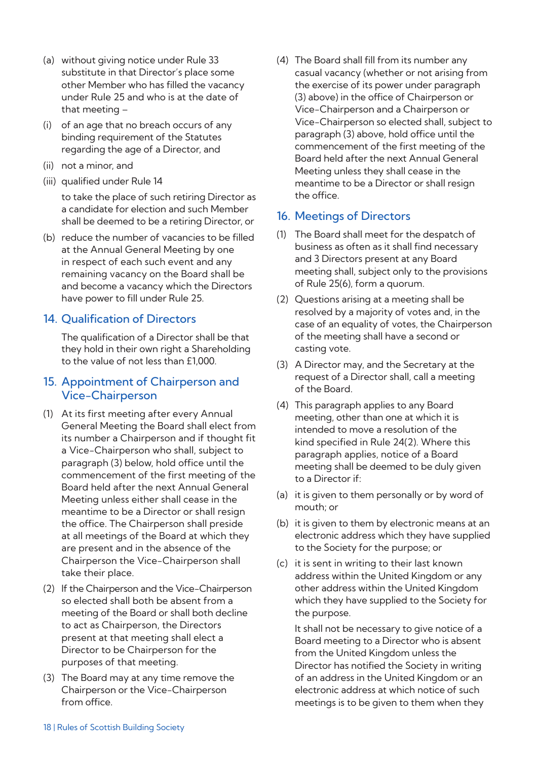(a) without giving notice under Rule 33 substitute in that Director's place some other Member who has filled the vacancy under Rule 25 and who is at the date of that meeting –

(i) of an age that no breach occurs of any binding requirement of the Statutes regarding the age of a Director, and

(ii) not a minor, and

(iii) qualified under Rule 14

to take the place of such retiring Director as a candidate for election and such Member shall be deemed to be a retiring Director, or

(b) reduce the number of vacancies to be filled at the Annual General Meeting by one in respect of each such event and any remaining vacancy on the Board shall be and become a vacancy which the Directors have power to fill under Rule 25.

## 14. Qualification of Directors

The qualification of a Director shall be that they hold in their own right a Shareholding to the value of not less than £1,000.

## 15. Appointment of Chairperson and Vice-Chairperson

(1) At its first meeting after every Annual General Meeting the Board shall elect from its number a Chairperson and if thought fit a Vice-Chairperson who shall, subject to paragraph (3) below, hold office until the commencement of the first meeting of the Board held after the next Annual General Meeting unless either shall cease in the meantime to be a Director or shall resign the office. The Chairperson shall preside at all meetings of the Board at which they are present and in the absence of the Chairperson the Vice-Chairperson shall take their place.

(2) If the Chairperson and the Vice-Chairperson so elected shall both be absent from a meeting of the Board or shall both decline to act as Chairperson, the Directors present at that meeting shall elect a Director to be Chairperson for the purposes of that meeting.

(3) The Board may at any time remove the Chairperson or the Vice-Chairperson from office.

(4) The Board shall fill from its number any casual vacancy (whether or not arising from the exercise of its power under paragraph (3) above) in the office of Chairperson or Vice-Chairperson and a Chairperson or Vice-Chairperson so elected shall, subject to paragraph (3) above, hold office until the commencement of the first meeting of the Board held after the next Annual General Meeting unless they shall cease in the meantime to be a Director or shall resign the office.

## 16. Meetings of Directors

(1) The Board shall meet for the despatch of business as often as it shall find necessary and 3 Directors present at any Board meeting shall, subject only to the provisions of Rule 25(6), form a quorum.

(2) Questions arising at a meeting shall be resolved by a majority of votes and, in the case of an equality of votes, the Chairperson of the meeting shall have a second or casting vote.

(3) A Director may, and the Secretary at the request of a Director shall, call a meeting of the Board.

(4) This paragraph applies to any Board meeting, other than one at which it is intended to move a resolution of the kind specified in Rule 24(2). Where this paragraph applies, notice of a Board meeting shall be deemed to be duly given to a Director if:

(a) it is given to them personally or by word of mouth; or

(b) it is given to them by electronic means at an electronic address which they have supplied to the Society for the purpose; or

(c) it is sent in writing to their last known address within the United Kingdom or any other address within the United Kingdom which they have supplied to the Society for the purpose.

It shall not be necessary to give notice of a Board meeting to a Director who is absent from the United Kingdom unless the Director has notified the Society in writing of an address in the United Kingdom or an electronic address at which notice of such meetings is to be given to them when they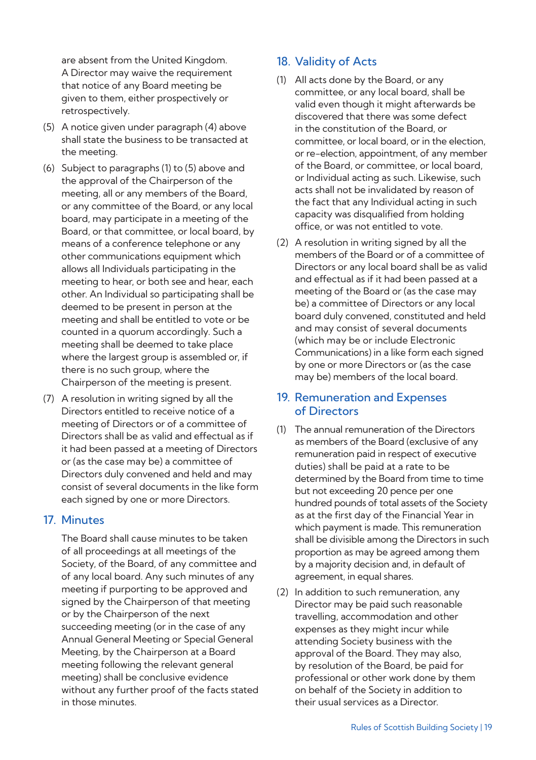are absent from the United Kingdom. A Director may waive the requirement that notice of any Board meeting be given to them, either prospectively or retrospectively.

(5) A notice given under paragraph (4) above shall state the business to be transacted at the meeting.

(6) Subject to paragraphs (1) to (5) above and the approval of the Chairperson of the meeting, all or any members of the Board, or any committee of the Board, or any local board, may participate in a meeting of the Board, or that committee, or local board, by means of a conference telephone or any other communications equipment which allows all Individuals participating in the meeting to hear, or both see and hear, each other. An Individual so participating shall be deemed to be present in person at the meeting and shall be entitled to vote or be counted in a quorum accordingly. Such a meeting shall be deemed to take place where the largest group is assembled or, if there is no such group, where the Chairperson of the meeting is present.

(7) A resolution in writing signed by all the Directors entitled to receive notice of a meeting of Directors or of a committee of Directors shall be as valid and effectual as if it had been passed at a meeting of Directors or (as the case may be) a committee of Directors duly convened and held and may consist of several documents in the like form each signed by one or more Directors.

## 17. Minutes

The Board shall cause minutes to be taken of all proceedings at all meetings of the Society, of the Board, of any committee and of any local board. Any such minutes of any meeting if purporting to be approved and signed by the Chairperson of that meeting or by the Chairperson of the next succeeding meeting (or in the case of any Annual General Meeting or Special General Meeting, by the Chairperson at a Board meeting following the relevant general meeting) shall be conclusive evidence without any further proof of the facts stated in those minutes.

## 18. Validity of Acts

(1) All acts done by the Board, or any committee, or any local board, shall be valid even though it might afterwards be discovered that there was some defect in the constitution of the Board, or committee, or local board, or in the election, or re-election, appointment, of any member of the Board, or committee, or local board, or Individual acting as such. Likewise, such acts shall not be invalidated by reason of the fact that any Individual acting in such capacity was disqualified from holding office, or was not entitled to vote.

(2) A resolution in writing signed by all the members of the Board or of a committee of Directors or any local board shall be as valid and effectual as if it had been passed at a meeting of the Board or (as the case may be) a committee of Directors or any local board duly convened, constituted and held and may consist of several documents (which may be or include Electronic Communications) in a like form each signed by one or more Directors or (as the case may be) members of the local board.

## 19. Remuneration and Expenses of Directors

(1) The annual remuneration of the Directors as members of the Board (exclusive of any remuneration paid in respect of executive duties) shall be paid at a rate to be determined by the Board from time to time but not exceeding 20 pence per one hundred pounds of total assets of the Society as at the first day of the Financial Year in which payment is made. This remuneration shall be divisible among the Directors in such proportion as may be agreed among them by a majority decision and, in default of agreement, in equal shares.

(2) In addition to such remuneration, any Director may be paid such reasonable travelling, accommodation and other expenses as they might incur while attending Society business with the approval of the Board. They may also, by resolution of the Board, be paid for professional or other work done by them on behalf of the Society in addition to their usual services as a Director.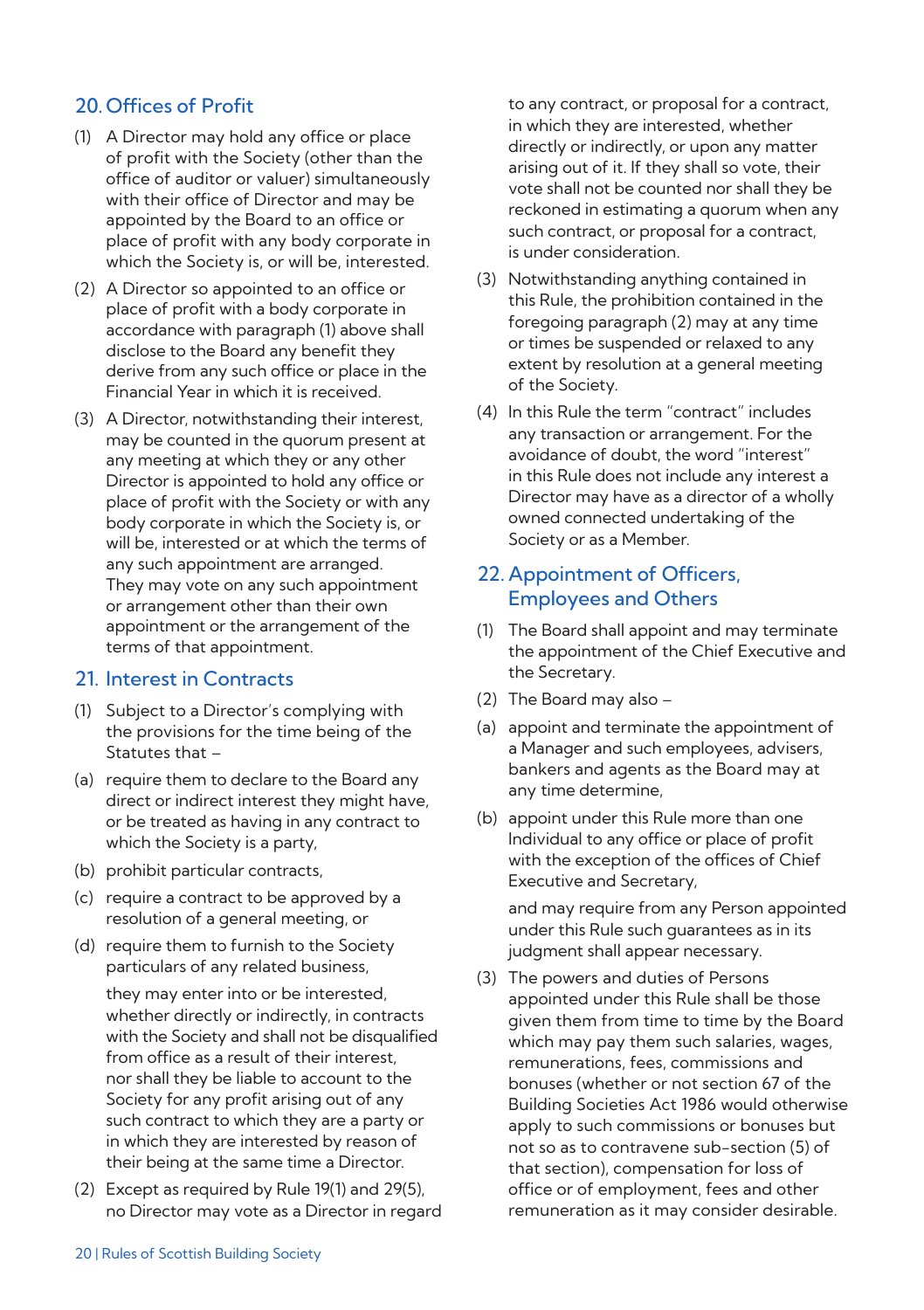## 20. Offices of Profit

(1) A Director may hold any office or place of profit with the Society (other than the office of auditor or valuer) simultaneously with their office of Director and may be appointed by the Board to an office or place of profit with any body corporate in which the Society is, or will be, interested.

(2) A Director so appointed to an office or place of profit with a body corporate in accordance with paragraph (1) above shall disclose to the Board any benefit they derive from any such office or place in the Financial Year in which it is received.

(3) A Director, notwithstanding their interest, may be counted in the quorum present at any meeting at which they or any other Director is appointed to hold any office or place of profit with the Society or with any body corporate in which the Society is, or will be, interested or at which the terms of any such appointment are arranged. They may vote on any such appointment or arrangement other than their own appointment or the arrangement of the terms of that appointment.

## 21. Interest in Contracts

(1) Subject to a Director's complying with the provisions for the time being of the Statutes that –

(a) require them to declare to the Board any direct or indirect interest they might have, or be treated as having in any contract to which the Society is a party,

(b) prohibit particular contracts,

(c) require a contract to be approved by a resolution of a general meeting, or

(d) require them to furnish to the Society particulars of any related business,

they may enter into or be interested, whether directly or indirectly, in contracts with the Society and shall not be disqualified from office as a result of their interest, nor shall they be liable to account to the Society for any profit arising out of any such contract to which they are a party or in which they are interested by reason of their being at the same time a Director.

(2) Except as required by Rule 19(1) and 29(5), no Director may vote as a Director in regard to any contract, or proposal for a contract, in which they are interested, whether directly or indirectly, or upon any matter arising out of it. If they shall so vote, their vote shall not be counted nor shall they be reckoned in estimating a quorum when any such contract, or proposal for a contract, is under consideration.

(3) Notwithstanding anything contained in this Rule, the prohibition contained in the foregoing paragraph (2) may at any time or times be suspended or relaxed to any extent by resolution at a general meeting of the Society.

(4) In this Rule the term "contract" includes any transaction or arrangement. For the avoidance of doubt, the word "interest" in this Rule does not include any interest a Director may have as a director of a wholly owned connected undertaking of the Society or as a Member.

## 22. Appointment of Officers, Employees and Others

(1) The Board shall appoint and may terminate the appointment of the Chief Executive and the Secretary.

(2) The Board may also –

(a) appoint and terminate the appointment of a Manager and such employees, advisers, bankers and agents as the Board may at any time determine,

(b) appoint under this Rule more than one Individual to any office or place of profit with the exception of the offices of Chief Executive and Secretary,

and may require from any Person appointed under this Rule such guarantees as in its judgment shall appear necessary.

(3) The powers and duties of Persons appointed under this Rule shall be those given them from time to time by the Board which may pay them such salaries, wages, remunerations, fees, commissions and bonuses (whether or not section 67 of the Building Societies Act 1986 would otherwise apply to such commissions or bonuses but not so as to contravene sub-section (5) of that section), compensation for loss of office or of employment, fees and other remuneration as it may consider desirable.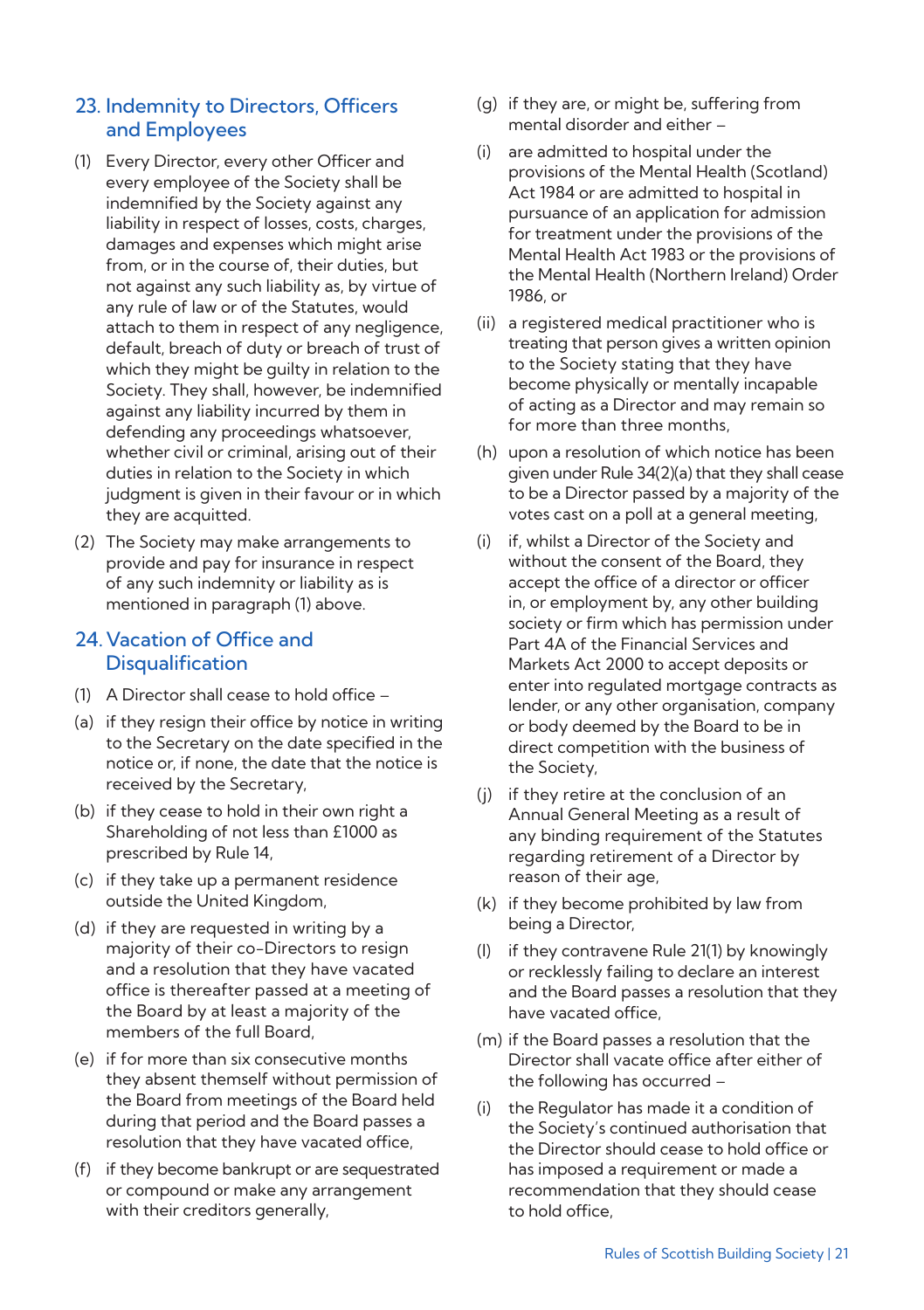## 23. Indemnity to Directors, Officers and Employees

(1) Every Director, every other Officer and every employee of the Society shall be indemnified by the Society against any liability in respect of losses, costs, charges, damages and expenses which might arise from, or in the course of, their duties, but not against any such liability as, by virtue of any rule of law or of the Statutes, would attach to them in respect of any negligence, default, breach of duty or breach of trust of which they might be guilty in relation to the Society. They shall, however, be indemnified against any liability incurred by them in defending any proceedings whatsoever, whether civil or criminal, arising out of their duties in relation to the Society in which judgment is given in their favour or in which they are acquitted.

(2) The Society may make arrangements to provide and pay for insurance in respect of any such indemnity or liability as is mentioned in paragraph (1) above.

## 24. Vacation of Office and Disqualification

(1) A Director shall cease to hold office –

(a) if they resign their office by notice in writing to the Secretary on the date specified in the notice or, if none, the date that the notice is received by the Secretary,

(b) if they cease to hold in their own right a Shareholding of not less than £1000 as prescribed by Rule 14,

(c) if they take up a permanent residence outside the United Kingdom,

(d) if they are requested in writing by a majority of their co-Directors to resign and a resolution that they have vacated office is thereafter passed at a meeting of the Board by at least a majority of the members of the full Board,

(e) if for more than six consecutive months they absent themself without permission of the Board from meetings of the Board held during that period and the Board passes a resolution that they have vacated office,

(f) if they become bankrupt or are sequestrated or compound or make any arrangement with their creditors generally,

(g) if they are, or might be, suffering from mental disorder and either –

(i) are admitted to hospital under the provisions of the Mental Health (Scotland) Act 1984 or are admitted to hospital in pursuance of an application for admission for treatment under the provisions of the Mental Health Act 1983 or the provisions of the Mental Health (Northern Ireland) Order 1986, or

(ii) a registered medical practitioner who is treating that person gives a written opinion to the Society stating that they have become physically or mentally incapable of acting as a Director and may remain so for more than three months,

(h) upon a resolution of which notice has been given under Rule 34(2)(a) that they shall cease to be a Director passed by a majority of the votes cast on a poll at a general meeting,

(i) if, whilst a Director of the Society and without the consent of the Board, they accept the office of a director or officer in, or employment by, any other building society or firm which has permission under Part 4A of the Financial Services and Markets Act 2000 to accept deposits or enter into regulated mortgage contracts as lender, or any other organisation, company or body deemed by the Board to be in direct competition with the business of the Society,

(j) if they retire at the conclusion of an Annual General Meeting as a result of any binding requirement of the Statutes regarding retirement of a Director by reason of their age,

(k) if they become prohibited by law from being a Director,

(l) if they contravene Rule 21(1) by knowingly or recklessly failing to declare an interest and the Board passes a resolution that they have vacated office,

(m) if the Board passes a resolution that the Director shall vacate office after either of the following has occurred –

(i) the Regulator has made it a condition of the Society's continued authorisation that the Director should cease to hold office or has imposed a requirement or made a recommendation that they should cease to hold office,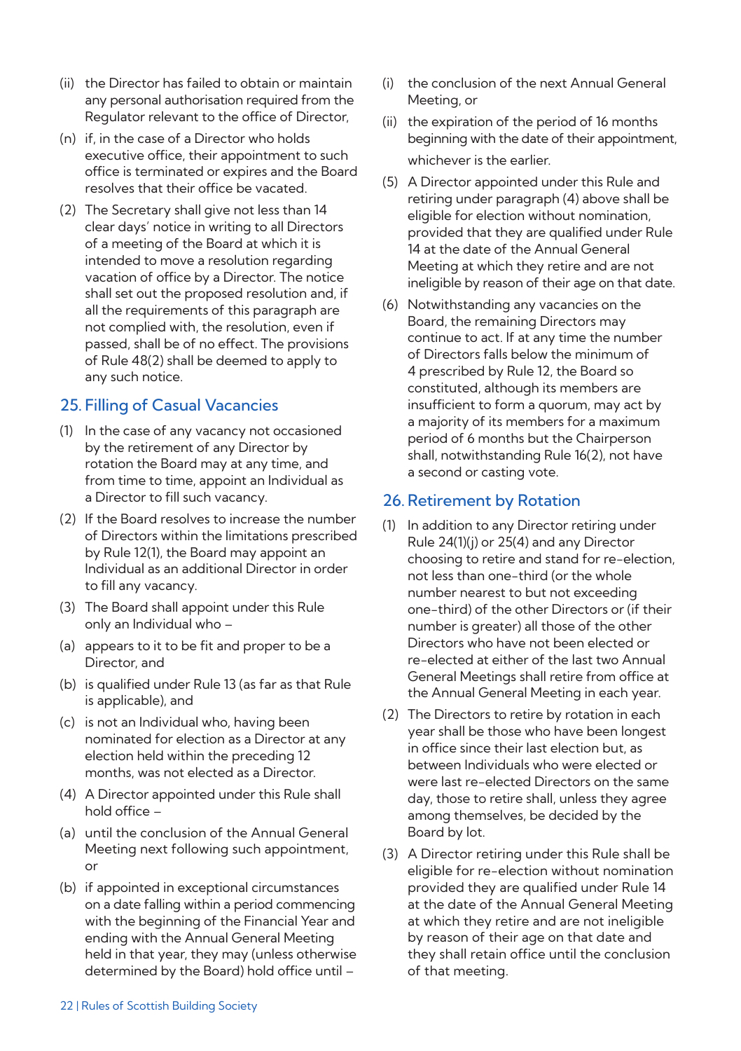(ii) the Director has failed to obtain or maintain any personal authorisation required from the Regulator relevant to the office of Director,

(n) if, in the case of a Director who holds executive office, their appointment to such office is terminated or expires and the Board resolves that their office be vacated.

(2) The Secretary shall give not less than 14 clear days' notice in writing to all Directors of a meeting of the Board at which it is intended to move a resolution regarding vacation of office by a Director. The notice shall set out the proposed resolution and, if all the requirements of this paragraph are not complied with, the resolution, even if passed, shall be of no effect. The provisions of Rule 48(2) shall be deemed to apply to any such notice.

## 25. Filling of Casual Vacancies

(1) In the case of any vacancy not occasioned by the retirement of any Director by rotation the Board may at any time, and from time to time, appoint an Individual as a Director to fill such vacancy.

(2) If the Board resolves to increase the number of Directors within the limitations prescribed by Rule 12(1), the Board may appoint an Individual as an additional Director in order to fill any vacancy.

(3) The Board shall appoint under this Rule only an Individual who –

(a) appears to it to be fit and proper to be a Director, and

(b) is qualified under Rule 13 (as far as that Rule is applicable), and

(c) is not an Individual who, having been nominated for election as a Director at any election held within the preceding 12 months, was not elected as a Director.

(4) A Director appointed under this Rule shall hold office –

(a) until the conclusion of the Annual General Meeting next following such appointment, or

(b) if appointed in exceptional circumstances on a date falling within a period commencing with the beginning of the Financial Year and ending with the Annual General Meeting held in that year, they may (unless otherwise determined by the Board) hold office until –

(i) the conclusion of the next Annual General Meeting, or

(ii) the expiration of the period of 16 months beginning with the date of their appointment,

whichever is the earlier.

(5) A Director appointed under this Rule and retiring under paragraph (4) above shall be eligible for election without nomination, provided that they are qualified under Rule 14 at the date of the Annual General Meeting at which they retire and are not ineligible by reason of their age on that date.

(6) Notwithstanding any vacancies on the Board, the remaining Directors may continue to act. If at any time the number of Directors falls below the minimum of 4 prescribed by Rule 12, the Board so constituted, although its members are insufficient to form a quorum, may act by a majority of its members for a maximum period of 6 months but the Chairperson shall, notwithstanding Rule 16(2), not have a second or casting vote.

## 26. Retirement by Rotation

(1) In addition to any Director retiring under Rule 24(1)(j) or 25(4) and any Director choosing to retire and stand for re-election, not less than one-third (or the whole number nearest to but not exceeding one-third) of the other Directors or (if their number is greater) all those of the other Directors who have not been elected or re-elected at either of the last two Annual General Meetings shall retire from office at the Annual General Meeting in each year.

(2) The Directors to retire by rotation in each year shall be those who have been longest in office since their last election but, as between Individuals who were elected or were last re-elected Directors on the same day, those to retire shall, unless they agree among themselves, be decided by the Board by lot.

(3) A Director retiring under this Rule shall be eligible for re-election without nomination provided they are qualified under Rule 14 at the date of the Annual General Meeting at which they retire and are not ineligible by reason of their age on that date and they shall retain office until the conclusion of that meeting.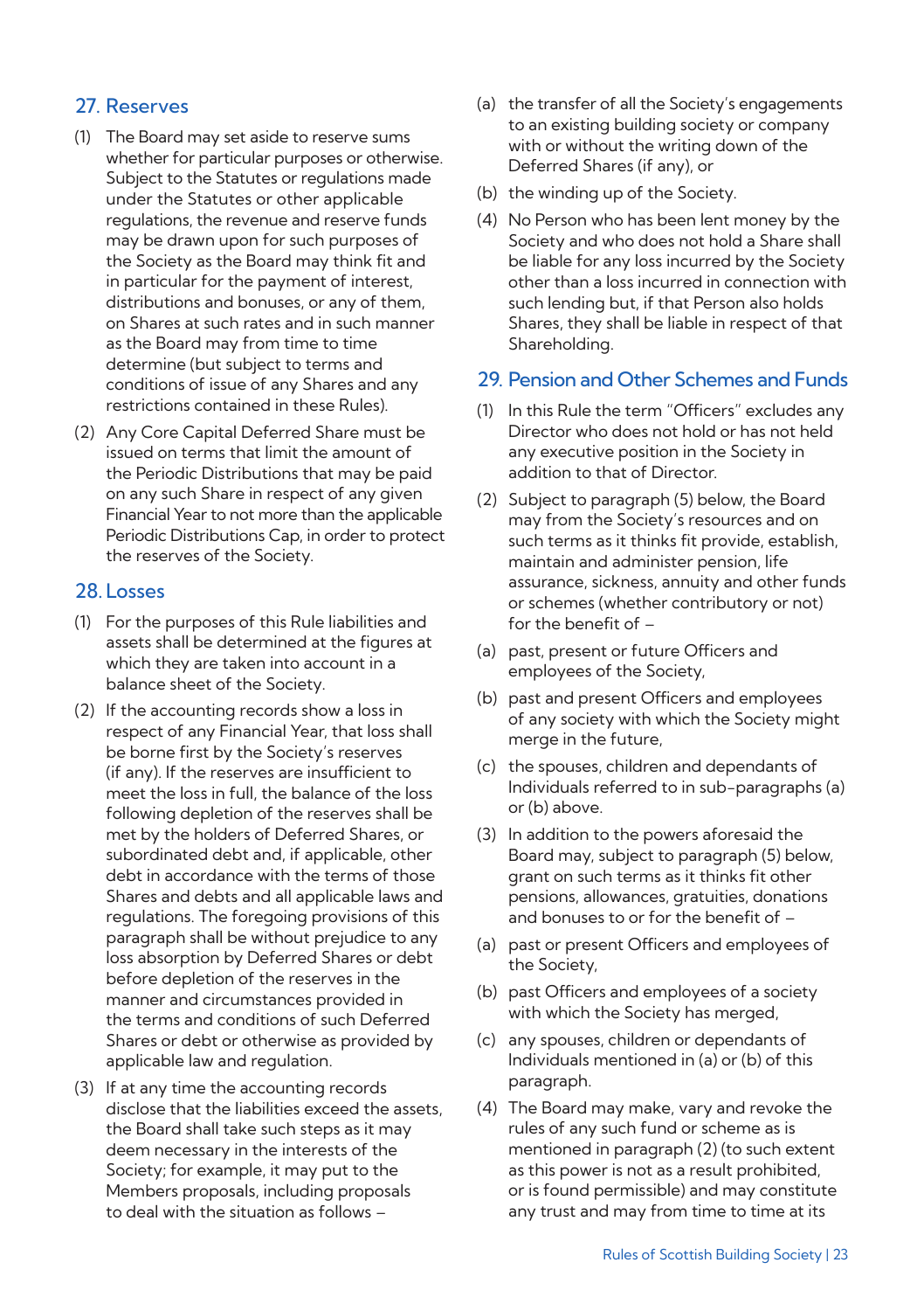## 27. Reserves

(1) The Board may set aside to reserve sums whether for particular purposes or otherwise. Subject to the Statutes or regulations made under the Statutes or other applicable regulations, the revenue and reserve funds may be drawn upon for such purposes of the Society as the Board may think fit and in particular for the payment of interest, distributions and bonuses, or any of them, on Shares at such rates and in such manner as the Board may from time to time determine (but subject to terms and conditions of issue of any Shares and any restrictions contained in these Rules).

(2) Any Core Capital Deferred Share must be issued on terms that limit the amount of the Periodic Distributions that may be paid on any such Share in respect of any given Financial Year to not more than the applicable Periodic Distributions Cap, in order to protect the reserves of the Society.

## 28. Losses

(1) For the purposes of this Rule liabilities and assets shall be determined at the figures at which they are taken into account in a balance sheet of the Society.

(2) If the accounting records show a loss in respect of any Financial Year, that loss shall be borne first by the Society's reserves (if any). If the reserves are insufficient to meet the loss in full, the balance of the loss following depletion of the reserves shall be met by the holders of Deferred Shares, or subordinated debt and, if applicable, other debt in accordance with the terms of those Shares and debts and all applicable laws and regulations. The foregoing provisions of this paragraph shall be without prejudice to any loss absorption by Deferred Shares or debt before depletion of the reserves in the manner and circumstances provided in the terms and conditions of such Deferred Shares or debt or otherwise as provided by applicable law and regulation.

(3) If at any time the accounting records disclose that the liabilities exceed the assets, the Board shall take such steps as it may deem necessary in the interests of the Society; for example, it may put to the Members proposals, including proposals to deal with the situation as follows –

(a) the transfer of all the Society's engagements to an existing building society or company with or without the writing down of the Deferred Shares (if any), or

(b) the winding up of the Society.

(4) No Person who has been lent money by the Society and who does not hold a Share shall be liable for any loss incurred by the Society other than a loss incurred in connection with such lending but, if that Person also holds Shares, they shall be liable in respect of that Shareholding.

## 29. Pension and Other Schemes and Funds

(1) In this Rule the term "Officers" excludes any Director who does not hold or has not held any executive position in the Society in addition to that of Director.

(2) Subject to paragraph (5) below, the Board may from the Society's resources and on such terms as it thinks fit provide, establish, maintain and administer pension, life assurance, sickness, annuity and other funds or schemes (whether contributory or not) for the benefit of –

(a) past, present or future Officers and employees of the Society,

(b) past and present Officers and employees of any society with which the Society might merge in the future,

(c) the spouses, children and dependants of Individuals referred to in sub-paragraphs (a) or (b) above.

(3) In addition to the powers aforesaid the Board may, subject to paragraph (5) below, grant on such terms as it thinks fit other pensions, allowances, gratuities, donations and bonuses to or for the benefit of –

(a) past or present Officers and employees of the Society,

(b) past Officers and employees of a society with which the Society has merged,

(c) any spouses, children or dependants of Individuals mentioned in (a) or (b) of this paragraph.

(4) The Board may make, vary and revoke the rules of any such fund or scheme as is mentioned in paragraph (2) (to such extent as this power is not as a result prohibited, or is found permissible) and may constitute any trust and may from time to time at its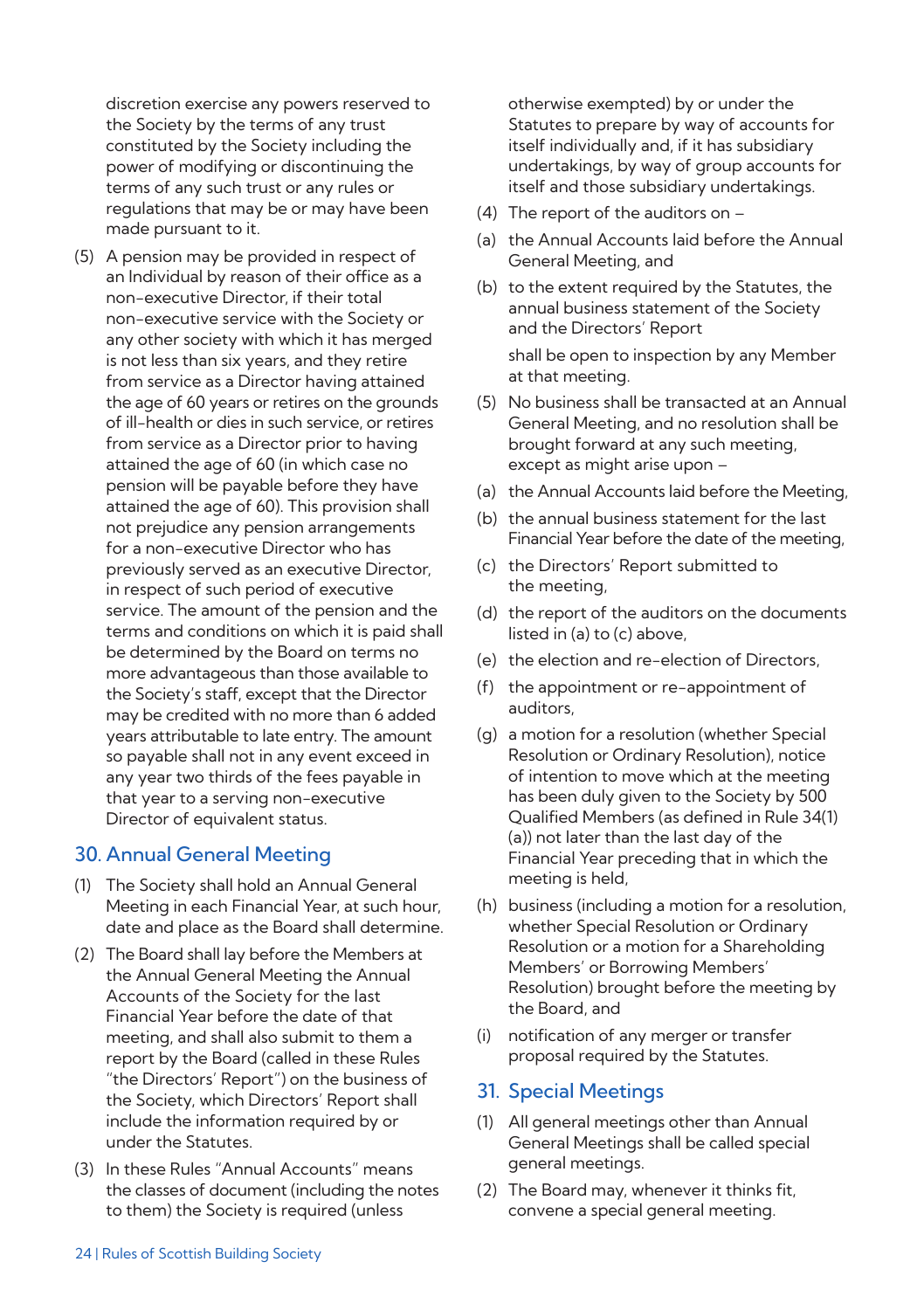discretion exercise any powers reserved to the Society by the terms of any trust constituted by the Society including the power of modifying or discontinuing the terms of any such trust or any rules or regulations that may be or may have been made pursuant to it.

(5) A pension may be provided in respect of an Individual by reason of their office as a non-executive Director, if their total non-executive service with the Society or any other society with which it has merged is not less than six years, and they retire from service as a Director having attained the age of 60 years or retires on the grounds of ill-health or dies in such service, or retires from service as a Director prior to having attained the age of 60 (in which case no pension will be payable before they have attained the age of 60). This provision shall not prejudice any pension arrangements for a non-executive Director who has previously served as an executive Director, in respect of such period of executive service. The amount of the pension and the terms and conditions on which it is paid shall be determined by the Board on terms no more advantageous than those available to the Society's staff, except that the Director may be credited with no more than 6 added years attributable to late entry. The amount so payable shall not in any event exceed in any year two thirds of the fees payable in that year to a serving non-executive Director of equivalent status.

## 30. Annual General Meeting

(1) The Society shall hold an Annual General Meeting in each Financial Year, at such hour, date and place as the Board shall determine.

(2) The Board shall lay before the Members at the Annual General Meeting the Annual Accounts of the Society for the last Financial Year before the date of that meeting, and shall also submit to them a report by the Board (called in these Rules "the Directors' Report") on the business of the Society, which Directors' Report shall include the information required by or under the Statutes.

(3) In these Rules "Annual Accounts" means the classes of document (including the notes to them) the Society is required (unless otherwise exempted) by or under the Statutes to prepare by way of accounts for itself individually and, if it has subsidiary undertakings, by way of group accounts for itself and those subsidiary undertakings.

(4) The report of the auditors on –

(a) the Annual Accounts laid before the Annual General Meeting, and

(b) to the extent required by the Statutes, the annual business statement of the Society and the Directors' Report

shall be open to inspection by any Member at that meeting.

(5) No business shall be transacted at an Annual General Meeting, and no resolution shall be brought forward at any such meeting, except as might arise upon –

(a) the Annual Accounts laid before the Meeting,

(b) the annual business statement for the last Financial Year before the date of the meeting,

(c) the Directors' Report submitted to the meeting,

(d) the report of the auditors on the documents listed in (a) to (c) above,

(e) the election and re-election of Directors,

(f) the appointment or re-appointment of auditors,

(g) a motion for a resolution (whether Special Resolution or Ordinary Resolution), notice of intention to move which at the meeting has been duly given to the Society by 500 Qualified Members (as defined in Rule 34(1)(a)) not later than the last day of the Financial Year preceding that in which the meeting is held,

(h) business (including a motion for a resolution, whether Special Resolution or Ordinary Resolution or a motion for a Shareholding Members' or Borrowing Members' Resolution) brought before the meeting by the Board, and

(i) notification of any merger or transfer proposal required by the Statutes.

## 31. Special Meetings

(1) All general meetings other than Annual General Meetings shall be called special general meetings.

(2) The Board may, whenever it thinks fit, convene a special general meeting.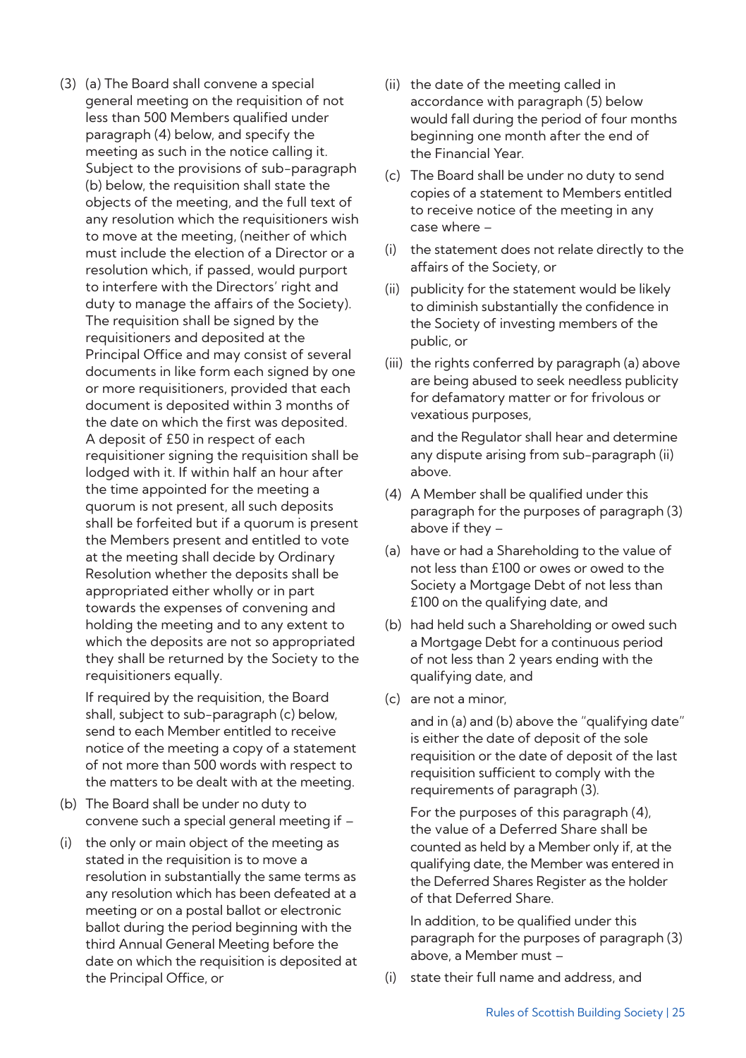(3) (a) The Board shall convene a special general meeting on the requisition of not less than 500 Members qualified under paragraph (4) below, and specify the meeting as such in the notice calling it. Subject to the provisions of sub-paragraph (b) below, the requisition shall state the objects of the meeting, and the full text of any resolution which the requisitioners wish to move at the meeting, (neither of which must include the election of a Director or a resolution which, if passed, would purport to interfere with the Directors' right and duty to manage the affairs of the Society). The requisition shall be signed by the requisitioners and deposited at the Principal Office and may consist of several documents in like form each signed by one or more requisitioners, provided that each document is deposited within 3 months of the date on which the first was deposited. A deposit of £50 in respect of each requisitioner signing the requisition shall be lodged with it. If within half an hour after the time appointed for the meeting a quorum is not present, all such deposits shall be forfeited but if a quorum is present the Members present and entitled to vote at the meeting shall decide by Ordinary Resolution whether the deposits shall be appropriated either wholly or in part towards the expenses of convening and holding the meeting and to any extent to which the deposits are not so appropriated they shall be returned by the Society to the requisitioners equally.

If required by the requisition, the Board shall, subject to sub-paragraph (c) below, send to each Member entitled to receive notice of the meeting a copy of a statement of not more than 500 words with respect to the matters to be dealt with at the meeting.

(b) The Board shall be under no duty to convene such a special general meeting if –

(i) the only or main object of the meeting as stated in the requisition is to move a resolution in substantially the same terms as any resolution which has been defeated at a meeting or on a postal ballot or electronic ballot during the period beginning with the third Annual General Meeting before the date on which the requisition is deposited at the Principal Office, or

(ii) the date of the meeting called in accordance with paragraph (5) below would fall during the period of four months beginning one month after the end of the Financial Year.

(c) The Board shall be under no duty to send copies of a statement to Members entitled to receive notice of the meeting in any case where –

(i) the statement does not relate directly to the affairs of the Society, or

(ii) publicity for the statement would be likely to diminish substantially the confidence in the Society of investing members of the public, or

(iii) the rights conferred by paragraph (a) above are being abused to seek needless publicity for defamatory matter or for frivolous or vexatious purposes,

and the Regulator shall hear and determine any dispute arising from sub-paragraph (ii) above.

(4) A Member shall be qualified under this paragraph for the purposes of paragraph (3) above if they –

(a) have or had a Shareholding to the value of not less than £100 or owes or owed to the Society a Mortgage Debt of not less than £100 on the qualifying date, and

(b) had held such a Shareholding or owed such a Mortgage Debt for a continuous period of not less than 2 years ending with the qualifying date, and

(c) are not a minor,

and in (a) and (b) above the "qualifying date" is either the date of deposit of the sole requisition or the date of deposit of the last requisition sufficient to comply with the requirements of paragraph (3).

For the purposes of this paragraph (4), the value of a Deferred Share shall be counted as held by a Member only if, at the qualifying date, the Member was entered in the Deferred Shares Register as the holder of that Deferred Share.

In addition, to be qualified under this paragraph for the purposes of paragraph (3) above, a Member must –

(i) state their full name and address, and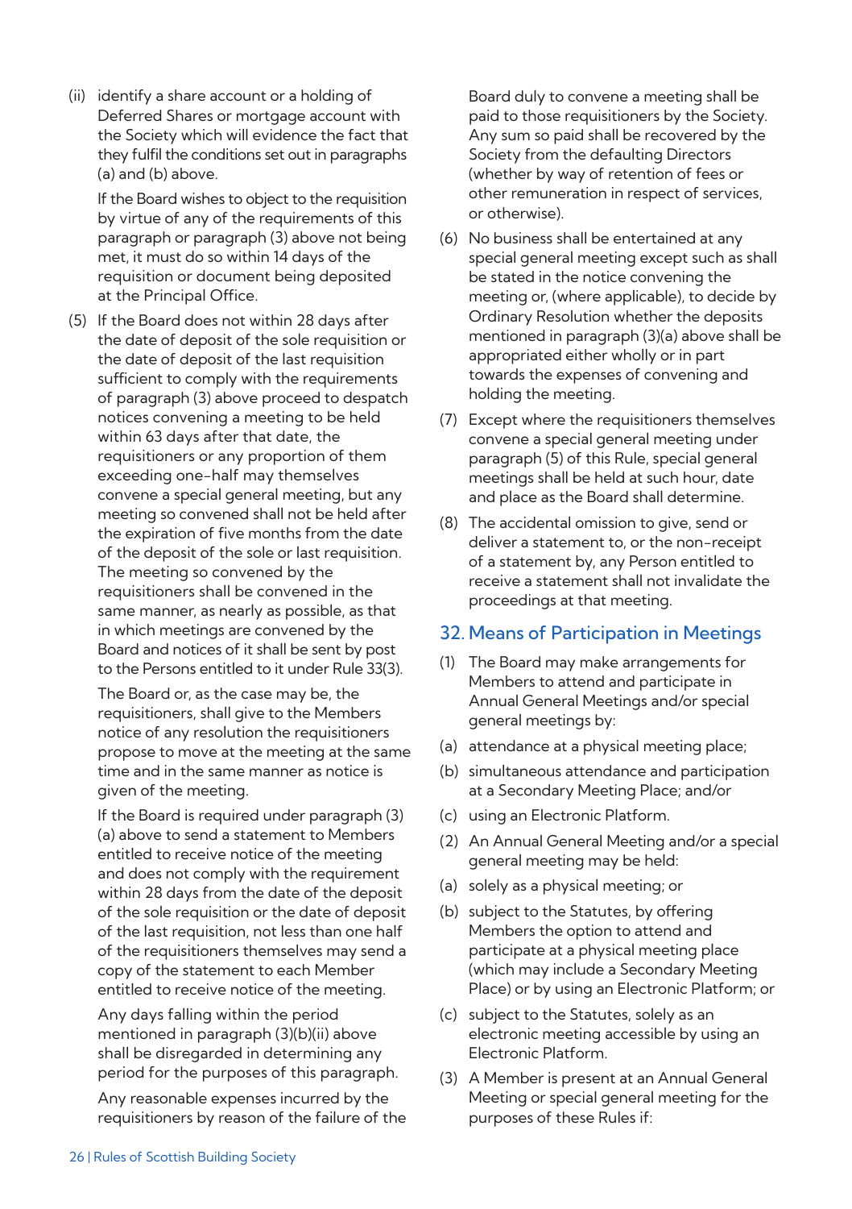(ii) identify a share account or a holding of Deferred Shares or mortgage account with the Society which will evidence the fact that they fulfil the conditions set out in paragraphs (a) and (b) above.

If the Board wishes to object to the requisition by virtue of any of the requirements of this paragraph or paragraph (3) above not being met, it must do so within 14 days of the requisition or document being deposited at the Principal Office.

(5) If the Board does not within 28 days after the date of deposit of the sole requisition or the date of deposit of the last requisition sufficient to comply with the requirements of paragraph (3) above proceed to despatch notices convening a meeting to be held within 63 days after that date, the requisitioners or any proportion of them exceeding one-half may themselves convene a special general meeting, but any meeting so convened shall not be held after the expiration of five months from the date of the deposit of the sole or last requisition. The meeting so convened by the requisitioners shall be convened in the same manner, as nearly as possible, as that in which meetings are convened by the Board and notices of it shall be sent by post to the Persons entitled to it under Rule 33(3).

The Board or, as the case may be, the requisitioners, shall give to the Members notice of any resolution the requisitioners propose to move at the meeting at the same time and in the same manner as notice is given of the meeting.

If the Board is required under paragraph (3)(a) above to send a statement to Members entitled to receive notice of the meeting and does not comply with the requirement within 28 days from the date of the deposit of the sole requisition or the date of deposit of the last requisition, not less than one half of the requisitioners themselves may send a copy of the statement to each Member entitled to receive notice of the meeting.

Any days falling within the period mentioned in paragraph (3)(b)(ii) above shall be disregarded in determining any period for the purposes of this paragraph.

Any reasonable expenses incurred by the requisitioners by reason of the failure of the Board duly to convene a meeting shall be paid to those requisitioners by the Society. Any sum so paid shall be recovered by the Society from the defaulting Directors (whether by way of retention of fees or other remuneration in respect of services, or otherwise).

(6) No business shall be entertained at any special general meeting except such as shall be stated in the notice convening the meeting or, (where applicable), to decide by Ordinary Resolution whether the deposits mentioned in paragraph (3)(a) above shall be appropriated either wholly or in part towards the expenses of convening and holding the meeting.

(7) Except where the requisitioners themselves convene a special general meeting under paragraph (5) of this Rule, special general meetings shall be held at such hour, date and place as the Board shall determine.

(8) The accidental omission to give, send or deliver a statement to, or the non-receipt of a statement by, any Person entitled to receive a statement shall not invalidate the proceedings at that meeting.

## 32. Means of Participation in Meetings

(1) The Board may make arrangements for Members to attend and participate in Annual General Meetings and/or special general meetings by:

(a) attendance at a physical meeting place;

(b) simultaneous attendance and participation at a Secondary Meeting Place; and/or

(c) using an Electronic Platform.

(2) An Annual General Meeting and/or a special general meeting may be held:

(a) solely as a physical meeting; or

(b) subject to the Statutes, by offering Members the option to attend and participate at a physical meeting place (which may include a Secondary Meeting Place) or by using an Electronic Platform; or

(c) subject to the Statutes, solely as an electronic meeting accessible by using an Electronic Platform.

(3) A Member is present at an Annual General Meeting or special general meeting for the purposes of these Rules if: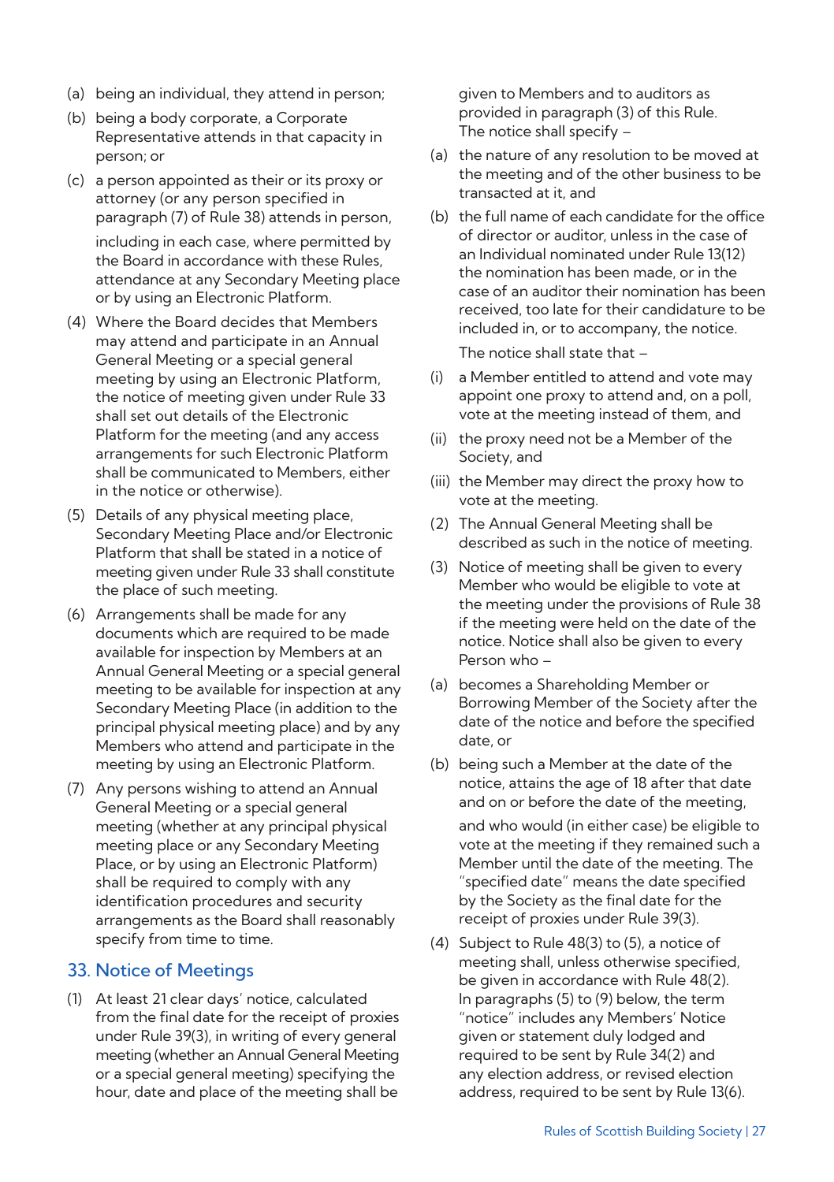(a) being an individual, they attend in person;

(b) being a body corporate, a Corporate Representative attends in that capacity in person; or

(c) a person appointed as their or its proxy or attorney (or any person specified in paragraph (7) of Rule 38) attends in person,

including in each case, where permitted by the Board in accordance with these Rules, attendance at any Secondary Meeting place or by using an Electronic Platform.

(4) Where the Board decides that Members may attend and participate in an Annual General Meeting or a special general meeting by using an Electronic Platform, the notice of meeting given under Rule 33 shall set out details of the Electronic Platform for the meeting (and any access arrangements for such Electronic Platform shall be communicated to Members, either in the notice or otherwise).

(5) Details of any physical meeting place, Secondary Meeting Place and/or Electronic Platform that shall be stated in a notice of meeting given under Rule 33 shall constitute the place of such meeting.

(6) Arrangements shall be made for any documents which are required to be made available for inspection by Members at an Annual General Meeting or a special general meeting to be available for inspection at any Secondary Meeting Place (in addition to the principal physical meeting place) and by any Members who attend and participate in the meeting by using an Electronic Platform.

(7) Any persons wishing to attend an Annual General Meeting or a special general meeting (whether at any principal physical meeting place or any Secondary Meeting Place, or by using an Electronic Platform) shall be required to comply with any identification procedures and security arrangements as the Board shall reasonably specify from time to time.

## 33. Notice of Meetings

(1) At least 21 clear days' notice, calculated from the final date for the receipt of proxies under Rule 39(3), in writing of every general meeting (whether an Annual General Meeting or a special general meeting) specifying the hour, date and place of the meeting shall be given to Members and to auditors as provided in paragraph (3) of this Rule. The notice shall specify –

(a) the nature of any resolution to be moved at the meeting and of the other business to be transacted at it, and

(b) the full name of each candidate for the office of director or auditor, unless in the case of an Individual nominated under Rule 13(12) the nomination has been made, or in the case of an auditor their nomination has been received, too late for their candidature to be included in, or to accompany, the notice.

The notice shall state that –

(i) a Member entitled to attend and vote may appoint one proxy to attend and, on a poll, vote at the meeting instead of them, and

(ii) the proxy need not be a Member of the Society, and

(iii) the Member may direct the proxy how to vote at the meeting.

(2) The Annual General Meeting shall be described as such in the notice of meeting.

(3) Notice of meeting shall be given to every Member who would be eligible to vote at the meeting under the provisions of Rule 38 if the meeting were held on the date of the notice. Notice shall also be given to every Person who –

(a) becomes a Shareholding Member or Borrowing Member of the Society after the date of the notice and before the specified date, or

(b) being such a Member at the date of the notice, attains the age of 18 after that date and on or before the date of the meeting,

and who would (in either case) be eligible to vote at the meeting if they remained such a Member until the date of the meeting. The "specified date" means the date specified by the Society as the final date for the receipt of proxies under Rule 39(3).

(4) Subject to Rule 48(3) to (5), a notice of meeting shall, unless otherwise specified, be given in accordance with Rule 48(2). In paragraphs (5) to (9) below, the term "notice" includes any Members' Notice given or statement duly lodged and required to be sent by Rule 34(2) and any election address, or revised election address, required to be sent by Rule 13(6).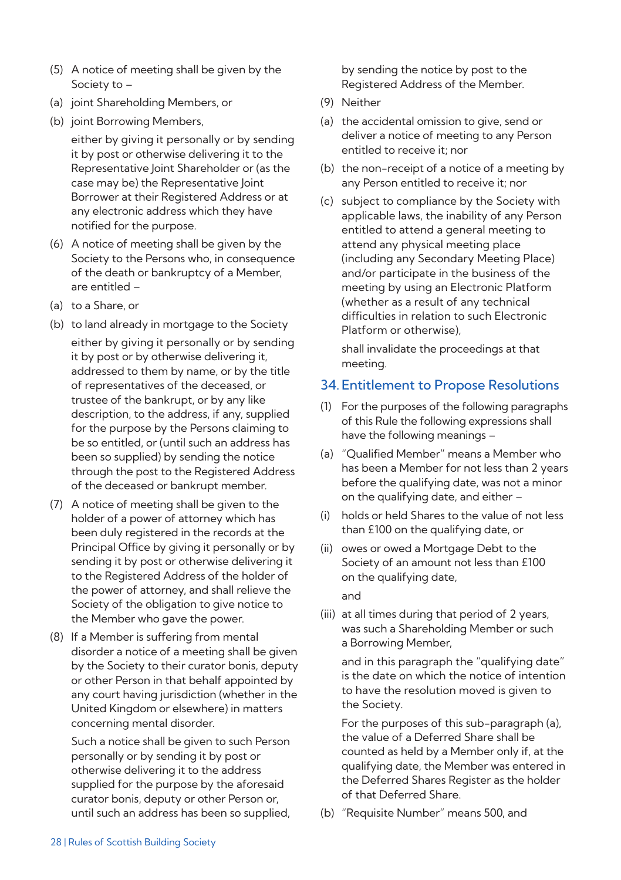(5) A notice of meeting shall be given by the Society to –

(a) joint Shareholding Members, or

(b) joint Borrowing Members,

either by giving it personally or by sending it by post or otherwise delivering it to the Representative Joint Shareholder or (as the case may be) the Representative Joint Borrower at their Registered Address or at any electronic address which they have notified for the purpose.

(6) A notice of meeting shall be given by the Society to the Persons who, in consequence of the death or bankruptcy of a Member, are entitled –

(a) to a Share, or

(b) to land already in mortgage to the Society

either by giving it personally or by sending it by post or by otherwise delivering it, addressed to them by name, or by the title of representatives of the deceased, or trustee of the bankrupt, or by any like description, to the address, if any, supplied for the purpose by the Persons claiming to be so entitled, or (until such an address has been so supplied) by sending the notice through the post to the Registered Address of the deceased or bankrupt member.

(7) A notice of meeting shall be given to the holder of a power of attorney which has been duly registered in the records at the Principal Office by giving it personally or by sending it by post or otherwise delivering it to the Registered Address of the holder of the power of attorney, and shall relieve the Society of the obligation to give notice to the Member who gave the power.

(8) If a Member is suffering from mental disorder a notice of a meeting shall be given by the Society to their curator bonis, deputy or other Person in that behalf appointed by any court having jurisdiction (whether in the United Kingdom or elsewhere) in matters concerning mental disorder.

Such a notice shall be given to such Person personally or by sending it by post or otherwise delivering it to the address supplied for the purpose by the aforesaid curator bonis, deputy or other Person or, until such an address has been so supplied, by sending the notice by post to the Registered Address of the Member.

(9) Neither

(a) the accidental omission to give, send or deliver a notice of meeting to any Person entitled to receive it; nor

(b) the non-receipt of a notice of a meeting by any Person entitled to receive it; nor

(c) subject to compliance by the Society with applicable laws, the inability of any Person entitled to attend a general meeting to attend any physical meeting place (including any Secondary Meeting Place) and/or participate in the business of the meeting by using an Electronic Platform (whether as a result of any technical difficulties in relation to such Electronic Platform or otherwise),

shall invalidate the proceedings at that meeting.

## 34. Entitlement to Propose Resolutions

(1) For the purposes of the following paragraphs of this Rule the following expressions shall have the following meanings –

(a) "Qualified Member" means a Member who has been a Member for not less than 2 years before the qualifying date, was not a minor on the qualifying date, and either –

(i) holds or held Shares to the value of not less than £100 on the qualifying date, or

(ii) owes or owed a Mortgage Debt to the Society of an amount not less than £100 on the qualifying date,

and

(iii) at all times during that period of 2 years, was such a Shareholding Member or such a Borrowing Member,

and in this paragraph the "qualifying date" is the date on which the notice of intention to have the resolution moved is given to the Society.

For the purposes of this sub-paragraph (a), the value of a Deferred Share shall be counted as held by a Member only if, at the qualifying date, the Member was entered in the Deferred Shares Register as the holder of that Deferred Share.

(b) "Requisite Number" means 500, and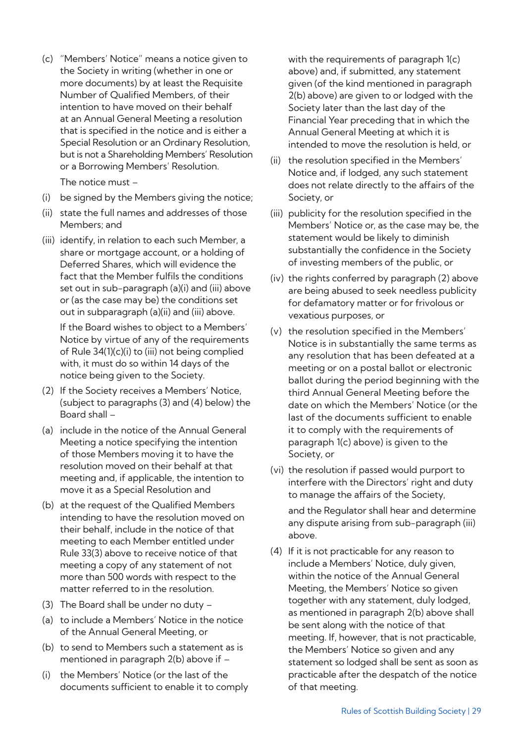(c) "Members' Notice" means a notice given to the Society in writing (whether in one or more documents) by at least the Requisite Number of Qualified Members, of their intention to have moved on their behalf at an Annual General Meeting a resolution that is specified in the notice and is either a Special Resolution or an Ordinary Resolution, but is not a Shareholding Members' Resolution or a Borrowing Members' Resolution.

The notice must –

(i) be signed by the Members giving the notice;

(ii) state the full names and addresses of those Members; and

(iii) identify, in relation to each such Member, a share or mortgage account, or a holding of Deferred Shares, which will evidence the fact that the Member fulfils the conditions set out in sub-paragraph (a)(i) and (iii) above or (as the case may be) the conditions set out in subparagraph (a)(ii) and (iii) above.

If the Board wishes to object to a Members' Notice by virtue of any of the requirements of Rule 34(1)(c)(i) to (iii) not being complied with, it must do so within 14 days of the notice being given to the Society.

(2) If the Society receives a Members' Notice, (subject to paragraphs (3) and (4) below) the Board shall –

(a) include in the notice of the Annual General Meeting a notice specifying the intention of those Members moving it to have the resolution moved on their behalf at that meeting and, if applicable, the intention to move it as a Special Resolution and

(b) at the request of the Qualified Members intending to have the resolution moved on their behalf, include in the notice of that meeting to each Member entitled under Rule 33(3) above to receive notice of that meeting a copy of any statement of not more than 500 words with respect to the matter referred to in the resolution.

(3) The Board shall be under no duty –

(a) to include a Members' Notice in the notice of the Annual General Meeting, or

(b) to send to Members such a statement as is mentioned in paragraph 2(b) above if –

(i) the Members' Notice (or the last of the documents sufficient to enable it to comply with the requirements of paragraph 1(c) above) and, if submitted, any statement given (of the kind mentioned in paragraph 2(b) above) are given to or lodged with the Society later than the last day of the Financial Year preceding that in which the Annual General Meeting at which it is intended to move the resolution is held, or

(ii) the resolution specified in the Members' Notice and, if lodged, any such statement does not relate directly to the affairs of the Society, or

(iii) publicity for the resolution specified in the Members' Notice or, as the case may be, the statement would be likely to diminish substantially the confidence in the Society of investing members of the public, or

(iv) the rights conferred by paragraph (2) above are being abused to seek needless publicity for defamatory matter or for frivolous or vexatious purposes, or

(v) the resolution specified in the Members' Notice is in substantially the same terms as any resolution that has been defeated at a meeting or on a postal ballot or electronic ballot during the period beginning with the third Annual General Meeting before the date on which the Members' Notice (or the last of the documents sufficient to enable it to comply with the requirements of paragraph 1(c) above) is given to the Society, or

(vi) the resolution if passed would purport to interfere with the Directors' right and duty to manage the affairs of the Society,

and the Regulator shall hear and determine any dispute arising from sub-paragraph (iii) above.

(4) If it is not practicable for any reason to include a Members' Notice, duly given, within the notice of the Annual General Meeting, the Members' Notice so given together with any statement, duly lodged, as mentioned in paragraph 2(b) above shall be sent along with the notice of that meeting. If, however, that is not practicable, the Members' Notice so given and any statement so lodged shall be sent as soon as practicable after the despatch of the notice of that meeting.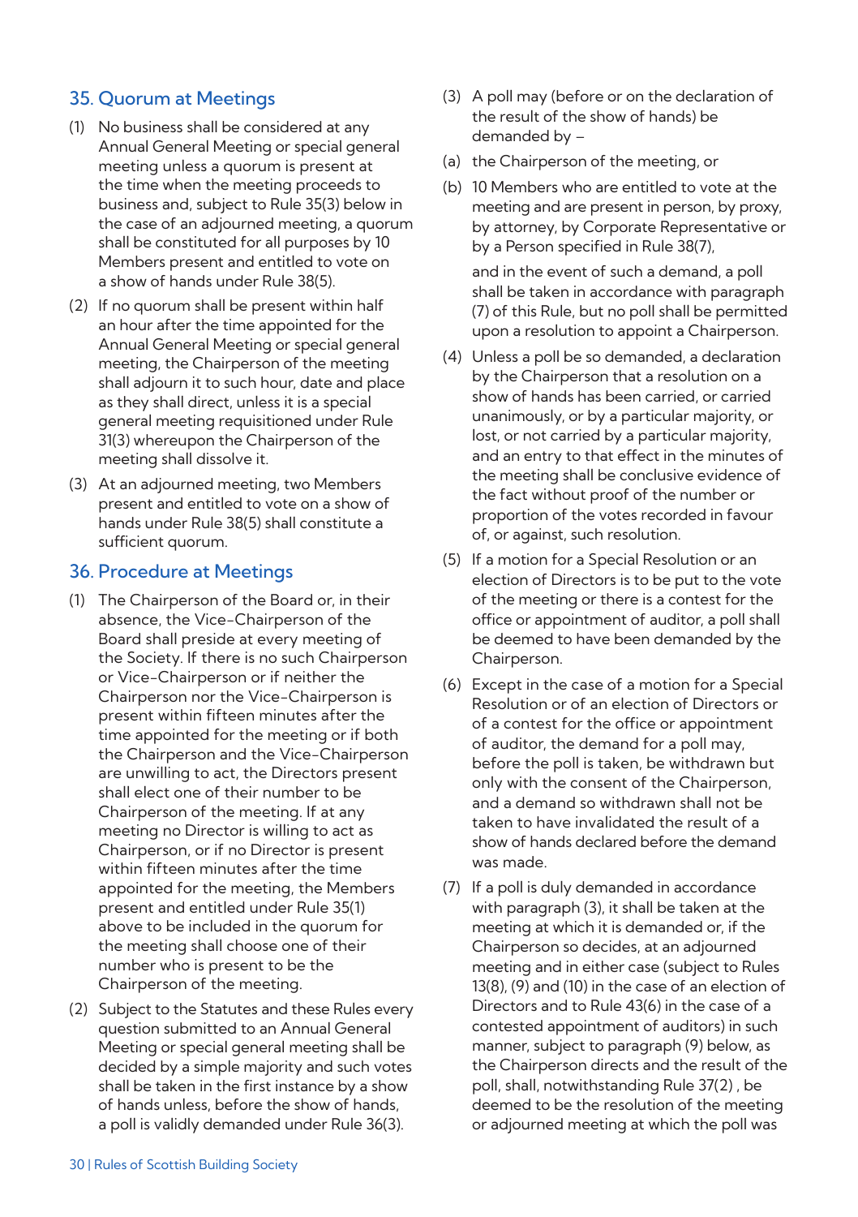## 35. Quorum at Meetings

(1) No business shall be considered at any Annual General Meeting or special general meeting unless a quorum is present at the time when the meeting proceeds to business and, subject to Rule 35(3) below in the case of an adjourned meeting, a quorum shall be constituted for all purposes by 10 Members present and entitled to vote on a show of hands under Rule 38(5).

(2) If no quorum shall be present within half an hour after the time appointed for the Annual General Meeting or special general meeting, the Chairperson of the meeting shall adjourn it to such hour, date and place as they shall direct, unless it is a special general meeting requisitioned under Rule 31(3) whereupon the Chairperson of the meeting shall dissolve it.

(3) At an adjourned meeting, two Members present and entitled to vote on a show of hands under Rule 38(5) shall constitute a sufficient quorum.

## 36. Procedure at Meetings

(1) The Chairperson of the Board or, in their absence, the Vice-Chairperson of the Board shall preside at every meeting of the Society. If there is no such Chairperson or Vice-Chairperson or if neither the Chairperson nor the Vice-Chairperson is present within fifteen minutes after the time appointed for the meeting or if both the Chairperson and the Vice-Chairperson are unwilling to act, the Directors present shall elect one of their number to be Chairperson of the meeting. If at any meeting no Director is willing to act as Chairperson, or if no Director is present within fifteen minutes after the time appointed for the meeting, the Members present and entitled under Rule 35(1) above to be included in the quorum for the meeting shall choose one of their number who is present to be the Chairperson of the meeting.

(2) Subject to the Statutes and these Rules every question submitted to an Annual General Meeting or special general meeting shall be decided by a simple majority and such votes shall be taken in the first instance by a show of hands unless, before the show of hands, a poll is validly demanded under Rule 36(3).

(3) A poll may (before or on the declaration of the result of the show of hands) be demanded by –

(a) the Chairperson of the meeting, or

(b) 10 Members who are entitled to vote at the meeting and are present in person, by proxy, by attorney, by Corporate Representative or by a Person specified in Rule 38(7),

and in the event of such a demand, a poll shall be taken in accordance with paragraph (7) of this Rule, but no poll shall be permitted upon a resolution to appoint a Chairperson.

(4) Unless a poll be so demanded, a declaration by the Chairperson that a resolution on a show of hands has been carried, or carried unanimously, or by a particular majority, or lost, or not carried by a particular majority, and an entry to that effect in the minutes of the meeting shall be conclusive evidence of the fact without proof of the number or proportion of the votes recorded in favour of, or against, such resolution.

(5) If a motion for a Special Resolution or an election of Directors is to be put to the vote of the meeting or there is a contest for the office or appointment of auditor, a poll shall be deemed to have been demanded by the Chairperson.

(6) Except in the case of a motion for a Special Resolution or of an election of Directors or of a contest for the office or appointment of auditor, the demand for a poll may, before the poll is taken, be withdrawn but only with the consent of the Chairperson, and a demand so withdrawn shall not be taken to have invalidated the result of a show of hands declared before the demand was made.

(7) If a poll is duly demanded in accordance with paragraph (3), it shall be taken at the meeting at which it is demanded or, if the Chairperson so decides, at an adjourned meeting and in either case (subject to Rules 13(8), (9) and (10) in the case of an election of Directors and to Rule 43(6) in the case of a contested appointment of auditors) in such manner, subject to paragraph (9) below, as the Chairperson directs and the result of the poll, shall, notwithstanding Rule 37(2) , be deemed to be the resolution of the meeting or adjourned meeting at which the poll was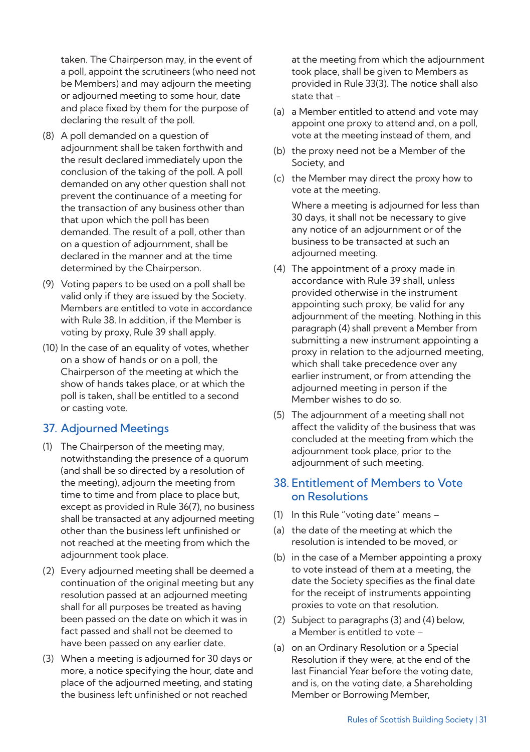taken. The Chairperson may, in the event of a poll, appoint the scrutineers (who need not be Members) and may adjourn the meeting or adjourned meeting to some hour, date and place fixed by them for the purpose of declaring the result of the poll.

(8) A poll demanded on a question of adjournment shall be taken forthwith and the result declared immediately upon the conclusion of the taking of the poll. A poll demanded on any other question shall not prevent the continuance of a meeting for the transaction of any business other than that upon which the poll has been demanded. The result of a poll, other than on a question of adjournment, shall be declared in the manner and at the time determined by the Chairperson.

(9) Voting papers to be used on a poll shall be valid only if they are issued by the Society. Members are entitled to vote in accordance with Rule 38. In addition, if the Member is voting by proxy, Rule 39 shall apply.

(10) In the case of an equality of votes, whether on a show of hands or on a poll, the Chairperson of the meeting at which the show of hands takes place, or at which the poll is taken, shall be entitled to a second or casting vote.

## 37. Adjourned Meetings

(1) The Chairperson of the meeting may, notwithstanding the presence of a quorum (and shall be so directed by a resolution of the meeting), adjourn the meeting from time to time and from place to place but, except as provided in Rule 36(7), no business shall be transacted at any adjourned meeting other than the business left unfinished or not reached at the meeting from which the adjournment took place.

(2) Every adjourned meeting shall be deemed a continuation of the original meeting but any resolution passed at an adjourned meeting shall for all purposes be treated as having been passed on the date on which it was in fact passed and shall not be deemed to have been passed on any earlier date.

(3) When a meeting is adjourned for 30 days or more, a notice specifying the hour, date and place of the adjourned meeting, and stating the business left unfinished or not reached at the meeting from which the adjournment took place, shall be given to Members as provided in Rule 33(3). The notice shall also state that –

(a) a Member entitled to attend and vote may appoint one proxy to attend and, on a poll, vote at the meeting instead of them, and

(b) the proxy need not be a Member of the Society, and

(c) the Member may direct the proxy how to vote at the meeting.

Where a meeting is adjourned for less than 30 days, it shall not be necessary to give any notice of an adjournment or of the business to be transacted at such an adjourned meeting.

(4) The appointment of a proxy made in accordance with Rule 39 shall, unless provided otherwise in the instrument appointing such proxy, be valid for any adjournment of the meeting. Nothing in this paragraph (4) shall prevent a Member from submitting a new instrument appointing a proxy in relation to the adjourned meeting, which shall take precedence over any earlier instrument, or from attending the adjourned meeting in person if the Member wishes to do so.

(5) The adjournment of a meeting shall not affect the validity of the business that was concluded at the meeting from which the adjournment took place, prior to the adjournment of such meeting.

## 38. Entitlement of Members to Vote on Resolutions

(1) In this Rule "voting date" means –

(a) the date of the meeting at which the resolution is intended to be moved, or

(b) in the case of a Member appointing a proxy to vote instead of them at a meeting, the date the Society specifies as the final date for the receipt of instruments appointing proxies to vote on that resolution.

(2) Subject to paragraphs (3) and (4) below, a Member is entitled to vote –

(a) on an Ordinary Resolution or a Special Resolution if they were, at the end of the last Financial Year before the voting date, and is, on the voting date, a Shareholding Member or Borrowing Member,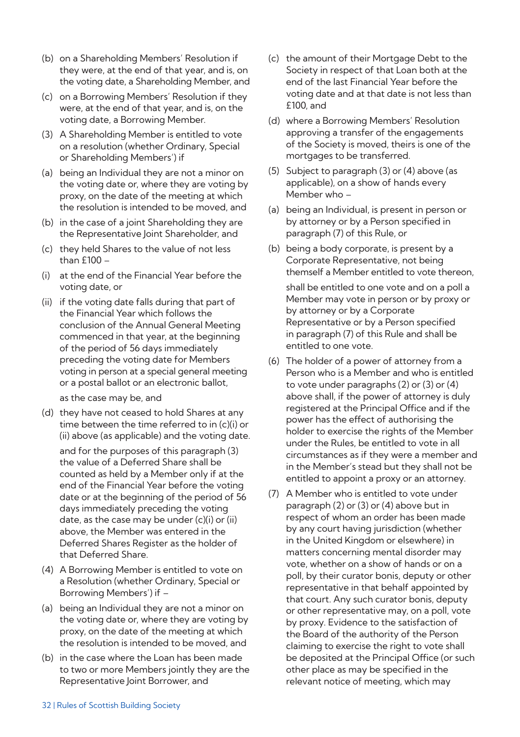(b) on a Shareholding Members' Resolution if they were, at the end of that year, and is, on the voting date, a Shareholding Member, and

(c) on a Borrowing Members' Resolution if they were, at the end of that year, and is, on the voting date, a Borrowing Member.

(3) A Shareholding Member is entitled to vote on a resolution (whether Ordinary, Special or Shareholding Members') if

(a) being an Individual they are not a minor on the voting date or, where they are voting by proxy, on the date of the meeting at which the resolution is intended to be moved, and

(b) in the case of a joint Shareholding they are the Representative Joint Shareholder, and

(c) they held Shares to the value of not less than £100 –

(i) at the end of the Financial Year before the voting date, or

(ii) if the voting date falls during that part of the Financial Year which follows the conclusion of the Annual General Meeting commenced in that year, at the beginning of the period of 56 days immediately preceding the voting date for Members voting in person at a special general meeting or a postal ballot or an electronic ballot,

as the case may be, and

(d) they have not ceased to hold Shares at any time between the time referred to in (c)(i) or (ii) above (as applicable) and the voting date.

and for the purposes of this paragraph (3) the value of a Deferred Share shall be counted as held by a Member only if at the end of the Financial Year before the voting date or at the beginning of the period of 56 days immediately preceding the voting date, as the case may be under (c)(i) or (ii) above, the Member was entered in the Deferred Shares Register as the holder of that Deferred Share.

(4) A Borrowing Member is entitled to vote on a Resolution (whether Ordinary, Special or Borrowing Members') if –

(a) being an Individual they are not a minor on the voting date or, where they are voting by proxy, on the date of the meeting at which the resolution is intended to be moved, and

(b) in the case where the Loan has been made to two or more Members jointly they are the Representative Joint Borrower, and

(c) the amount of their Mortgage Debt to the Society in respect of that Loan both at the end of the last Financial Year before the voting date and at that date is not less than £100, and

(d) where a Borrowing Members' Resolution approving a transfer of the engagements of the Society is moved, theirs is one of the mortgages to be transferred.

(5) Subject to paragraph (3) or (4) above (as applicable), on a show of hands every Member who –

(a) being an Individual, is present in person or by attorney or by a Person specified in paragraph (7) of this Rule, or

(b) being a body corporate, is present by a Corporate Representative, not being themself a Member entitled to vote thereon,

shall be entitled to one vote and on a poll a Member may vote in person or by proxy or by attorney or by a Corporate Representative or by a Person specified in paragraph (7) of this Rule and shall be entitled to one vote.

(6) The holder of a power of attorney from a Person who is a Member and who is entitled to vote under paragraphs (2) or (3) or (4) above shall, if the power of attorney is duly registered at the Principal Office and if the power has the effect of authorising the holder to exercise the rights of the Member under the Rules, be entitled to vote in all circumstances as if they were a member and in the Member's stead but they shall not be entitled to appoint a proxy or an attorney.

(7) A Member who is entitled to vote under paragraph (2) or (3) or (4) above but in respect of whom an order has been made by any court having jurisdiction (whether in the United Kingdom or elsewhere) in matters concerning mental disorder may vote, whether on a show of hands or on a poll, by their curator bonis, deputy or other representative in that behalf appointed by that court. Any such curator bonis, deputy or other representative may, on a poll, vote by proxy. Evidence to the satisfaction of the Board of the authority of the Person claiming to exercise the right to vote shall be deposited at the Principal Office (or such other place as may be specified in the relevant notice of meeting, which may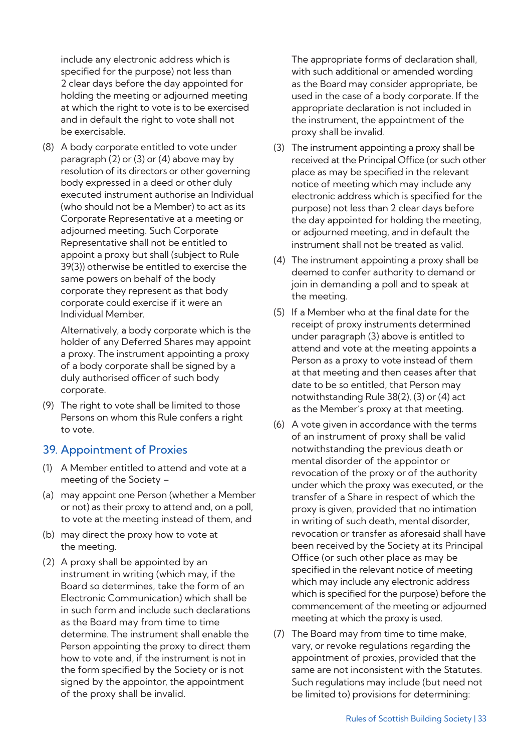include any electronic address which is specified for the purpose) not less than 2 clear days before the day appointed for holding the meeting or adjourned meeting at which the right to vote is to be exercised and in default the right to vote shall not be exercisable.

(8) A body corporate entitled to vote under paragraph (2) or (3) or (4) above may by resolution of its directors or other governing body expressed in a deed or other duly executed instrument authorise an Individual (who should not be a Member) to act as its Corporate Representative at a meeting or adjourned meeting. Such Corporate Representative shall not be entitled to appoint a proxy but shall (subject to Rule 39(3)) otherwise be entitled to exercise the same powers on behalf of the body corporate they represent as that body corporate could exercise if it were an Individual Member.

Alternatively, a body corporate which is the holder of any Deferred Shares may appoint a proxy. The instrument appointing a proxy of a body corporate shall be signed by a duly authorised officer of such body corporate.

(9) The right to vote shall be limited to those Persons on whom this Rule confers a right to vote.

## 39. Appointment of Proxies

(1) A Member entitled to attend and vote at a meeting of the Society –

(a) may appoint one Person (whether a Member or not) as their proxy to attend and, on a poll, to vote at the meeting instead of them, and

(b) may direct the proxy how to vote at the meeting.

(2) A proxy shall be appointed by an instrument in writing (which may, if the Board so determines, take the form of an Electronic Communication) which shall be in such form and include such declarations as the Board may from time to time determine. The instrument shall enable the Person appointing the proxy to direct them how to vote and, if the instrument is not in the form specified by the Society or is not signed by the appointor, the appointment of the proxy shall be invalid.

The appropriate forms of declaration shall, with such additional or amended wording as the Board may consider appropriate, be used in the case of a body corporate. If the appropriate declaration is not included in the instrument, the appointment of the proxy shall be invalid.

(3) The instrument appointing a proxy shall be received at the Principal Office (or such other place as may be specified in the relevant notice of meeting which may include any electronic address which is specified for the purpose) not less than 2 clear days before the day appointed for holding the meeting, or adjourned meeting, and in default the instrument shall not be treated as valid.

(4) The instrument appointing a proxy shall be deemed to confer authority to demand or join in demanding a poll and to speak at the meeting.

(5) If a Member who at the final date for the receipt of proxy instruments determined under paragraph (3) above is entitled to attend and vote at the meeting appoints a Person as a proxy to vote instead of them at that meeting and then ceases after that date to be so entitled, that Person may notwithstanding Rule 38(2), (3) or (4) act as the Member's proxy at that meeting.

(6) A vote given in accordance with the terms of an instrument of proxy shall be valid notwithstanding the previous death or mental disorder of the appointor or revocation of the proxy or of the authority under which the proxy was executed, or the transfer of a Share in respect of which the proxy is given, provided that no intimation in writing of such death, mental disorder, revocation or transfer as aforesaid shall have been received by the Society at its Principal Office (or such other place as may be specified in the relevant notice of meeting which may include any electronic address which is specified for the purpose) before the commencement of the meeting or adjourned meeting at which the proxy is used.

(7) The Board may from time to time make, vary, or revoke regulations regarding the appointment of proxies, provided that the same are not inconsistent with the Statutes. Such regulations may include (but need not be limited to) provisions for determining: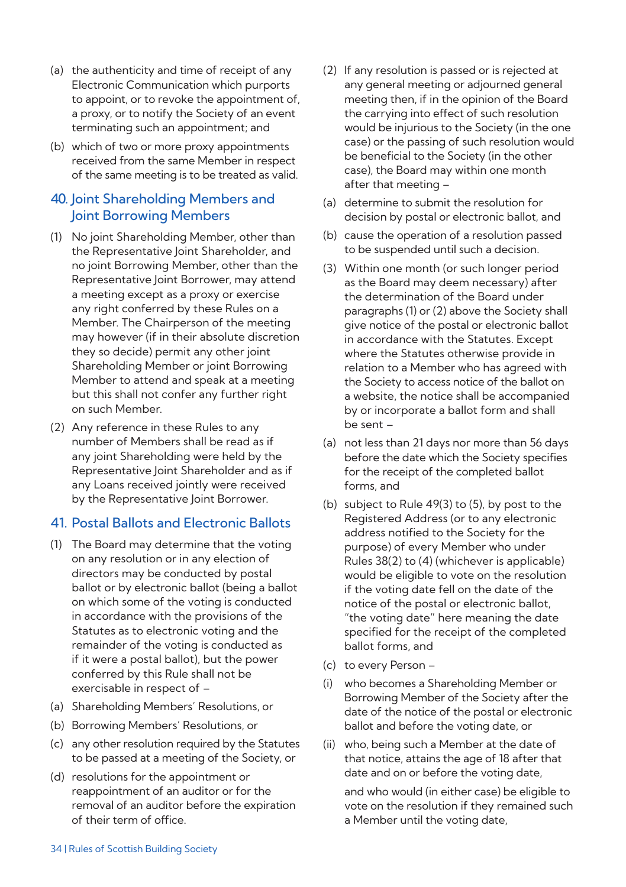(a) the authenticity and time of receipt of any Electronic Communication which purports to appoint, or to revoke the appointment of, a proxy, or to notify the Society of an event terminating such an appointment; and

(b) which of two or more proxy appointments received from the same Member in respect of the same meeting is to be treated as valid.

## 40. Joint Shareholding Members and Joint Borrowing Members

(1) No joint Shareholding Member, other than the Representative Joint Shareholder, and no joint Borrowing Member, other than the Representative Joint Borrower, may attend a meeting except as a proxy or exercise any right conferred by these Rules on a Member. The Chairperson of the meeting may however (if in their absolute discretion they so decide) permit any other joint Shareholding Member or joint Borrowing Member to attend and speak at a meeting but this shall not confer any further right on such Member.

(2) Any reference in these Rules to any number of Members shall be read as if any joint Shareholding were held by the Representative Joint Shareholder and as if any Loans received jointly were received by the Representative Joint Borrower.

## 41. Postal Ballots and Electronic Ballots

(1) The Board may determine that the voting on any resolution or in any election of directors may be conducted by postal ballot or by electronic ballot (being a ballot on which some of the voting is conducted in accordance with the provisions of the Statutes as to electronic voting and the remainder of the voting is conducted as if it were a postal ballot), but the power conferred by this Rule shall not be exercisable in respect of –

(a) Shareholding Members' Resolutions, or

(b) Borrowing Members' Resolutions, or

(c) any other resolution required by the Statutes to be passed at a meeting of the Society, or

(d) resolutions for the appointment or reappointment of an auditor or for the removal of an auditor before the expiration of their term of office.

(2) If any resolution is passed or is rejected at any general meeting or adjourned general meeting then, if in the opinion of the Board the carrying into effect of such resolution would be injurious to the Society (in the one case) or the passing of such resolution would be beneficial to the Society (in the other case), the Board may within one month after that meeting –

(a) determine to submit the resolution for decision by postal or electronic ballot, and

(b) cause the operation of a resolution passed to be suspended until such a decision.

(3) Within one month (or such longer period as the Board may deem necessary) after the determination of the Board under paragraphs (1) or (2) above the Society shall give notice of the postal or electronic ballot in accordance with the Statutes. Except where the Statutes otherwise provide in relation to a Member who has agreed with the Society to access notice of the ballot on a website, the notice shall be accompanied by or incorporate a ballot form and shall be sent –

(a) not less than 21 days nor more than 56 days before the date which the Society specifies for the receipt of the completed ballot forms, and

(b) subject to Rule 49(3) to (5), by post to the Registered Address (or to any electronic address notified to the Society for the purpose) of every Member who under Rules 38(2) to (4) (whichever is applicable) would be eligible to vote on the resolution if the voting date fell on the date of the notice of the postal or electronic ballot, "the voting date" here meaning the date specified for the receipt of the completed ballot forms, and

(c) to every Person –

(i) who becomes a Shareholding Member or Borrowing Member of the Society after the date of the notice of the postal or electronic ballot and before the voting date, or

(ii) who, being such a Member at the date of that notice, attains the age of 18 after that date and on or before the voting date,

and who would (in either case) be eligible to vote on the resolution if they remained such a Member until the voting date,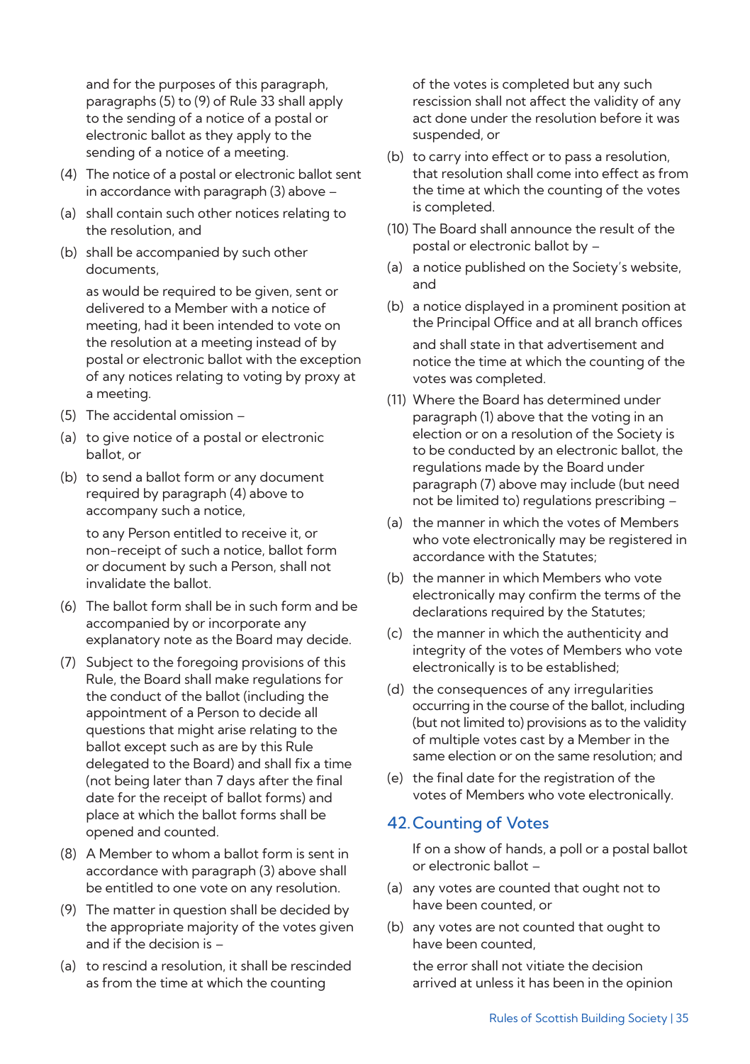and for the purposes of this paragraph, paragraphs (5) to (9) of Rule 33 shall apply to the sending of a notice of a postal or electronic ballot as they apply to the sending of a notice of a meeting.

(4) The notice of a postal or electronic ballot sent in accordance with paragraph (3) above –

(a) shall contain such other notices relating to the resolution, and

(b) shall be accompanied by such other documents,

as would be required to be given, sent or delivered to a Member with a notice of meeting, had it been intended to vote on the resolution at a meeting instead of by postal or electronic ballot with the exception of any notices relating to voting by proxy at a meeting.

(5) The accidental omission –

(a) to give notice of a postal or electronic ballot, or

(b) to send a ballot form or any document required by paragraph (4) above to accompany such a notice,

to any Person entitled to receive it, or non-receipt of such a notice, ballot form or document by such a Person, shall not invalidate the ballot.

(6) The ballot form shall be in such form and be accompanied by or incorporate any explanatory note as the Board may decide.

(7) Subject to the foregoing provisions of this Rule, the Board shall make regulations for the conduct of the ballot (including the appointment of a Person to decide all questions that might arise relating to the ballot except such as are by this Rule delegated to the Board) and shall fix a time (not being later than 7 days after the final date for the receipt of ballot forms) and place at which the ballot forms shall be opened and counted.

(8) A Member to whom a ballot form is sent in accordance with paragraph (3) above shall be entitled to one vote on any resolution.

(9) The matter in question shall be decided by the appropriate majority of the votes given and if the decision is –

(a) to rescind a resolution, it shall be rescinded as from the time at which the counting of the votes is completed but any such rescission shall not affect the validity of any act done under the resolution before it was suspended, or

(b) to carry into effect or to pass a resolution, that resolution shall come into effect as from the time at which the counting of the votes is completed.

(10) The Board shall announce the result of the postal or electronic ballot by –

(a) a notice published on the Society's website, and

(b) a notice displayed in a prominent position at the Principal Office and at all branch offices

and shall state in that advertisement and notice the time at which the counting of the votes was completed.

(11) Where the Board has determined under paragraph (1) above that the voting in an election or on a resolution of the Society is to be conducted by an electronic ballot, the regulations made by the Board under paragraph (7) above may include (but need not be limited to) regulations prescribing –

(a) the manner in which the votes of Members who vote electronically may be registered in accordance with the Statutes;

(b) the manner in which Members who vote electronically may confirm the terms of the declarations required by the Statutes;

(c) the manner in which the authenticity and integrity of the votes of Members who vote electronically is to be established;

(d) the consequences of any irregularities occurring in the course of the ballot, including (but not limited to) provisions as to the validity of multiple votes cast by a Member in the same election or on the same resolution; and

(e) the final date for the registration of the votes of Members who vote electronically.

## 42. Counting of Votes

If on a show of hands, a poll or a postal ballot or electronic ballot –

(a) any votes are counted that ought not to have been counted, or

(b) any votes are not counted that ought to have been counted,

the error shall not vitiate the decision arrived at unless it has been in the opinion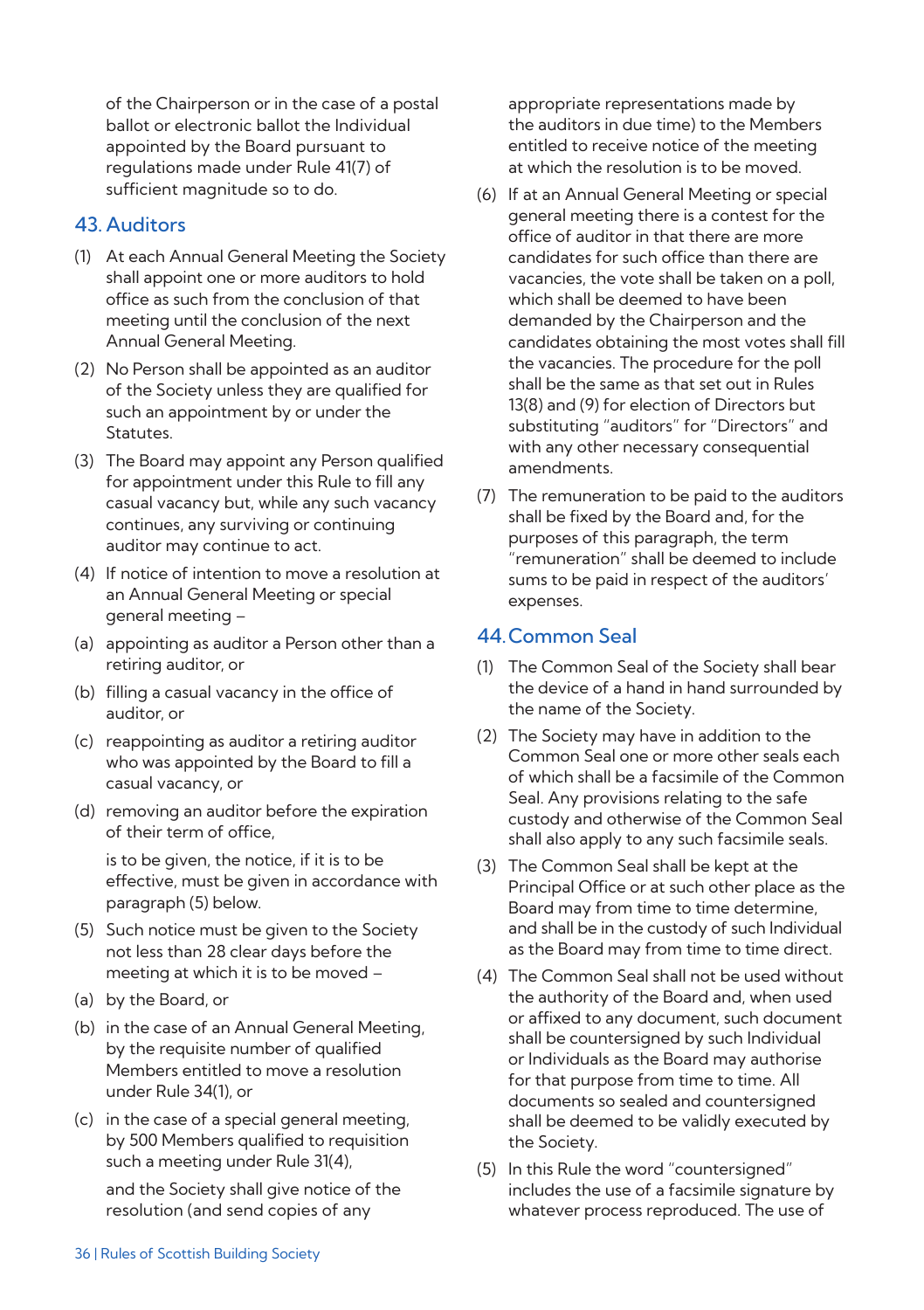of the Chairperson or in the case of a postal ballot or electronic ballot the Individual appointed by the Board pursuant to regulations made under Rule 41(7) of sufficient magnitude so to do.

## 43. Auditors

(1) At each Annual General Meeting the Society shall appoint one or more auditors to hold office as such from the conclusion of that meeting until the conclusion of the next Annual General Meeting.

(2) No Person shall be appointed as an auditor of the Society unless they are qualified for such an appointment by or under the Statutes.

(3) The Board may appoint any Person qualified for appointment under this Rule to fill any casual vacancy but, while any such vacancy continues, any surviving or continuing auditor may continue to act.

(4) If notice of intention to move a resolution at an Annual General Meeting or special general meeting –

(a) appointing as auditor a Person other than a retiring auditor, or

(b) filling a casual vacancy in the office of auditor, or

(c) reappointing as auditor a retiring auditor who was appointed by the Board to fill a casual vacancy, or

(d) removing an auditor before the expiration of their term of office,

is to be given, the notice, if it is to be effective, must be given in accordance with paragraph (5) below.

(5) Such notice must be given to the Society not less than 28 clear days before the meeting at which it is to be moved –

(a) by the Board, or

(b) in the case of an Annual General Meeting, by the requisite number of qualified Members entitled to move a resolution under Rule 34(1), or

(c) in the case of a special general meeting, by 500 Members qualified to requisition such a meeting under Rule 31(4),

and the Society shall give notice of the resolution (and send copies of any appropriate representations made by the auditors in due time) to the Members entitled to receive notice of the meeting at which the resolution is to be moved.

(6) If at an Annual General Meeting or special general meeting there is a contest for the office of auditor in that there are more candidates for such office than there are vacancies, the vote shall be taken on a poll, which shall be deemed to have been demanded by the Chairperson and the candidates obtaining the most votes shall fill the vacancies. The procedure for the poll shall be the same as that set out in Rules 13(8) and (9) for election of Directors but substituting "auditors" for "Directors" and with any other necessary consequential amendments.

(7) The remuneration to be paid to the auditors shall be fixed by the Board and, for the purposes of this paragraph, the term "remuneration" shall be deemed to include sums to be paid in respect of the auditors' expenses.

## 44. Common Seal

(1) The Common Seal of the Society shall bear the device of a hand in hand surrounded by the name of the Society.

(2) The Society may have in addition to the Common Seal one or more other seals each of which shall be a facsimile of the Common Seal. Any provisions relating to the safe custody and otherwise of the Common Seal shall also apply to any such facsimile seals.

(3) The Common Seal shall be kept at the Principal Office or at such other place as the Board may from time to time determine, and shall be in the custody of such Individual as the Board may from time to time direct.

(4) The Common Seal shall not be used without the authority of the Board and, when used or affixed to any document, such document shall be countersigned by such Individual or Individuals as the Board may authorise for that purpose from time to time. All documents so sealed and countersigned shall be deemed to be validly executed by the Society.

(5) In this Rule the word "countersigned" includes the use of a facsimile signature by whatever process reproduced. The use of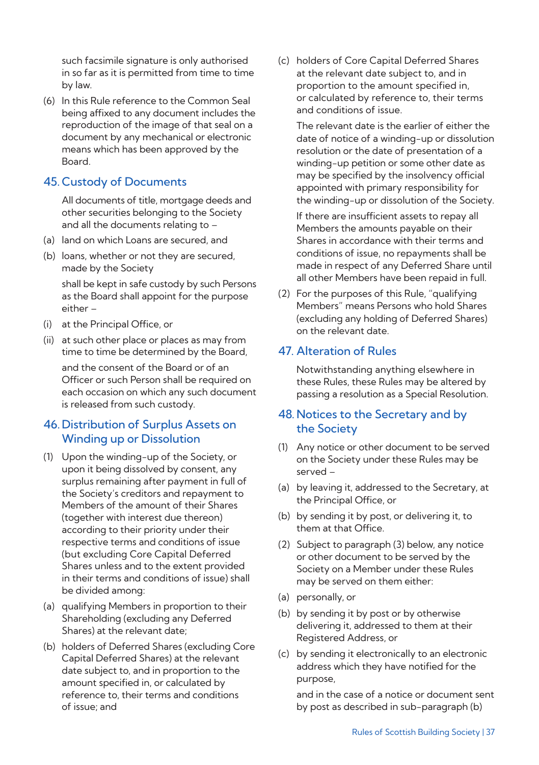such facsimile signature is only authorised in so far as it is permitted from time to time by law.

(6) In this Rule reference to the Common Seal being affixed to any document includes the reproduction of the image of that seal on a document by any mechanical or electronic means which has been approved by the Board.

## 45. Custody of Documents

All documents of title, mortgage deeds and other securities belonging to the Society and all the documents relating to –

(a) land on which Loans are secured, and

(b) loans, whether or not they are secured, made by the Society

shall be kept in safe custody by such Persons as the Board shall appoint for the purpose either –

(i) at the Principal Office, or

(ii) at such other place or places as may from time to time be determined by the Board,

and the consent of the Board or of an Officer or such Person shall be required on each occasion on which any such document is released from such custody.

## 46. Distribution of Surplus Assets on Winding up or Dissolution

(1) Upon the winding-up of the Society, or upon it being dissolved by consent, any surplus remaining after payment in full of the Society's creditors and repayment to Members of the amount of their Shares (together with interest due thereon) according to their priority under their respective terms and conditions of issue (but excluding Core Capital Deferred Shares unless and to the extent provided in their terms and conditions of issue) shall be divided among:

(a) qualifying Members in proportion to their Shareholding (excluding any Deferred Shares) at the relevant date;

(b) holders of Deferred Shares (excluding Core Capital Deferred Shares) at the relevant date subject to, and in proportion to the amount specified in, or calculated by reference to, their terms and conditions of issue; and

(c) holders of Core Capital Deferred Shares at the relevant date subject to, and in proportion to the amount specified in, or calculated by reference to, their terms and conditions of issue.

The relevant date is the earlier of either the date of notice of a winding-up or dissolution resolution or the date of presentation of a winding-up petition or some other date as may be specified by the insolvency official appointed with primary responsibility for the winding-up or dissolution of the Society.

If there are insufficient assets to repay all Members the amounts payable on their Shares in accordance with their terms and conditions of issue, no repayments shall be made in respect of any Deferred Share until all other Members have been repaid in full.

(2) For the purposes of this Rule, "qualifying Members" means Persons who hold Shares (excluding any holding of Deferred Shares) on the relevant date.

## 47. Alteration of Rules

Notwithstanding anything elsewhere in these Rules, these Rules may be altered by passing a resolution as a Special Resolution.

## 48. Notices to the Secretary and by the Society

(1) Any notice or other document to be served on the Society under these Rules may be served –

(a) by leaving it, addressed to the Secretary, at the Principal Office, or

(b) by sending it by post, or delivering it, to them at that Office.

(2) Subject to paragraph (3) below, any notice or other document to be served by the Society on a Member under these Rules may be served on them either:

(a) personally, or

(b) by sending it by post or by otherwise delivering it, addressed to them at their Registered Address, or

(c) by sending it electronically to an electronic address which they have notified for the purpose,

and in the case of a notice or document sent by post as described in sub-paragraph (b)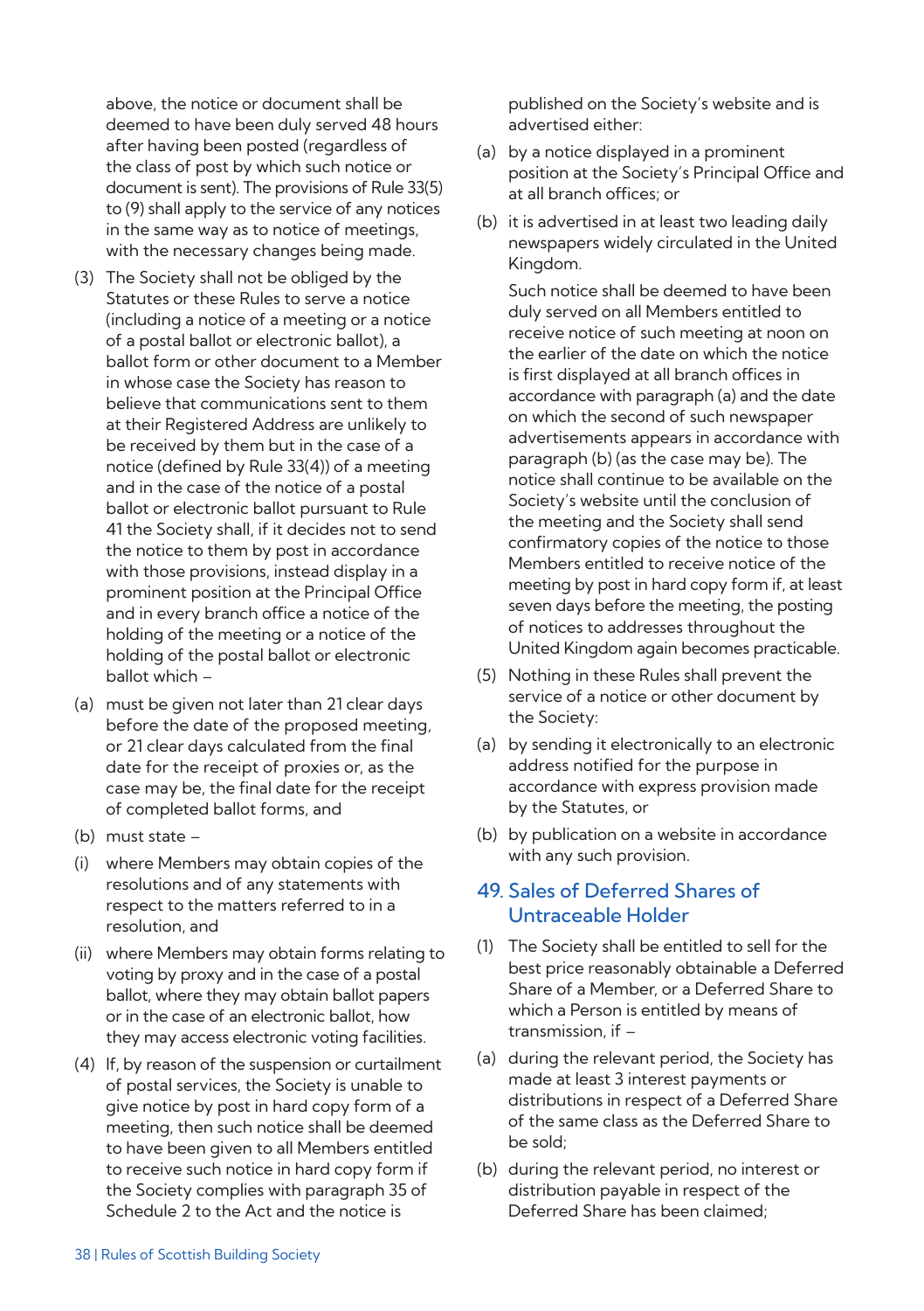above, the notice or document shall be deemed to have been duly served 48 hours after having been posted (regardless of the class of post by which such notice or document is sent). The provisions of Rule 33(5) to (9) shall apply to the service of any notices in the same way as to notice of meetings, with the necessary changes being made.

(3) The Society shall not be obliged by the Statutes or these Rules to serve a notice (including a notice of a meeting or a notice of a postal ballot or electronic ballot), a ballot form or other document to a Member in whose case the Society has reason to believe that communications sent to them at their Registered Address are unlikely to be received by them but in the case of a notice (defined by Rule 33(4)) of a meeting and in the case of the notice of a postal ballot or electronic ballot pursuant to Rule 41 the Society shall, if it decides not to send the notice to them by post in accordance with those provisions, instead display in a prominent position at the Principal Office and in every branch office a notice of the holding of the meeting or a notice of the holding of the postal ballot or electronic ballot which –

(a) must be given not later than 21 clear days before the date of the proposed meeting, or 21 clear days calculated from the final date for the receipt of proxies or, as the case may be, the final date for the receipt of completed ballot forms, and

(b) must state –

(i) where Members may obtain copies of the resolutions and of any statements with respect to the matters referred to in a resolution, and

(ii) where Members may obtain forms relating to voting by proxy and in the case of a postal ballot, where they may obtain ballot papers or in the case of an electronic ballot, how they may access electronic voting facilities.

(4) If, by reason of the suspension or curtailment of postal services, the Society is unable to give notice by post in hard copy form of a meeting, then such notice shall be deemed to have been given to all Members entitled to receive such notice in hard copy form if the Society complies with paragraph 35 of Schedule 2 to the Act and the notice is published on the Society's website and is advertised either:

(a) by a notice displayed in a prominent position at the Society's Principal Office and at all branch offices; or

(b) it is advertised in at least two leading daily newspapers widely circulated in the United Kingdom.

Such notice shall be deemed to have been duly served on all Members entitled to receive notice of such meeting at noon on the earlier of the date on which the notice is first displayed at all branch offices in accordance with paragraph (a) and the date on which the second of such newspaper advertisements appears in accordance with paragraph (b) (as the case may be). The notice shall continue to be available on the Society's website until the conclusion of the meeting and the Society shall send confirmatory copies of the notice to those Members entitled to receive notice of the meeting by post in hard copy form if, at least seven days before the meeting, the posting of notices to addresses throughout the United Kingdom again becomes practicable.

(5) Nothing in these Rules shall prevent the service of a notice or other document by the Society:

(a) by sending it electronically to an electronic address notified for the purpose in accordance with express provision made by the Statutes, or

(b) by publication on a website in accordance with any such provision.

## 49. Sales of Deferred Shares of Untraceable Holder

(1) The Society shall be entitled to sell for the best price reasonably obtainable a Deferred Share of a Member, or a Deferred Share to which a Person is entitled by means of transmission, if –

(a) during the relevant period, the Society has made at least 3 interest payments or distributions in respect of a Deferred Share of the same class as the Deferred Share to be sold;

(b) during the relevant period, no interest or distribution payable in respect of the Deferred Share has been claimed;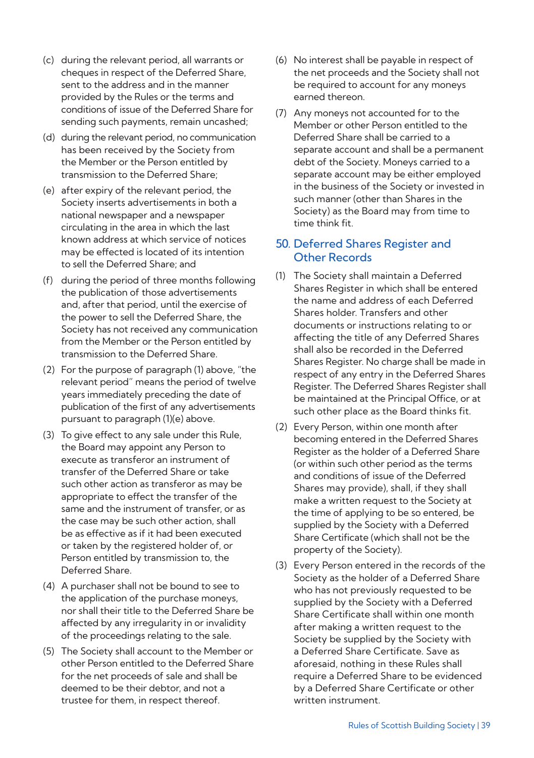(c) during the relevant period, all warrants or cheques in respect of the Deferred Share, sent to the address and in the manner provided by the Rules or the terms and conditions of issue of the Deferred Share for sending such payments, remain uncashed;

(d) during the relevant period, no communication has been received by the Society from the Member or the Person entitled by transmission to the Deferred Share;

(e) after expiry of the relevant period, the Society inserts advertisements in both a national newspaper and a newspaper circulating in the area in which the last known address at which service of notices may be effected is located of its intention to sell the Deferred Share; and

(f) during the period of three months following the publication of those advertisements and, after that period, until the exercise of the power to sell the Deferred Share, the Society has not received any communication from the Member or the Person entitled by transmission to the Deferred Share.

(2) For the purpose of paragraph (1) above, "the relevant period" means the period of twelve years immediately preceding the date of publication of the first of any advertisements pursuant to paragraph (1)(e) above.

(3) To give effect to any sale under this Rule, the Board may appoint any Person to execute as transferor an instrument of transfer of the Deferred Share or take such other action as transferor as may be appropriate to effect the transfer of the same and the instrument of transfer, or as the case may be such other action, shall be as effective as if it had been executed or taken by the registered holder of, or Person entitled by transmission to, the Deferred Share.

(4) A purchaser shall not be bound to see to the application of the purchase moneys, nor shall their title to the Deferred Share be affected by any irregularity in or invalidity of the proceedings relating to the sale.

(5) The Society shall account to the Member or other Person entitled to the Deferred Share for the net proceeds of sale and shall be deemed to be their debtor, and not a trustee for them, in respect thereof.

(6) No interest shall be payable in respect of the net proceeds and the Society shall not be required to account for any moneys earned thereon.

(7) Any moneys not accounted for to the Member or other Person entitled to the Deferred Share shall be carried to a separate account and shall be a permanent debt of the Society. Moneys carried to a separate account may be either employed in the business of the Society or invested in such manner (other than Shares in the Society) as the Board may from time to time think fit.

## 50. Deferred Shares Register and Other Records

(1) The Society shall maintain a Deferred Shares Register in which shall be entered the name and address of each Deferred Shares holder. Transfers and other documents or instructions relating to or affecting the title of any Deferred Shares shall also be recorded in the Deferred Shares Register. No charge shall be made in respect of any entry in the Deferred Shares Register. The Deferred Shares Register shall be maintained at the Principal Office, or at such other place as the Board thinks fit.

(2) Every Person, within one month after becoming entered in the Deferred Shares Register as the holder of a Deferred Share (or within such other period as the terms and conditions of issue of the Deferred Shares may provide), shall, if they shall make a written request to the Society at the time of applying to be so entered, be supplied by the Society with a Deferred Share Certificate (which shall not be the property of the Society).

(3) Every Person entered in the records of the Society as the holder of a Deferred Share who has not previously requested to be supplied by the Society with a Deferred Share Certificate shall within one month after making a written request to the Society be supplied by the Society with a Deferred Share Certificate. Save as aforesaid, nothing in these Rules shall require a Deferred Share to be evidenced by a Deferred Share Certificate or other written instrument.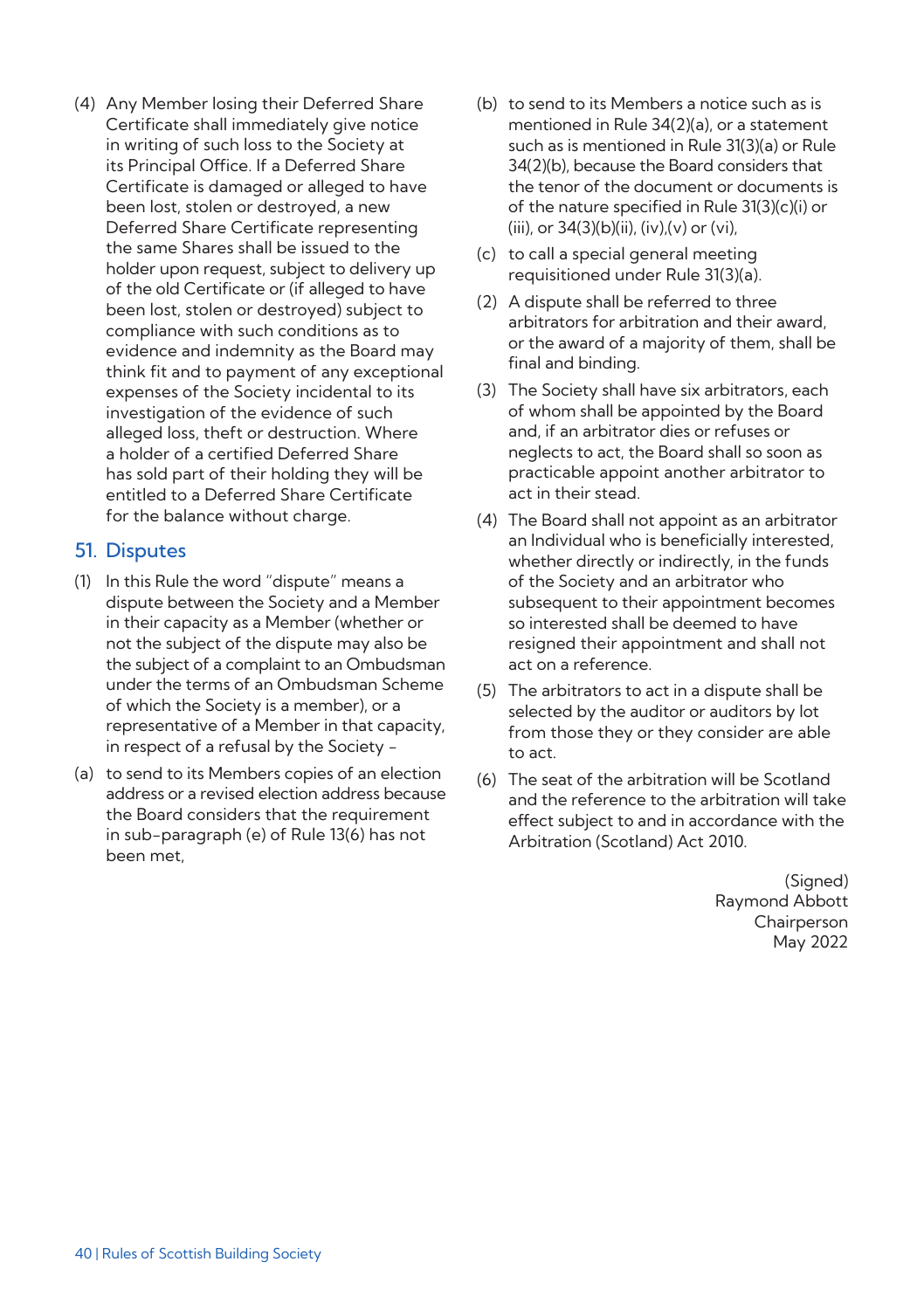(4) Any Member losing their Deferred Share Certificate shall immediately give notice in writing of such loss to the Society at its Principal Office. If a Deferred Share Certificate is damaged or alleged to have been lost, stolen or destroyed, a new Deferred Share Certificate representing the same Shares shall be issued to the holder upon request, subject to delivery up of the old Certificate or (if alleged to have been lost, stolen or destroyed) subject to compliance with such conditions as to evidence and indemnity as the Board may think fit and to payment of any exceptional expenses of the Society incidental to its investigation of the evidence of such alleged loss, theft or destruction. Where a holder of a certified Deferred Share has sold part of their holding they will be entitled to a Deferred Share Certificate for the balance without charge.

## 51. Disputes

(1) In this Rule the word "dispute" means a dispute between the Society and a Member in their capacity as a Member (whether or not the subject of the dispute may also be the subject of a complaint to an Ombudsman under the terms of an Ombudsman Scheme of which the Society is a member), or a representative of a Member in that capacity, in respect of a refusal by the Society –

(a) to send to its Members copies of an election address or a revised election address because the Board considers that the requirement in sub-paragraph (e) of Rule 13(6) has not been met,

(b) to send to its Members a notice such as is mentioned in Rule 34(2)(a), or a statement such as is mentioned in Rule 31(3)(a) or Rule 34(2)(b), because the Board considers that the tenor of the document or documents is of the nature specified in Rule 31(3)(c)(i) or (iii), or 34(3)(b)(ii), (iv),(v) or (vi),

(c) to call a special general meeting requisitioned under Rule 31(3)(a).

(2) A dispute shall be referred to three arbitrators for arbitration and their award, or the award of a majority of them, shall be final and binding.

(3) The Society shall have six arbitrators, each of whom shall be appointed by the Board and, if an arbitrator dies or refuses or neglects to act, the Board shall so soon as practicable appoint another arbitrator to act in their stead.

(4) The Board shall not appoint as an arbitrator an Individual who is beneficially interested, whether directly or indirectly, in the funds of the Society and an arbitrator who subsequent to their appointment becomes so interested shall be deemed to have resigned their appointment and shall not act on a reference.

(5) The arbitrators to act in a dispute shall be selected by the auditor or auditors by lot from those they or they consider are able to act.

(6) The seat of the arbitration will be Scotland and the reference to the arbitration will take effect subject to and in accordance with the Arbitration (Scotland) Act 2010.

(Signed)
Raymond Abbott
Chairperson
May 2022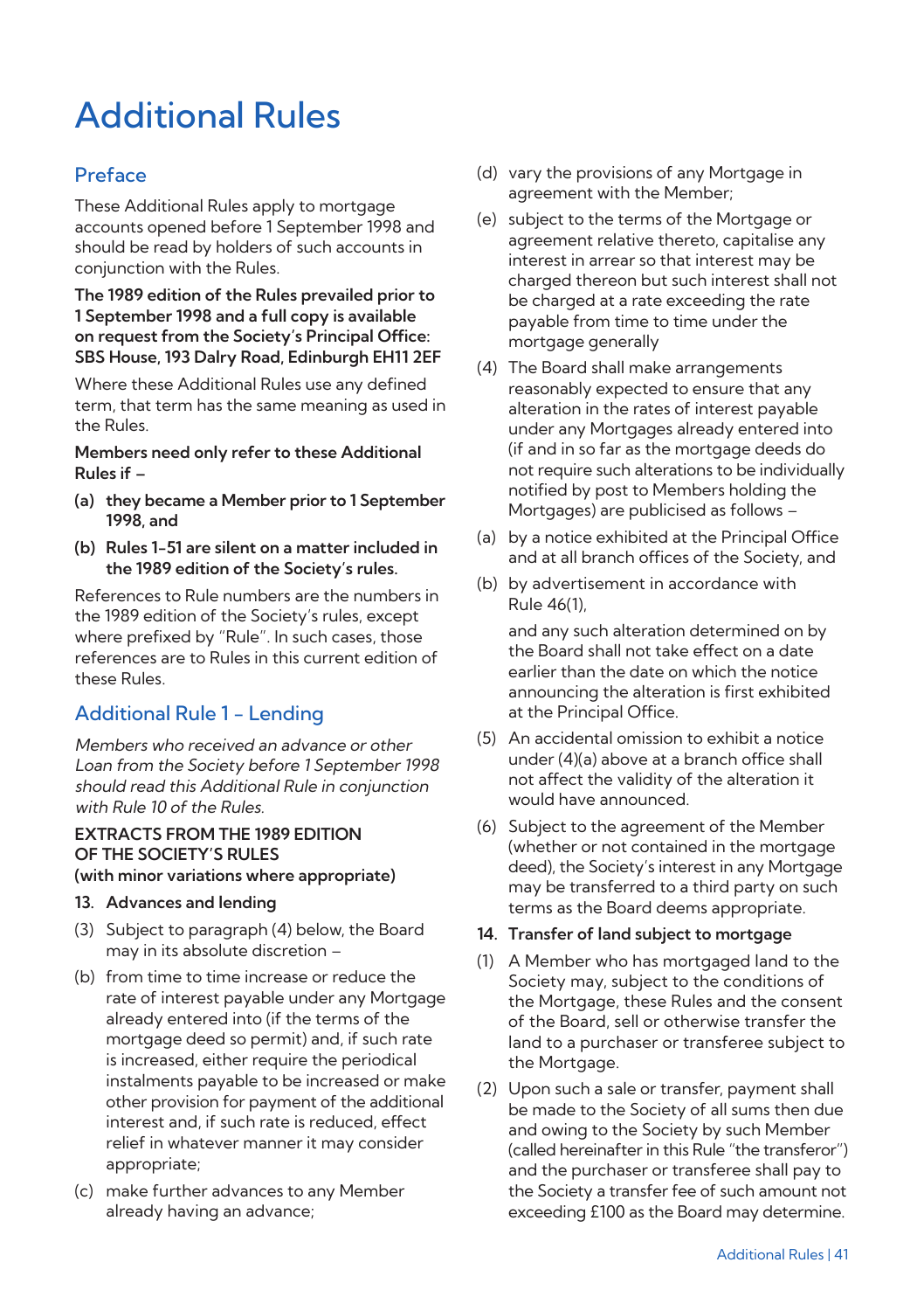# Additional Rules

## Preface

These Additional Rules apply to mortgage accounts opened before 1 September 1998 and should be read by holders of such accounts in conjunction with the Rules.

**The 1989 edition of the Rules prevailed prior to 1 September 1998 and a full copy is available on request from the Society's Principal Office: SBS House, 193 Dalry Road, Edinburgh EH11 2EF**

Where these Additional Rules use any defined term, that term has the same meaning as used in the Rules.

**Members need only refer to these Additional Rules if –**

**(a) they became a Member prior to 1 September 1998, and**

**(b) Rules 1-51 are silent on a matter included in the 1989 edition of the Society's rules.**

References to Rule numbers are the numbers in the 1989 edition of the Society's rules, except where prefixed by "Rule". In such cases, those references are to Rules in this current edition of these Rules.

## Additional Rule 1 – Lending

*Members who received an advance or other Loan from the Society before 1 September 1998 should read this Additional Rule in conjunction with Rule 10 of the Rules.*

**EXTRACTS FROM THE 1989 EDITION OF THE SOCIETY'S RULES (with minor variations where appropriate)**

**13. Advances and lending**

(3) Subject to paragraph (4) below, the Board may in its absolute discretion –

(b) from time to time increase or reduce the rate of interest payable under any Mortgage already entered into (if the terms of the mortgage deed so permit) and, if such rate is increased, either require the periodical instalments payable to be increased or make other provision for payment of the additional interest and, if such rate is reduced, effect relief in whatever manner it may consider appropriate;

(c) make further advances to any Member already having an advance;

(d) vary the provisions of any Mortgage in agreement with the Member;

(e) subject to the terms of the Mortgage or agreement relative thereto, capitalise any interest in arrear so that interest may be charged thereon but such interest shall not be charged at a rate exceeding the rate payable from time to time under the mortgage generally

(4) The Board shall make arrangements reasonably expected to ensure that any alteration in the rates of interest payable under any Mortgages already entered into (if and in so far as the mortgage deeds do not require such alterations to be individually notified by post to Members holding the Mortgages) are publicised as follows –

(a) by a notice exhibited at the Principal Office and at all branch offices of the Society, and

(b) by advertisement in accordance with Rule 46(1),

and any such alteration determined on by the Board shall not take effect on a date earlier than the date on which the notice announcing the alteration is first exhibited at the Principal Office.

(5) An accidental omission to exhibit a notice under (4)(a) above at a branch office shall not affect the validity of the alteration it would have announced.

(6) Subject to the agreement of the Member (whether or not contained in the mortgage deed), the Society's interest in any Mortgage may be transferred to a third party on such terms as the Board deems appropriate.

**14. Transfer of land subject to mortgage**

(1) A Member who has mortgaged land to the Society may, subject to the conditions of the Mortgage, these Rules and the consent of the Board, sell or otherwise transfer the land to a purchaser or transferee subject to the Mortgage.

(2) Upon such a sale or transfer, payment shall be made to the Society of all sums then due and owing to the Society by such Member (called hereinafter in this Rule "the transferor") and the purchaser or transferee shall pay to the Society a transfer fee of such amount not exceeding £100 as the Board may determine.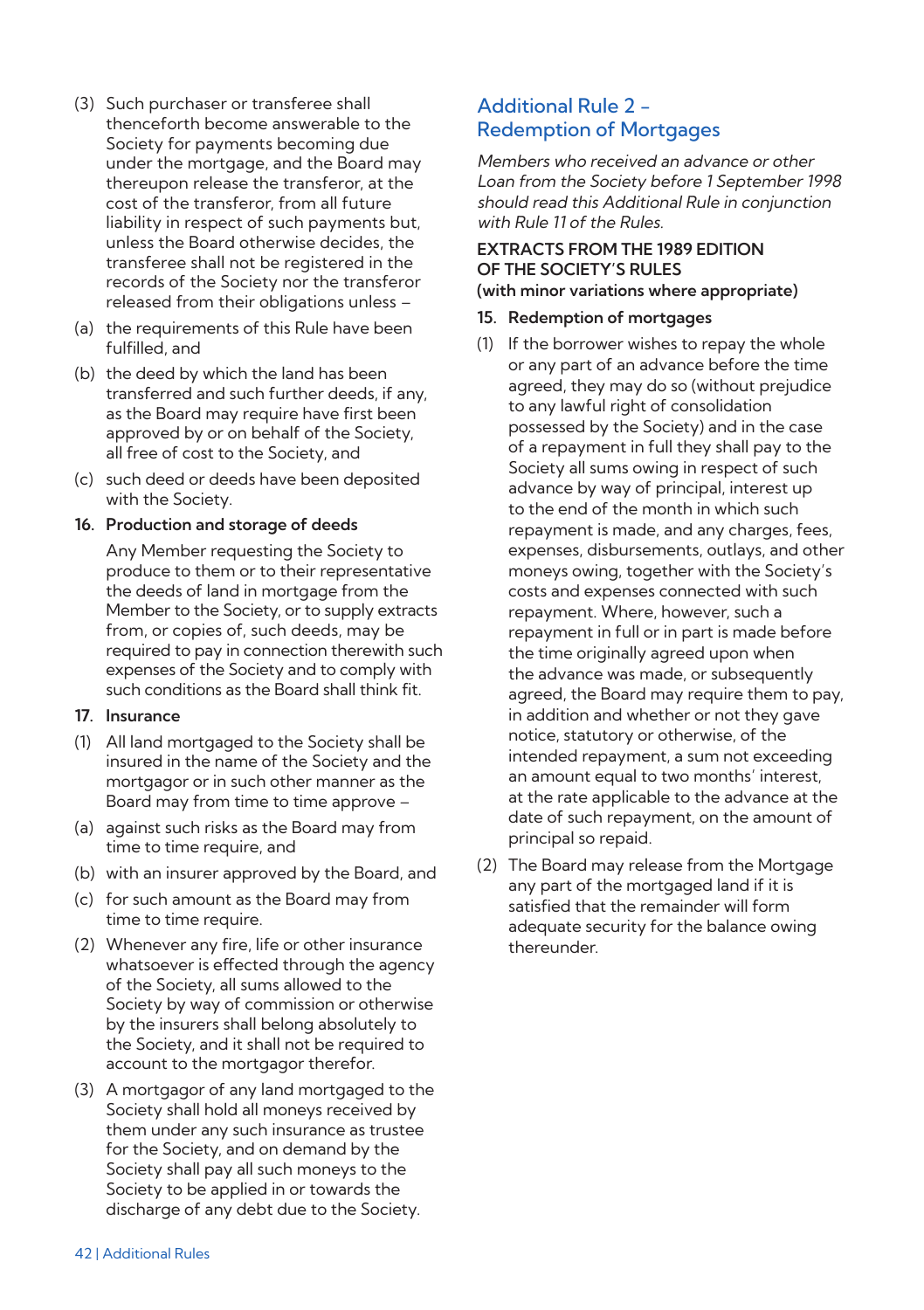(3) Such purchaser or transferee shall thenceforth become answerable to the Society for payments becoming due under the mortgage, and the Board may thereupon release the transferor, at the cost of the transferor, from all future liability in respect of such payments but, unless the Board otherwise decides, the transferee shall not be registered in the records of the Society nor the transferor released from their obligations unless –

(a) the requirements of this Rule have been fulfilled, and

(b) the deed by which the land has been transferred and such further deeds, if any, as the Board may require have first been approved by or on behalf of the Society, all free of cost to the Society, and

(c) such deed or deeds have been deposited with the Society.

**16. Production and storage of deeds**

Any Member requesting the Society to produce to them or to their representative the deeds of land in mortgage from the Member to the Society, or to supply extracts from, or copies of, such deeds, may be required to pay in connection therewith such expenses of the Society and to comply with such conditions as the Board shall think fit.

**17. Insurance**

(1) All land mortgaged to the Society shall be insured in the name of the Society and the mortgagor or in such other manner as the Board may from time to time approve –

(a) against such risks as the Board may from time to time require, and

(b) with an insurer approved by the Board, and

(c) for such amount as the Board may from time to time require.

(2) Whenever any fire, life or other insurance whatsoever is effected through the agency of the Society, all sums allowed to the Society by way of commission or otherwise by the insurers shall belong absolutely to the Society, and it shall not be required to account to the mortgagor therefor.

(3) A mortgagor of any land mortgaged to the Society shall hold all moneys received by them under any such insurance as trustee for the Society, and on demand by the Society shall pay all such moneys to the Society to be applied in or towards the discharge of any debt due to the Society.

## Additional Rule 2 – Redemption of Mortgages

*Members who received an advance or other Loan from the Society before 1 September 1998 should read this Additional Rule in conjunction with Rule 11 of the Rules.*

**EXTRACTS FROM THE 1989 EDITION OF THE SOCIETY'S RULES**
**(with minor variations where appropriate)**

**15. Redemption of mortgages**

(1) If the borrower wishes to repay the whole or any part of an advance before the time agreed, they may do so (without prejudice to any lawful right of consolidation possessed by the Society) and in the case of a repayment in full they shall pay to the Society all sums owing in respect of such advance by way of principal, interest up to the end of the month in which such repayment is made, and any charges, fees, expenses, disbursements, outlays, and other moneys owing, together with the Society's costs and expenses connected with such repayment. Where, however, such a repayment in full or in part is made before the time originally agreed upon when the advance was made, or subsequently agreed, the Board may require them to pay, in addition and whether or not they gave notice, statutory or otherwise, of the intended repayment, a sum not exceeding an amount equal to two months' interest, at the rate applicable to the advance at the date of such repayment, on the amount of principal so repaid.

(2) The Board may release from the Mortgage any part of the mortgaged land if it is satisfied that the remainder will form adequate security for the balance owing thereunder.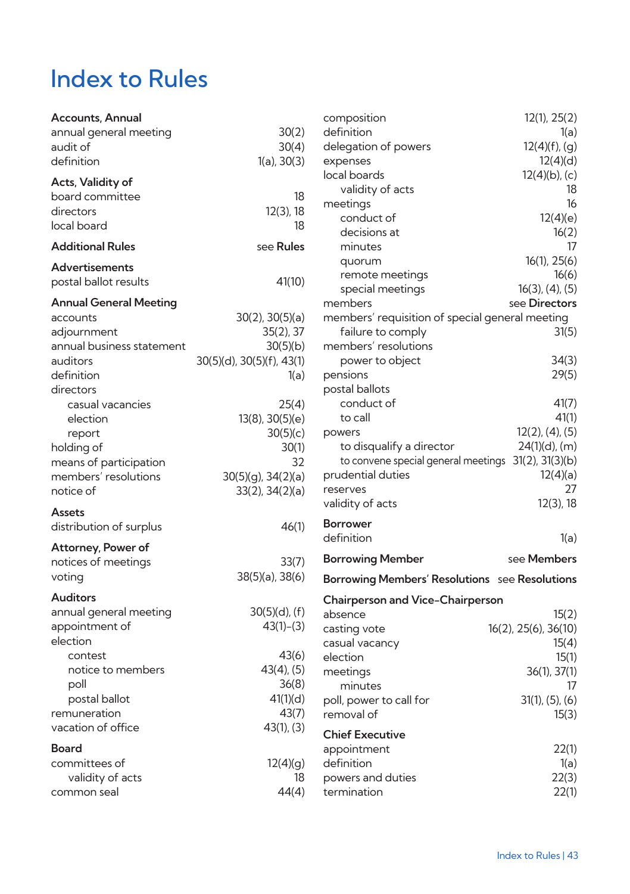# Index to Rules

**Accounts, Annual**

| | |
|---|---|
| annual general meeting | 30(2) |
| audit of | 30(4) |
| definition | 1(a), 30(3) |

**Acts, Validity of**

| | |
|---|---|
| board committee | 18 |
| directors | 12(3), 18 |
| local board | 18 |

**Additional Rules** see **Rules**

**Advertisements**

| | |
|---|---|
| postal ballot results | 41(10) |

**Annual General Meeting**

| | |
|---|---|
| accounts | 30(2), 30(5)(a) |
| adjournment | 35(2), 37 |
| annual business statement | 30(5)(b) |
| auditors | 30(5)(d), 30(5)(f), 43(1) |
| definition | 1(a) |
| directors | |
| casual vacancies | 25(4) |
| election | 13(8), 30(5)(e) |
| report | 30(5)(c) |
| holding of | 30(1) |
| means of participation | 32 |
| members' resolutions | 30(5)(g), 34(2)(a) |
| notice of | 33(2), 34(2)(a) |

**Assets**

| | |
|---|---|
| distribution of surplus | 46(1) |

**Attorney, Power of**

| | |
|---|---|
| notices of meetings | 33(7) |
| voting | 38(5)(a), 38(6) |

**Auditors**

| | |
|---|---|
| annual general meeting | 30(5)(d), (f) |
| appointment of | 43(1)–(3) |
| election | |
| contest | 43(6) |
| notice to members | 43(4), (5) |
| poll | 36(8) |
| postal ballot | 41(1)(d) |
| remuneration | 43(7) |
| vacation of office | 43(1), (3) |

**Board**

| | |
|---|---|
| committees of | 12(4)(g) |
| validity of acts | 18 |
| common seal | 44(4) |
| composition | 12(1), 25(2) |
| definition | 1(a) |
| delegation of powers | 12(4)(f), (g) |
| expenses | 12(4)(d) |
| local boards | 12(4)(b), (c) |
| validity of acts | 18 |
| meetings | 16 |
| conduct of | 12(4)(e) |
| decisions at | 16(2) |
| minutes | 17 |
| quorum | 16(1), 25(6) |
| remote meetings | 16(6) |
| special meetings | 16(3), (4), (5) |
| members | see **Directors** |
| members' requisition of special general meeting | |
| failure to comply | 31(5) |
| members' resolutions | |
| power to object | 34(3) |
| pensions | 29(5) |
| postal ballots | |
| conduct of | 41(7) |
| to call | 41(1) |
| powers | 12(2), (4), (5) |
| to disqualify a director | 24(1)(d), (m) |
| to convene special general meetings | 31(2), 31(3)(b) |
| prudential duties | 12(4)(a) |
| reserves | 27 |
| validity of acts | 12(3), 18 |

**Borrower**

| | |
|---|---|
| definition | 1(a) |

**Borrowing Member** see **Members**

**Borrowing Members' Resolutions** see **Resolutions**

**Chairperson and Vice-Chairperson**

| | |
|---|---|
| absence | 15(2) |
| casting vote | 16(2), 25(6), 36(10) |
| casual vacancy | 15(4) |
| election | 15(1) |
| meetings | 36(1), 37(1) |
| minutes | 17 |
| poll, power to call for | 31(1), (5), (6) |
| removal of | 15(3) |

**Chief Executive**

| | |
|---|---|
| appointment | 22(1) |
| definition | 1(a) |
| powers and duties | 22(3) |
| termination | 22(1) |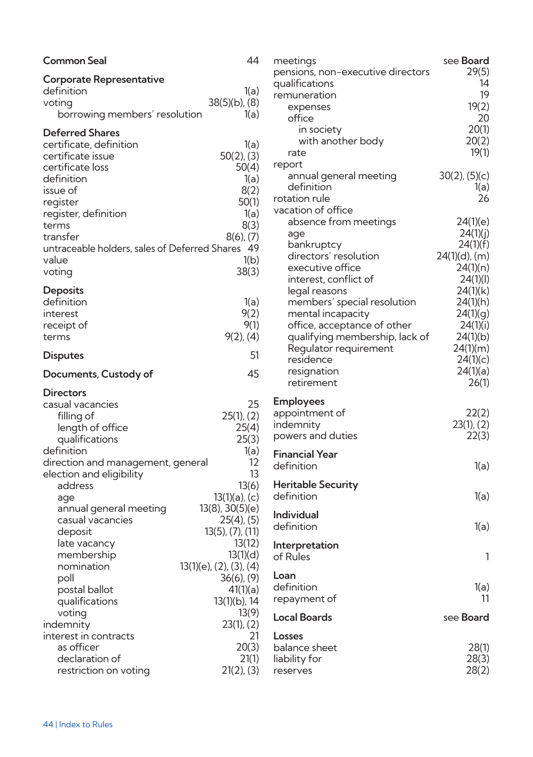**Common Seal** 44

**Corporate Representative**
definition 1(a)
voting 38(5)(b), (8)
  borrowing members' resolution 1(a)

**Deferred Shares**
certificate, definition 1(a)
certificate issue 50(2), (3)
certificate loss 50(4)
definition 1(a)
issue of 8(2)
register 50(1)
register, definition 1(a)
terms 8(3)
transfer 8(6), (7)
untraceable holders, sales of Deferred Shares 49
value 1(b)
voting 38(3)

**Deposits**
definition 1(a)
interest 9(2)
receipt of 9(1)
terms 9(2), (4)

**Disputes** 51

**Documents, Custody of** 45

**Directors**
casual vacancies 25
  filling of 25(1), (2)
  length of office 25(4)
  qualifications 25(3)
definition 1(a)
direction and management, general 12
election and eligibility 13
  address 13(6)
  age 13(1)(a), (c)
  annual general meeting 13(8), 30(5)(e)
  casual vacancies 25(4), (5)
  deposit 13(5), (7), (11)
  late vacancy 13(12)
  membership 13(1)(d)
  nomination 13(1)(e), (2), (3), (4)
  poll 36(6), (9)
  postal ballot 41(1)(a)
  qualifications 13(1)(b), 14
  voting 13(9)
indemnity 23(1), (2)
interest in contracts 21
  as officer 20(3)
  declaration of 21(1)
  restriction on voting 21(2), (3)
meetings see **Board**
pensions, non-executive directors 29(5)
qualifications 14
remuneration 19
  expenses 19(2)
  office 20
    in society 20(1)
    with another body 20(2)
  rate 19(1)
report
  annual general meeting 30(2), (5)(c)
  definition 1(a)
rotation rule 26
vacation of office
  absence from meetings 24(1)(e)
  age 24(1)(j)
  bankruptcy 24(1)(f)
  directors' resolution 24(1)(d), (m)
  executive office 24(1)(n)
  interest, conflict of 24(1)(l)
  legal reasons 24(1)(k)
  members' special resolution 24(1)(h)
  mental incapacity 24(1)(g)
  office, acceptance of other 24(1)(i)
  qualifying membership, lack of 24(1)(b)
  Regulator requirement 24(1)(m)
  residence 24(1)(c)
  resignation 24(1)(a)
  retirement 26(1)

**Employees**
appointment of 22(2)
indemnity 23(1), (2)
powers and duties 22(3)

**Financial Year**
definition 1(a)

**Heritable Security**
definition 1(a)

**Individual**
definition 1(a)

**Interpretation**
of Rules 1

**Loan**
definition 1(a)
repayment of 11

**Local Boards** see **Board**

**Losses**
balance sheet 28(1)
liability for 28(3)
reserves 28(2)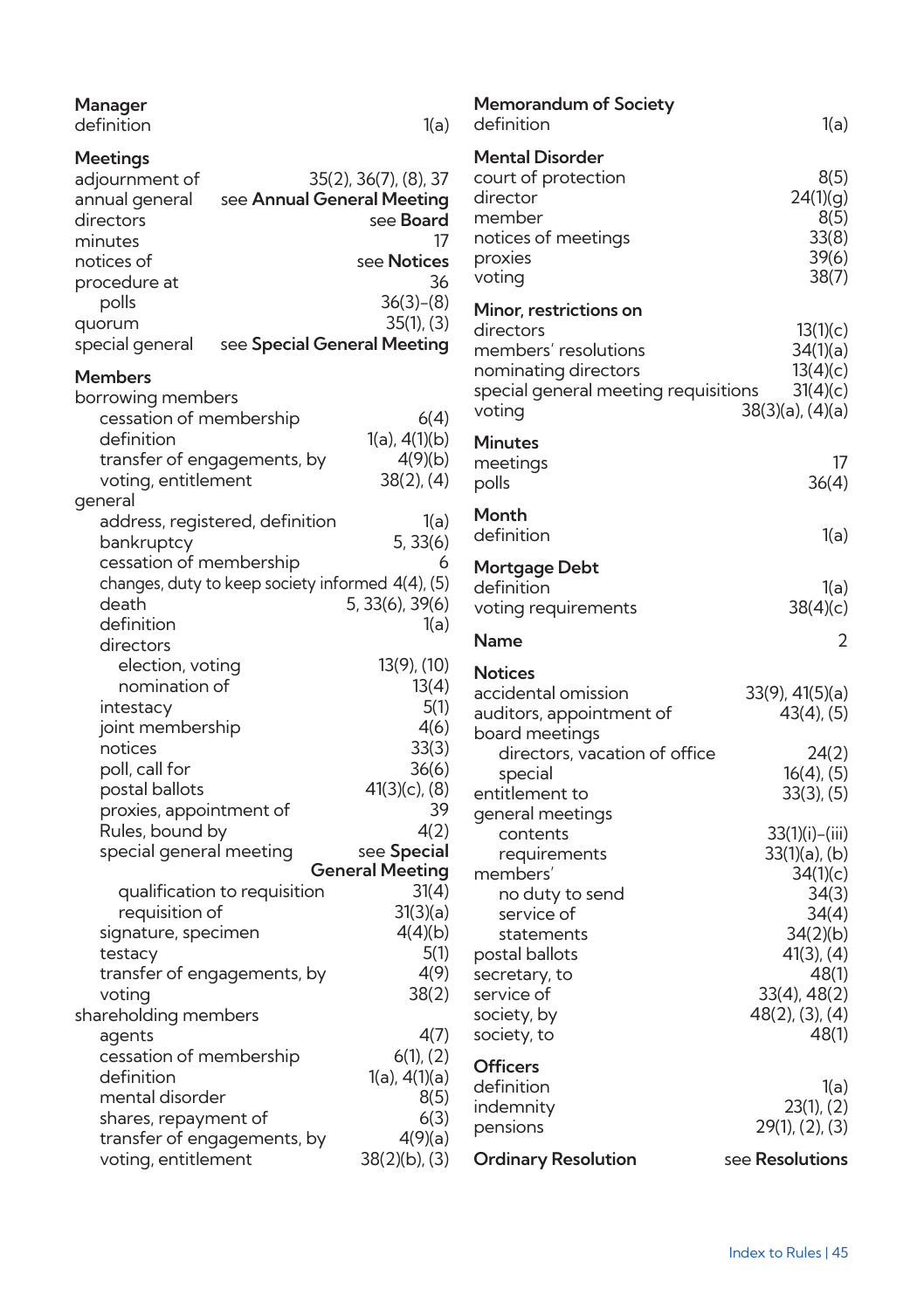**Manager**
definition 1(a)

**Meetings**
adjournment of 35(2), 36(7), (8), 37
annual general see **Annual General Meeting**
directors see **Board**
minutes 17
notices of see **Notices**
procedure at 36
  polls 36(3)–(8)
quorum 35(1), (3)
special general see **Special General Meeting**

**Members**
borrowing members
  cessation of membership 6(4)
  definition 1(a), 4(1)(b)
  transfer of engagements, by 4(9)(b)
  voting, entitlement 38(2), (4)
general
  address, registered, definition 1(a)
  bankruptcy 5, 33(6)
  cessation of membership 6
  changes, duty to keep society informed 4(4), (5)
  death 5, 33(6), 39(6)
  definition 1(a)
  directors
    election, voting 13(9), (10)
    nomination of 13(4)
  intestacy 5(1)
  joint membership 4(6)
  notices 33(3)
  poll, call for 36(6)
  postal ballots 41(3)(c), (8)
  proxies, appointment of 39
  Rules, bound by 4(2)
  special general meeting see **Special General Meeting**
    qualification to requisition 31(4)
    requisition of 31(3)(a)
  signature, specimen 4(4)(b)
  testacy 5(1)
  transfer of engagements, by 4(9)
  voting 38(2)
shareholding members
  agents 4(7)
  cessation of membership 6(1), (2)
  definition 1(a), 4(1)(a)
  mental disorder 8(5)
  shares, repayment of 6(3)
  transfer of engagements, by 4(9)(a)
  voting, entitlement 38(2)(b), (3)

**Memorandum of Society**
definition 1(a)

**Mental Disorder**
court of protection 8(5)
director 24(1)(g)
member 8(5)
notices of meetings 33(8)
proxies 39(6)
voting 38(7)

**Minor, restrictions on**
directors 13(1)(c)
members' resolutions 34(1)(a)
nominating directors 13(4)(c)
special general meeting requisitions 31(4)(c)
voting 38(3)(a), (4)(a)

**Minutes**
meetings 17
polls 36(4)

**Month**
definition 1(a)

**Mortgage Debt**
definition 1(a)
voting requirements 38(4)(c)

**Name** 2

**Notices**
accidental omission 33(9), 41(5)(a)
auditors, appointment of 43(4), (5)
board meetings
  directors, vacation of office 24(2)
  special 16(4), (5)
entitlement to 33(3), (5)
general meetings
  contents 33(1)(i)–(iii)
  requirements 33(1)(a), (b)
members' 34(1)(c)
  no duty to send 34(3)
  service of 34(4)
  statements 34(2)(b)
postal ballots 41(3), (4)
secretary, to 48(1)
service of 33(4), 48(2)
society, by 48(2), (3), (4)
society, to 48(1)

**Officers**
definition 1(a)
indemnity 23(1), (2)
pensions 29(1), (2), (3)

**Ordinary Resolution** see **Resolutions**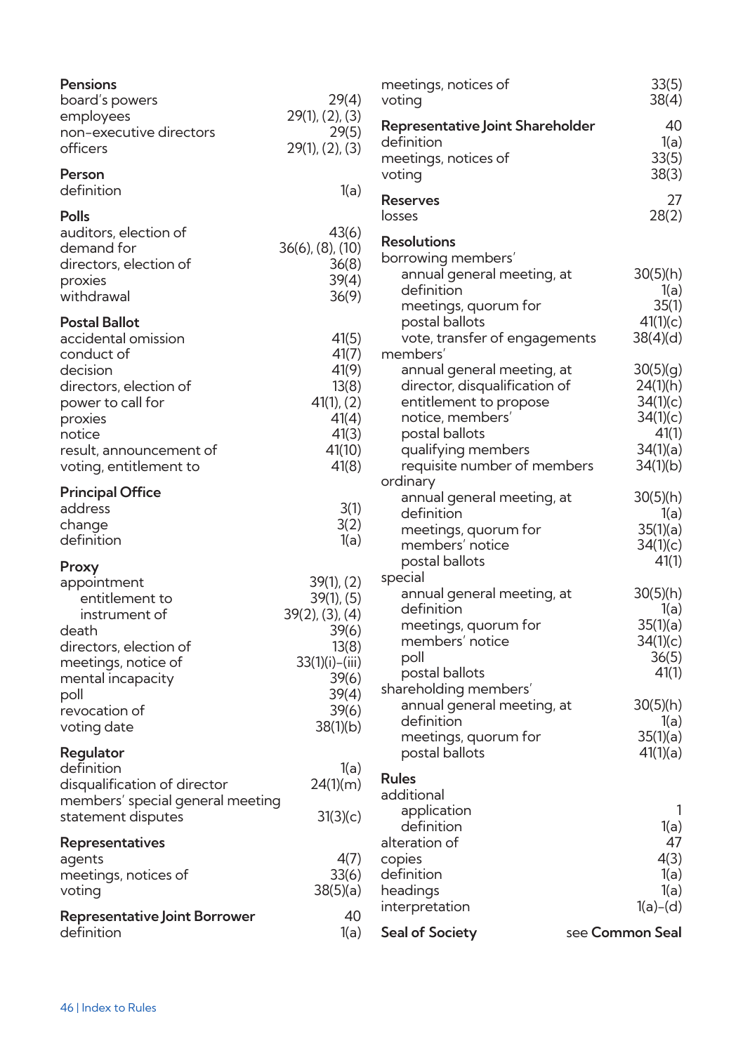**Pensions**

| | |
|---|---|
| board's powers | 29(4) |
| employees | 29(1), (2), (3) |
| non-executive directors | 29(5) |
| officers | 29(1), (2), (3) |

**Person**

| | |
|---|---|
| definition | 1(a) |

**Polls**

| | |
|---|---|
| auditors, election of | 43(6) |
| demand for | 36(6), (8), (10) |
| directors, election of | 36(8) |
| proxies | 39(4) |
| withdrawal | 36(9) |

**Postal Ballot**

| | |
|---|---|
| accidental omission | 41(5) |
| conduct of | 41(7) |
| decision | 41(9) |
| directors, election of | 13(8) |
| power to call for | 41(1), (2) |
| proxies | 41(4) |
| notice | 41(3) |
| result, announcement of | 41(10) |
| voting, entitlement to | 41(8) |

**Principal Office**

| | |
|---|---|
| address | 3(1) |
| change | 3(2) |
| definition | 1(a) |

**Proxy**

| | |
|---|---|
| appointment | 39(1), (2) |
| &nbsp;&nbsp;&nbsp;entitlement to | 39(1), (5) |
| &nbsp;&nbsp;&nbsp;instrument of | 39(2), (3), (4) |
| death | 39(6) |
| directors, election of | 13(8) |
| meetings, notice of | 33(1)(i)-(iii) |
| mental incapacity | 39(6) |
| poll | 39(4) |
| revocation of | 39(6) |
| voting date | 38(1)(b) |

**Regulator**

| | |
|---|---|
| definition | 1(a) |
| disqualification of director | 24(1)(m) |
| members' special general meeting statement disputes | 31(3)(c) |

**Representatives**

| | |
|---|---|
| agents | 4(7) |
| meetings, notices of | 33(6) |
| voting | 38(5)(a) |

**Representative Joint Borrower** 40

| | |
|---|---|
| definition | 1(a) |
| meetings, notices of | 33(5) |
| voting | 38(4) |

**Representative Joint Shareholder** 40

| | |
|---|---|
| definition | 1(a) |
| meetings, notices of | 33(5) |
| voting | 38(3) |

**Reserves** 27

| | |
|---|---|
| losses | 28(2) |

**Resolutions**

| | |
|---|---|
| borrowing members' | |
| &nbsp;&nbsp;&nbsp;annual general meeting, at | 30(5)(h) |
| &nbsp;&nbsp;&nbsp;definition | 1(a) |
| &nbsp;&nbsp;&nbsp;meetings, quorum for | 35(1) |
| &nbsp;&nbsp;&nbsp;postal ballots | 41(1)(c) |
| &nbsp;&nbsp;&nbsp;vote, transfer of engagements | 38(4)(d) |
| members' | |
| &nbsp;&nbsp;&nbsp;annual general meeting, at | 30(5)(g) |
| &nbsp;&nbsp;&nbsp;director, disqualification of | 24(1)(h) |
| &nbsp;&nbsp;&nbsp;entitlement to propose | 34(1)(c) |
| &nbsp;&nbsp;&nbsp;notice, members' | 34(1)(c) |
| &nbsp;&nbsp;&nbsp;postal ballots | 41(1) |
| &nbsp;&nbsp;&nbsp;qualifying members | 34(1)(a) |
| &nbsp;&nbsp;&nbsp;requisite number of members | 34(1)(b) |
| ordinary | |
| &nbsp;&nbsp;&nbsp;annual general meeting, at | 30(5)(h) |
| &nbsp;&nbsp;&nbsp;definition | 1(a) |
| &nbsp;&nbsp;&nbsp;meetings, quorum for | 35(1)(a) |
| &nbsp;&nbsp;&nbsp;members' notice | 34(1)(c) |
| &nbsp;&nbsp;&nbsp;postal ballots | 41(1) |
| special | |
| &nbsp;&nbsp;&nbsp;annual general meeting, at | 30(5)(h) |
| &nbsp;&nbsp;&nbsp;definition | 1(a) |
| &nbsp;&nbsp;&nbsp;meetings, quorum for | 35(1)(a) |
| &nbsp;&nbsp;&nbsp;members' notice | 34(1)(c) |
| &nbsp;&nbsp;&nbsp;poll | 36(5) |
| &nbsp;&nbsp;&nbsp;postal ballots | 41(1) |
| shareholding members' | |
| &nbsp;&nbsp;&nbsp;annual general meeting, at | 30(5)(h) |
| &nbsp;&nbsp;&nbsp;definition | 1(a) |
| &nbsp;&nbsp;&nbsp;meetings, quorum for | 35(1)(a) |
| &nbsp;&nbsp;&nbsp;postal ballots | 41(1)(a) |

**Rules**

| | |
|---|---|
| additional | |
| &nbsp;&nbsp;&nbsp;application | 1 |
| &nbsp;&nbsp;&nbsp;definition | 1(a) |
| alteration of | 47 |
| copies | 4(3) |
| definition | 1(a) |
| headings | 1(a) |
| interpretation | 1(a)-(d) |

**Seal of Society** see **Common Seal**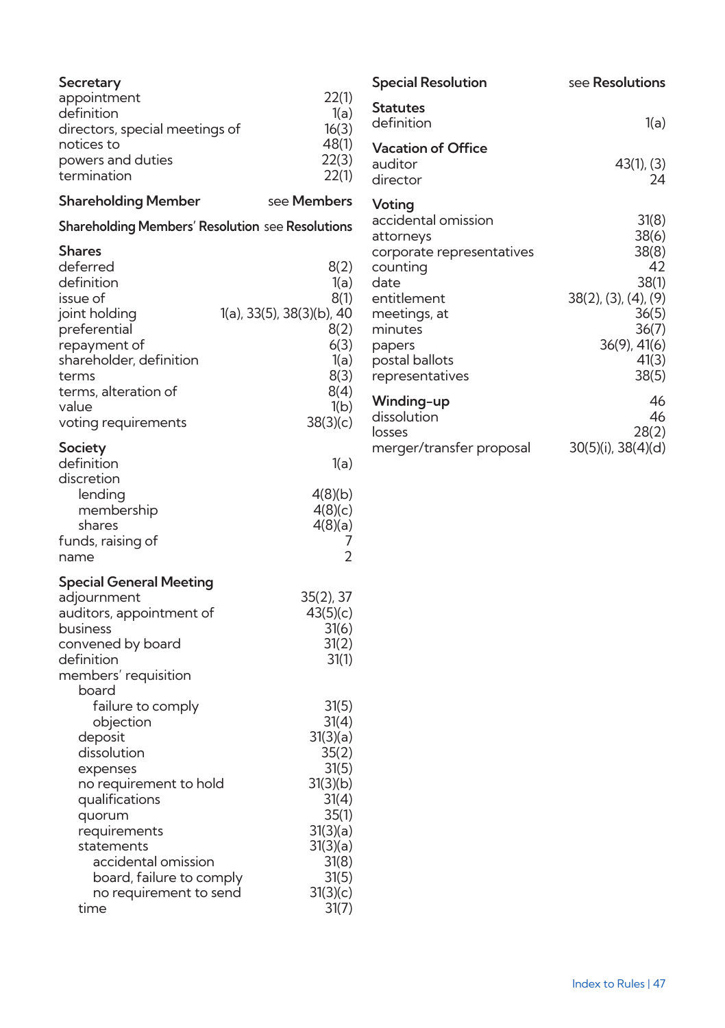**Secretary**

| | |
|---|---|
| appointment | 22(1) |
| definition | 1(a) |
| directors, special meetings of | 16(3) |
| notices to | 48(1) |
| powers and duties | 22(3) |
| termination | 22(1) |

**Shareholding Member** see **Members**

**Shareholding Members' Resolution** see **Resolutions**

**Shares**

| | |
|---|---|
| deferred | 8(2) |
| definition | 1(a) |
| issue of | 8(1) |
| joint holding | 1(a), 33(5), 38(3)(b), 40 |
| preferential | 8(2) |
| repayment of | 6(3) |
| shareholder, definition | 1(a) |
| terms | 8(3) |
| terms, alteration of | 8(4) |
| value | 1(b) |
| voting requirements | 38(3)(c) |

**Society**

| | |
|---|---|
| definition | 1(a) |
| discretion | |
| lending | 4(8)(b) |
| membership | 4(8)(c) |
| shares | 4(8)(a) |
| funds, raising of | 7 |
| name | 2 |

**Special General Meeting**

| | |
|---|---|
| adjournment | 35(2), 37 |
| auditors, appointment of | 43(5)(c) |
| business | 31(6) |
| convened by board | 31(2) |
| definition | 31(1) |
| members' requisition | |
| board | |
| failure to comply | 31(5) |
| objection | 31(4) |
| deposit | 31(3)(a) |
| dissolution | 35(2) |
| expenses | 31(5) |
| no requirement to hold | 31(3)(b) |
| qualifications | 31(4) |
| quorum | 35(1) |
| requirements | 31(3)(a) |
| statements | 31(3)(a) |
| accidental omission | 31(8) |
| board, failure to comply | 31(5) |
| no requirement to send | 31(3)(c) |
| time | 31(7) |

**Special Resolution** see **Resolutions**

**Statutes**

| | |
|---|---|
| definition | 1(a) |

**Vacation of Office**

| | |
|---|---|
| auditor | 43(1), (3) |
| director | 24 |

**Voting**

| | |
|---|---|
| accidental omission | 31(8) |
| attorneys | 38(6) |
| corporate representatives | 38(8) |
| counting | 42 |
| date | 38(1) |
| entitlement | 38(2), (3), (4), (9) |
| meetings, at | 36(5) |
| minutes | 36(7) |
| papers | 36(9), 41(6) |
| postal ballots | 41(3) |
| representatives | 38(5) |

**Winding-up** 46

| | |
|---|---|
| dissolution | 46 |
| losses | 28(2) |
| merger/transfer proposal | 30(5)(i), 38(4)(d) |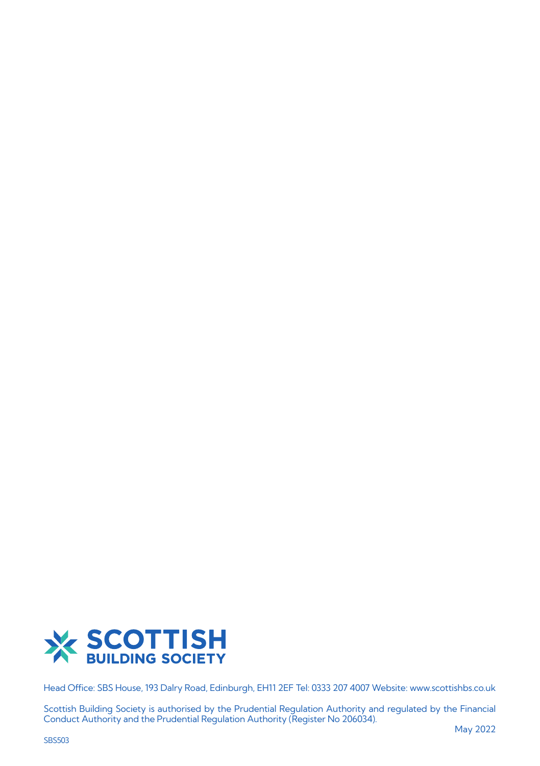SCOTTISH
BUILDING SOCIETY

Head Office: SBS House, 193 Dalry Road, Edinburgh, EH11 2EF Tel: 0333 207 4007 Website: www.scottishbs.co.uk

Scottish Building Society is authorised by the Prudential Regulation Authority and regulated by the Financial Conduct Authority and the Prudential Regulation Authority (Register No 206034).

May 2022

SBS503